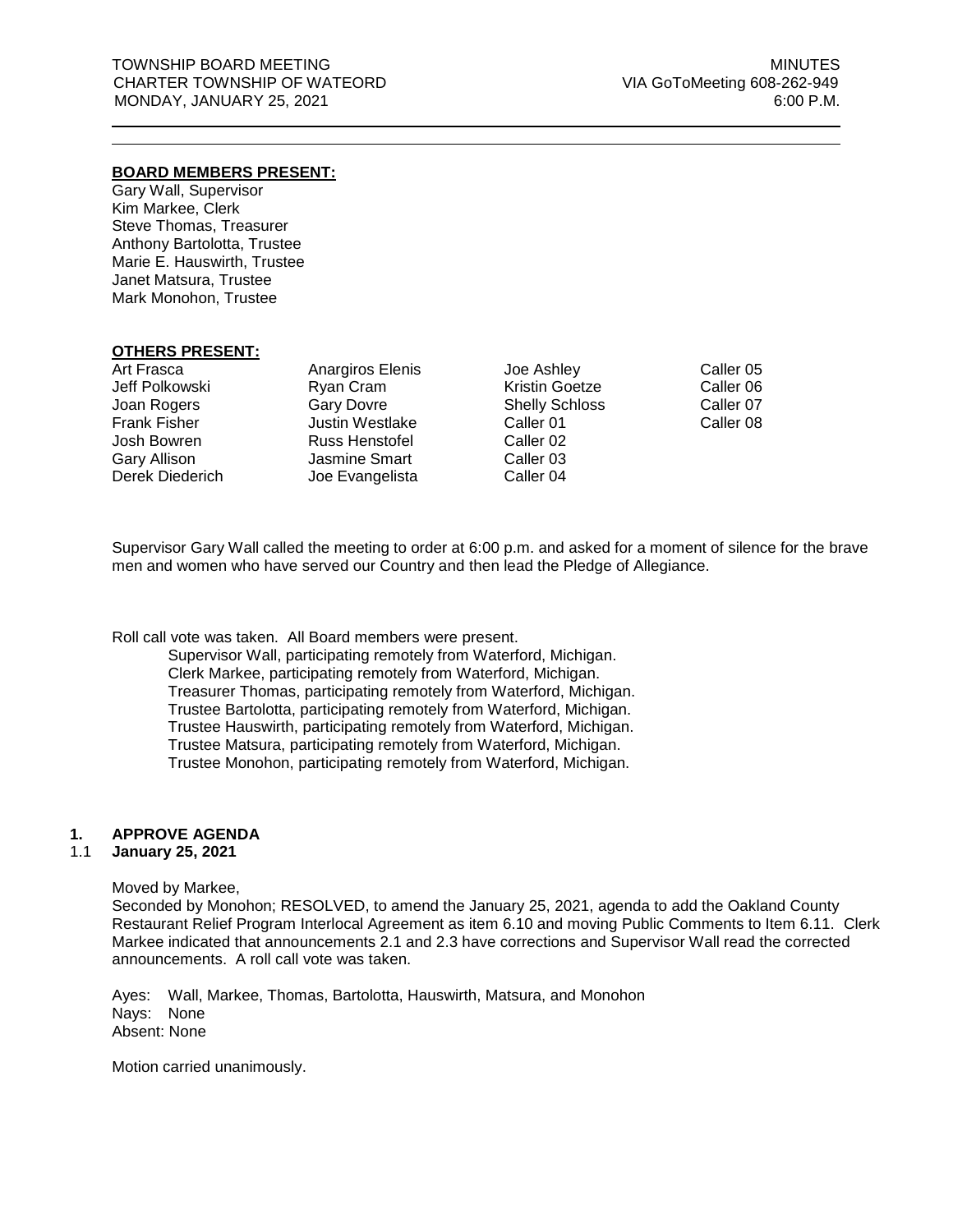TOWNSHIP BOARD MEETING
CHARTER TOWNSHIP OF WATEORD
MONDAY, JANUARY 25, 2021

MINUTES
VIA GoToMeeting 608-262-949
6:00 P.M.

---

**BOARD MEMBERS PRESENT:**

Gary Wall, Supervisor
Kim Markee, Clerk
Steve Thomas, Treasurer
Anthony Bartolotta, Trustee
Marie E. Hauswirth, Trustee
Janet Matsura, Trustee
Mark Monohon, Trustee

**OTHERS PRESENT:**

| | | | |
|---|---|---|---|
| Art Frasca | Anargiros Elenis | Joe Ashley | Caller 05 |
| Jeff Polkowski | Ryan Cram | Kristin Goetze | Caller 06 |
| Joan Rogers | Gary Dovre | Shelly Schloss | Caller 07 |
| Frank Fisher | Justin Westlake | Caller 01 | Caller 08 |
| Josh Bowren | Russ Henstofel | Caller 02 | |
| Gary Allison | Jasmine Smart | Caller 03 | |
| Derek Diederich | Joe Evangelista | Caller 04 | |

Supervisor Gary Wall called the meeting to order at 6:00 p.m. and asked for a moment of silence for the brave men and women who have served our Country and then lead the Pledge of Allegiance.

Roll call vote was taken. All Board members were present.

Supervisor Wall, participating remotely from Waterford, Michigan.
Clerk Markee, participating remotely from Waterford, Michigan.
Treasurer Thomas, participating remotely from Waterford, Michigan.
Trustee Bartolotta, participating remotely from Waterford, Michigan.
Trustee Hauswirth, participating remotely from Waterford, Michigan.
Trustee Matsura, participating remotely from Waterford, Michigan.
Trustee Monohon, participating remotely from Waterford, Michigan.

## 1. APPROVE AGENDA

### 1.1 January 25, 2021

Moved by Markee,
Seconded by Monohon; RESOLVED, to amend the January 25, 2021, agenda to add the Oakland County Restaurant Relief Program Interlocal Agreement as item 6.10 and moving Public Comments to Item 6.11. Clerk Markee indicated that announcements 2.1 and 2.3 have corrections and Supervisor Wall read the corrected announcements. A roll call vote was taken.

Ayes: Wall, Markee, Thomas, Bartolotta, Hauswirth, Matsura, and Monohon
Nays: None
Absent: None

Motion carried unanimously.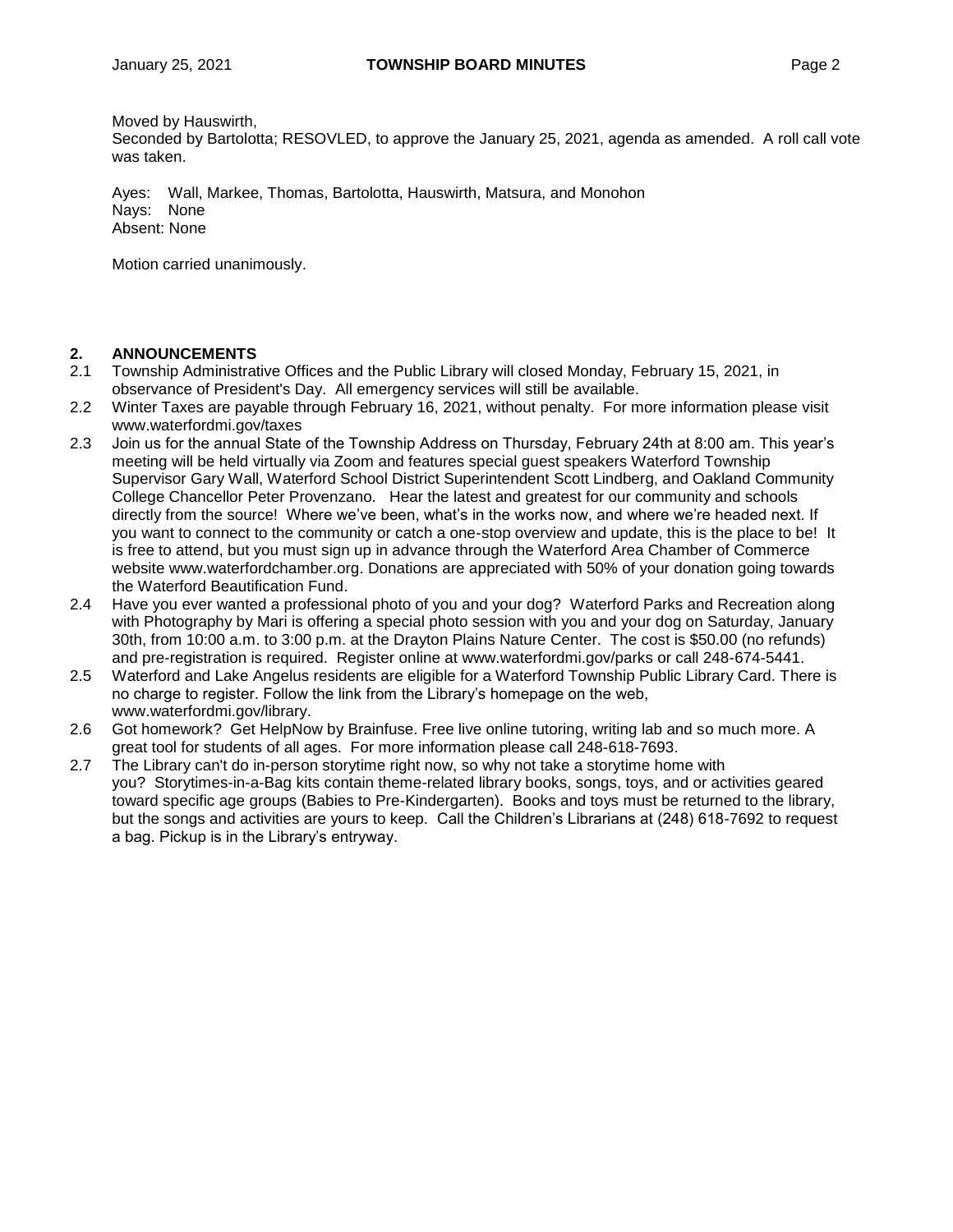Moved by Hauswirth,
Seconded by Bartolotta; RESOVLED, to approve the January 25, 2021, agenda as amended. A roll call vote was taken.

Ayes: Wall, Markee, Thomas, Bartolotta, Hauswirth, Matsura, and Monohon
Nays: None
Absent: None

Motion carried unanimously.

## 2. ANNOUNCEMENTS

2.1 Township Administrative Offices and the Public Library will closed Monday, February 15, 2021, in observance of President's Day. All emergency services will still be available.

2.2 Winter Taxes are payable through February 16, 2021, without penalty. For more information please visit www.waterfordmi.gov/taxes

2.3 Join us for the annual State of the Township Address on Thursday, February 24th at 8:00 am. This year's meeting will be held virtually via Zoom and features special guest speakers Waterford Township Supervisor Gary Wall, Waterford School District Superintendent Scott Lindberg, and Oakland Community College Chancellor Peter Provenzano. Hear the latest and greatest for our community and schools directly from the source! Where we've been, what's in the works now, and where we're headed next. If you want to connect to the community or catch a one-stop overview and update, this is the place to be! It is free to attend, but you must sign up in advance through the Waterford Area Chamber of Commerce website www.waterfordchamber.org. Donations are appreciated with 50% of your donation going towards the Waterford Beautification Fund.

2.4 Have you ever wanted a professional photo of you and your dog? Waterford Parks and Recreation along with Photography by Mari is offering a special photo session with you and your dog on Saturday, January 30th, from 10:00 a.m. to 3:00 p.m. at the Drayton Plains Nature Center. The cost is $50.00 (no refunds) and pre-registration is required. Register online at www.waterfordmi.gov/parks or call 248-674-5441.

2.5 Waterford and Lake Angelus residents are eligible for a Waterford Township Public Library Card. There is no charge to register. Follow the link from the Library's homepage on the web, www.waterfordmi.gov/library.

2.6 Got homework? Get HelpNow by Brainfuse. Free live online tutoring, writing lab and so much more. A great tool for students of all ages. For more information please call 248-618-7693.

2.7 The Library can't do in-person storytime right now, so why not take a storytime home with you? Storytimes-in-a-Bag kits contain theme-related library books, songs, toys, and or activities geared toward specific age groups (Babies to Pre-Kindergarten). Books and toys must be returned to the library, but the songs and activities are yours to keep. Call the Children's Librarians at (248) 618-7692 to request a bag. Pickup is in the Library's entryway.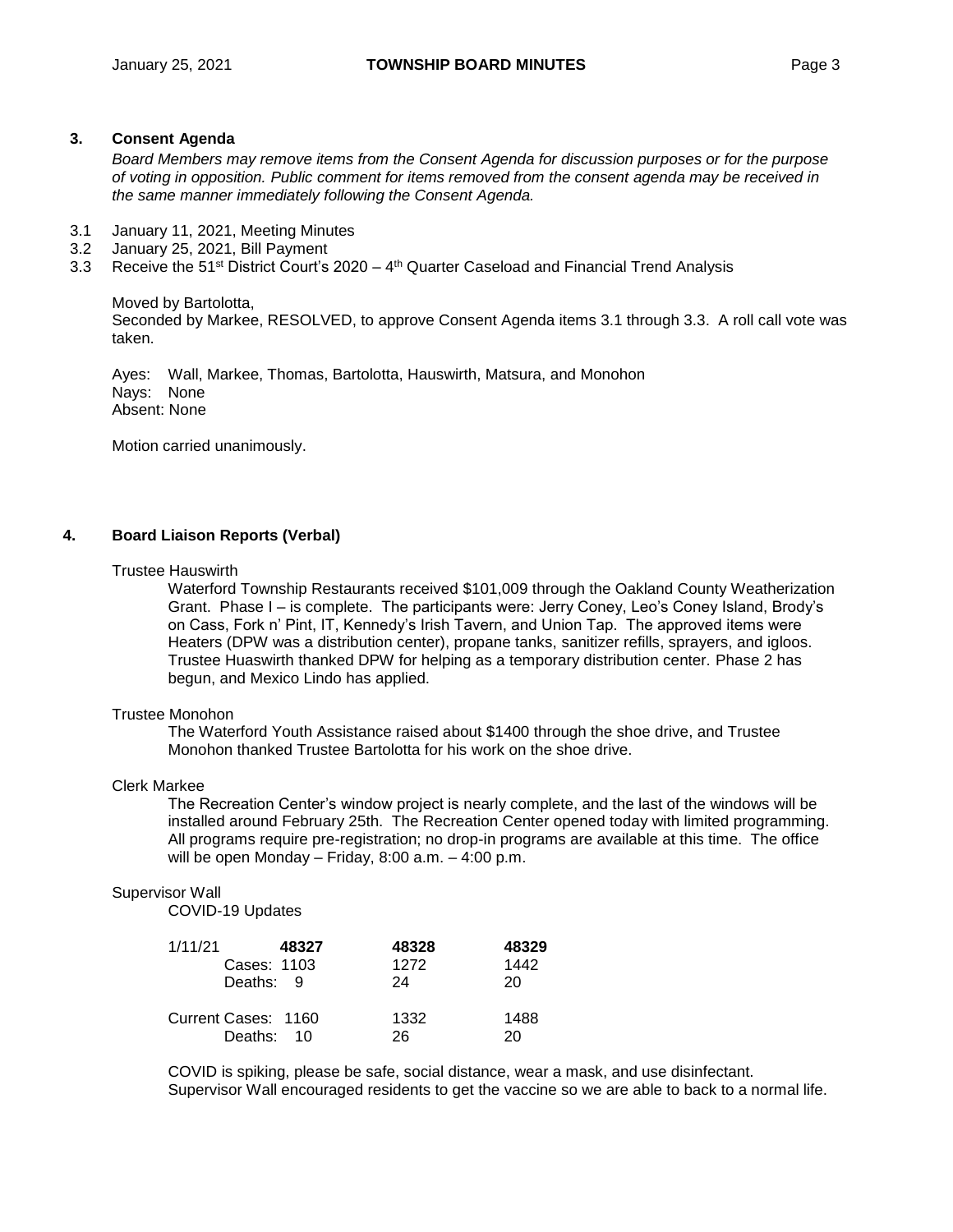## 3. Consent Agenda

*Board Members may remove items from the Consent Agenda for discussion purposes or for the purpose of voting in opposition. Public comment for items removed from the consent agenda may be received in the same manner immediately following the Consent Agenda.*

3.1 January 11, 2021, Meeting Minutes
3.2 January 25, 2021, Bill Payment
3.3 Receive the 51st District Court's 2020 – 4th Quarter Caseload and Financial Trend Analysis

Moved by Bartolotta,
Seconded by Markee, RESOLVED, to approve Consent Agenda items 3.1 through 3.3. A roll call vote was taken.

Ayes: Wall, Markee, Thomas, Bartolotta, Hauswirth, Matsura, and Monohon
Nays: None
Absent: None

Motion carried unanimously.

## 4. Board Liaison Reports (Verbal)

Trustee Hauswirth

Waterford Township Restaurants received $101,009 through the Oakland County Weatherization Grant. Phase I – is complete. The participants were: Jerry Coney, Leo's Coney Island, Brody's on Cass, Fork n' Pint, IT, Kennedy's Irish Tavern, and Union Tap. The approved items were Heaters (DPW was a distribution center), propane tanks, sanitizer refills, sprayers, and igloos. Trustee Huaswirth thanked DPW for helping as a temporary distribution center. Phase 2 has begun, and Mexico Lindo has applied.

Trustee Monohon

The Waterford Youth Assistance raised about $1400 through the shoe drive, and Trustee Monohon thanked Trustee Bartolotta for his work on the shoe drive.

Clerk Markee

The Recreation Center's window project is nearly complete, and the last of the windows will be installed around February 25th. The Recreation Center opened today with limited programming. All programs require pre-registration; no drop-in programs are available at this time. The office will be open Monday – Friday, 8:00 a.m. – 4:00 p.m.

Supervisor Wall

COVID-19 Updates

| 1/11/21 | **48327** | **48328** | **48329** |
|---|---|---|---|
| Cases: | 1103 | 1272 | 1442 |
| Deaths: | 9 | 24 | 20 |
| Current Cases: | 1160 | 1332 | 1488 |
| Deaths: | 10 | 26 | 20 |

COVID is spiking, please be safe, social distance, wear a mask, and use disinfectant. Supervisor Wall encouraged residents to get the vaccine so we are able to back to a normal life.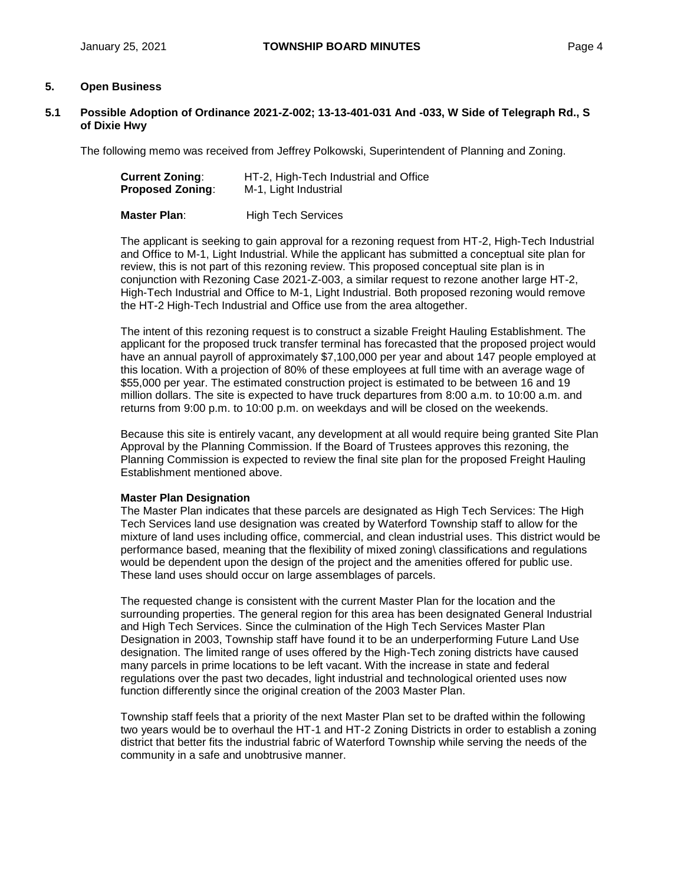## 5. Open Business

### 5.1 Possible Adoption of Ordinance 2021-Z-002; 13-13-401-031 And -033, W Side of Telegraph Rd., S of Dixie Hwy

The following memo was received from Jeffrey Polkowski, Superintendent of Planning and Zoning.

**Current Zoning**: HT-2, High-Tech Industrial and Office
**Proposed Zoning**: M-1, Light Industrial

**Master Plan**: High Tech Services

The applicant is seeking to gain approval for a rezoning request from HT-2, High-Tech Industrial and Office to M-1, Light Industrial. While the applicant has submitted a conceptual site plan for review, this is not part of this rezoning review. This proposed conceptual site plan is in conjunction with Rezoning Case 2021-Z-003, a similar request to rezone another large HT-2, High-Tech Industrial and Office to M-1, Light Industrial. Both proposed rezoning would remove the HT-2 High-Tech Industrial and Office use from the area altogether.

The intent of this rezoning request is to construct a sizable Freight Hauling Establishment. The applicant for the proposed truck transfer terminal has forecasted that the proposed project would have an annual payroll of approximately $7,100,000 per year and about 147 people employed at this location. With a projection of 80% of these employees at full time with an average wage of $55,000 per year. The estimated construction project is estimated to be between 16 and 19 million dollars. The site is expected to have truck departures from 8:00 a.m. to 10:00 a.m. and returns from 9:00 p.m. to 10:00 p.m. on weekdays and will be closed on the weekends.

Because this site is entirely vacant, any development at all would require being granted Site Plan Approval by the Planning Commission. If the Board of Trustees approves this rezoning, the Planning Commission is expected to review the final site plan for the proposed Freight Hauling Establishment mentioned above.

**Master Plan Designation**

The Master Plan indicates that these parcels are designated as High Tech Services: The High Tech Services land use designation was created by Waterford Township staff to allow for the mixture of land uses including office, commercial, and clean industrial uses. This district would be performance based, meaning that the flexibility of mixed zoning\ classifications and regulations would be dependent upon the design of the project and the amenities offered for public use. These land uses should occur on large assemblages of parcels.

The requested change is consistent with the current Master Plan for the location and the surrounding properties. The general region for this area has been designated General Industrial and High Tech Services. Since the culmination of the High Tech Services Master Plan Designation in 2003, Township staff have found it to be an underperforming Future Land Use designation. The limited range of uses offered by the High-Tech zoning districts have caused many parcels in prime locations to be left vacant. With the increase in state and federal regulations over the past two decades, light industrial and technological oriented uses now function differently since the original creation of the 2003 Master Plan.

Township staff feels that a priority of the next Master Plan set to be drafted within the following two years would be to overhaul the HT-1 and HT-2 Zoning Districts in order to establish a zoning district that better fits the industrial fabric of Waterford Township while serving the needs of the community in a safe and unobtrusive manner.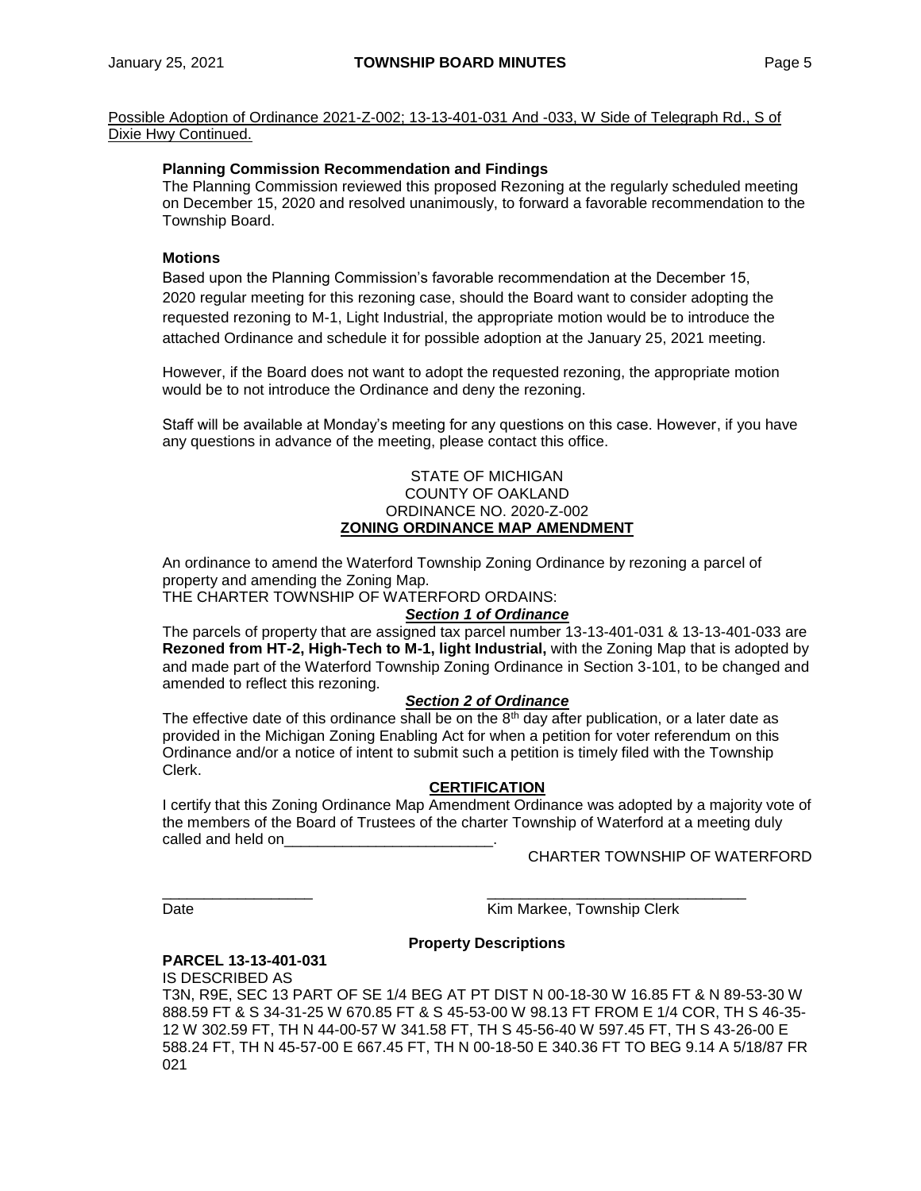Possible Adoption of Ordinance 2021-Z-002; 13-13-401-031 And -033, W Side of Telegraph Rd., S of Dixie Hwy Continued.

**Planning Commission Recommendation and Findings**

The Planning Commission reviewed this proposed Rezoning at the regularly scheduled meeting on December 15, 2020 and resolved unanimously, to forward a favorable recommendation to the Township Board.

**Motions**

Based upon the Planning Commission's favorable recommendation at the December 15, 2020 regular meeting for this rezoning case, should the Board want to consider adopting the requested rezoning to M-1, Light Industrial, the appropriate motion would be to introduce the attached Ordinance and schedule it for possible adoption at the January 25, 2021 meeting.

However, if the Board does not want to adopt the requested rezoning, the appropriate motion would be to not introduce the Ordinance and deny the rezoning.

Staff will be available at Monday's meeting for any questions on this case. However, if you have any questions in advance of the meeting, please contact this office.

STATE OF MICHIGAN
COUNTY OF OAKLAND
ORDINANCE NO. 2020-Z-002
**ZONING ORDINANCE MAP AMENDMENT**

An ordinance to amend the Waterford Township Zoning Ordinance by rezoning a parcel of property and amending the Zoning Map.
THE CHARTER TOWNSHIP OF WATERFORD ORDAINS:

***Section 1 of Ordinance***

The parcels of property that are assigned tax parcel number 13-13-401-031 & 13-13-401-033 are **Rezoned from HT-2, High-Tech to M-1, light Industrial,** with the Zoning Map that is adopted by and made part of the Waterford Township Zoning Ordinance in Section 3-101, to be changed and amended to reflect this rezoning.

***Section 2 of Ordinance***

The effective date of this ordinance shall be on the 8th day after publication, or a later date as provided in the Michigan Zoning Enabling Act for when a petition for voter referendum on this Ordinance and/or a notice of intent to submit such a petition is timely filed with the Township Clerk.

**CERTIFICATION**

I certify that this Zoning Ordinance Map Amendment Ordinance was adopted by a majority vote of the members of the Board of Trustees of the charter Township of Waterford at a meeting duly called and held on_________________________.

CHARTER TOWNSHIP OF WATERFORD

__________________ _______________________________
Date Kim Markee, Township Clerk

**Property Descriptions**

**PARCEL 13-13-401-031**

IS DESCRIBED AS

T3N, R9E, SEC 13 PART OF SE 1/4 BEG AT PT DIST N 00-18-30 W 16.85 FT & N 89-53-30 W 888.59 FT & S 34-31-25 W 670.85 FT & S 45-53-00 W 98.13 FT FROM E 1/4 COR, TH S 46-35-12 W 302.59 FT, TH N 44-00-57 W 341.58 FT, TH S 45-56-40 W 597.45 FT, TH S 43-26-00 E 588.24 FT, TH N 45-57-00 E 667.45 FT, TH N 00-18-50 E 340.36 FT TO BEG 9.14 A 5/18/87 FR 021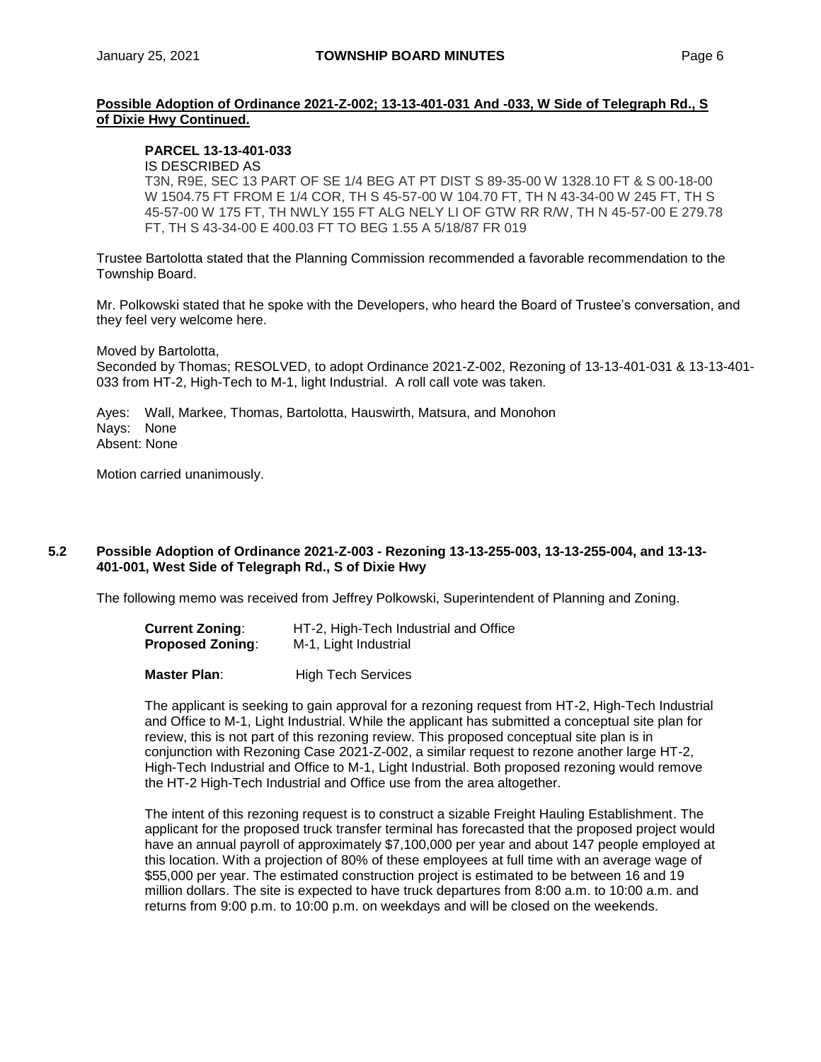**Possible Adoption of Ordinance 2021-Z-002; 13-13-401-031 And -033, W Side of Telegraph Rd., S of Dixie Hwy Continued.**

**PARCEL 13-13-401-033**

IS DESCRIBED AS

T3N, R9E, SEC 13 PART OF SE 1/4 BEG AT PT DIST S 89-35-00 W 1328.10 FT & S 00-18-00 W 1504.75 FT FROM E 1/4 COR, TH S 45-57-00 W 104.70 FT, TH N 43-34-00 W 245 FT, TH S 45-57-00 W 175 FT, TH NWLY 155 FT ALG NELY LI OF GTW RR R/W, TH N 45-57-00 E 279.78 FT, TH S 43-34-00 E 400.03 FT TO BEG 1.55 A 5/18/87 FR 019

Trustee Bartolotta stated that the Planning Commission recommended a favorable recommendation to the Township Board.

Mr. Polkowski stated that he spoke with the Developers, who heard the Board of Trustee's conversation, and they feel very welcome here.

Moved by Bartolotta,
Seconded by Thomas; RESOLVED, to adopt Ordinance 2021-Z-002, Rezoning of 13-13-401-031 & 13-13-401-033 from HT-2, High-Tech to M-1, light Industrial. A roll call vote was taken.

Ayes: Wall, Markee, Thomas, Bartolotta, Hauswirth, Matsura, and Monohon
Nays: None
Absent: None

Motion carried unanimously.

### 5.2 Possible Adoption of Ordinance 2021-Z-003 - Rezoning 13-13-255-003, 13-13-255-004, and 13-13-401-001, West Side of Telegraph Rd., S of Dixie Hwy

The following memo was received from Jeffrey Polkowski, Superintendent of Planning and Zoning.

**Current Zoning**: HT-2, High-Tech Industrial and Office
**Proposed Zoning**: M-1, Light Industrial

**Master Plan**: High Tech Services

The applicant is seeking to gain approval for a rezoning request from HT-2, High-Tech Industrial and Office to M-1, Light Industrial. While the applicant has submitted a conceptual site plan for review, this is not part of this rezoning review. This proposed conceptual site plan is in conjunction with Rezoning Case 2021-Z-002, a similar request to rezone another large HT-2, High-Tech Industrial and Office to M-1, Light Industrial. Both proposed rezoning would remove the HT-2 High-Tech Industrial and Office use from the area altogether.

The intent of this rezoning request is to construct a sizable Freight Hauling Establishment. The applicant for the proposed truck transfer terminal has forecasted that the proposed project would have an annual payroll of approximately $7,100,000 per year and about 147 people employed at this location. With a projection of 80% of these employees at full time with an average wage of $55,000 per year. The estimated construction project is estimated to be between 16 and 19 million dollars. The site is expected to have truck departures from 8:00 a.m. to 10:00 a.m. and returns from 9:00 p.m. to 10:00 p.m. on weekdays and will be closed on the weekends.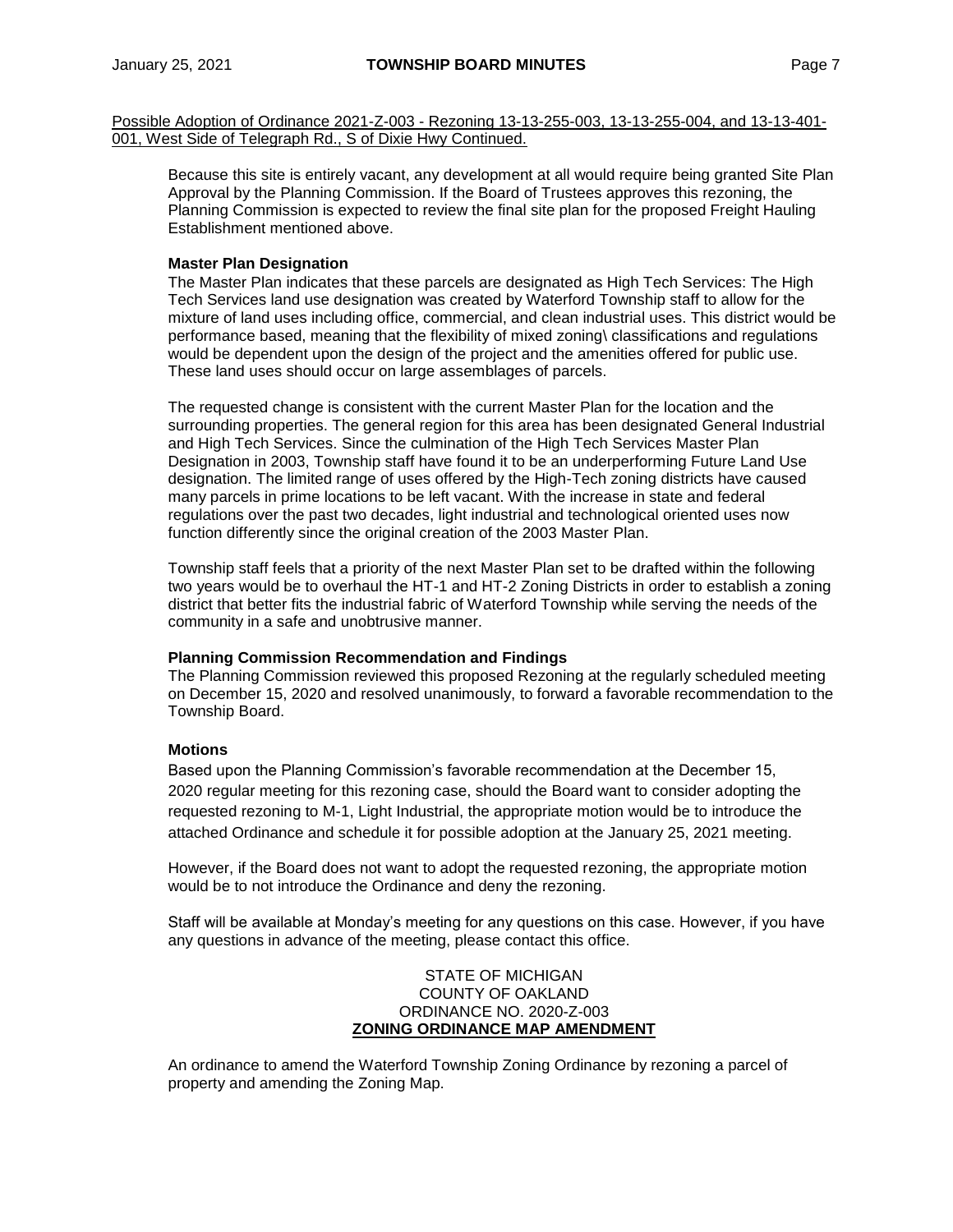Possible Adoption of Ordinance 2021-Z-003 - Rezoning 13-13-255-003, 13-13-255-004, and 13-13-401-001, West Side of Telegraph Rd., S of Dixie Hwy Continued.

Because this site is entirely vacant, any development at all would require being granted Site Plan Approval by the Planning Commission. If the Board of Trustees approves this rezoning, the Planning Commission is expected to review the final site plan for the proposed Freight Hauling Establishment mentioned above.

**Master Plan Designation**

The Master Plan indicates that these parcels are designated as High Tech Services: The High Tech Services land use designation was created by Waterford Township staff to allow for the mixture of land uses including office, commercial, and clean industrial uses. This district would be performance based, meaning that the flexibility of mixed zoning\ classifications and regulations would be dependent upon the design of the project and the amenities offered for public use. These land uses should occur on large assemblages of parcels.

The requested change is consistent with the current Master Plan for the location and the surrounding properties. The general region for this area has been designated General Industrial and High Tech Services. Since the culmination of the High Tech Services Master Plan Designation in 2003, Township staff have found it to be an underperforming Future Land Use designation. The limited range of uses offered by the High-Tech zoning districts have caused many parcels in prime locations to be left vacant. With the increase in state and federal regulations over the past two decades, light industrial and technological oriented uses now function differently since the original creation of the 2003 Master Plan.

Township staff feels that a priority of the next Master Plan set to be drafted within the following two years would be to overhaul the HT-1 and HT-2 Zoning Districts in order to establish a zoning district that better fits the industrial fabric of Waterford Township while serving the needs of the community in a safe and unobtrusive manner.

**Planning Commission Recommendation and Findings**

The Planning Commission reviewed this proposed Rezoning at the regularly scheduled meeting on December 15, 2020 and resolved unanimously, to forward a favorable recommendation to the Township Board.

**Motions**

Based upon the Planning Commission's favorable recommendation at the December 15, 2020 regular meeting for this rezoning case, should the Board want to consider adopting the requested rezoning to M-1, Light Industrial, the appropriate motion would be to introduce the attached Ordinance and schedule it for possible adoption at the January 25, 2021 meeting.

However, if the Board does not want to adopt the requested rezoning, the appropriate motion would be to not introduce the Ordinance and deny the rezoning.

Staff will be available at Monday's meeting for any questions on this case. However, if you have any questions in advance of the meeting, please contact this office.

STATE OF MICHIGAN
COUNTY OF OAKLAND
ORDINANCE NO. 2020-Z-003
**ZONING ORDINANCE MAP AMENDMENT**

An ordinance to amend the Waterford Township Zoning Ordinance by rezoning a parcel of property and amending the Zoning Map.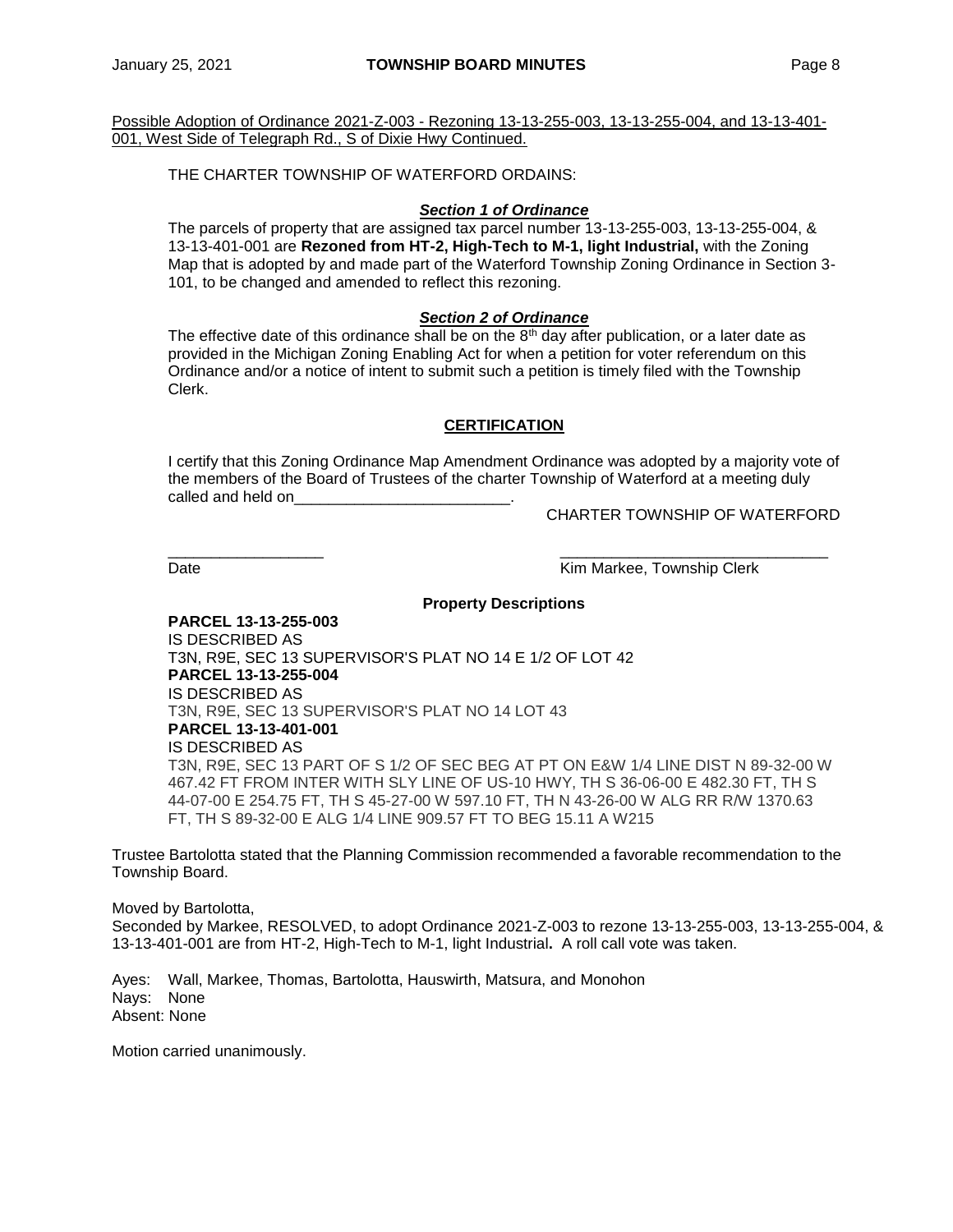Possible Adoption of Ordinance 2021-Z-003 - Rezoning 13-13-255-003, 13-13-255-004, and 13-13-401-001, West Side of Telegraph Rd., S of Dixie Hwy Continued.

THE CHARTER TOWNSHIP OF WATERFORD ORDAINS:

***Section 1 of Ordinance***

The parcels of property that are assigned tax parcel number 13-13-255-003, 13-13-255-004, & 13-13-401-001 are **Rezoned from HT-2, High-Tech to M-1, light Industrial,** with the Zoning Map that is adopted by and made part of the Waterford Township Zoning Ordinance in Section 3-101, to be changed and amended to reflect this rezoning.

***Section 2 of Ordinance***

The effective date of this ordinance shall be on the 8th day after publication, or a later date as provided in the Michigan Zoning Enabling Act for when a petition for voter referendum on this Ordinance and/or a notice of intent to submit such a petition is timely filed with the Township Clerk.

**CERTIFICATION**

I certify that this Zoning Ordinance Map Amendment Ordinance was adopted by a majority vote of the members of the Board of Trustees of the charter Township of Waterford at a meeting duly called and held on_________________________.

CHARTER TOWNSHIP OF WATERFORD

__________________ _______________________________

Date Kim Markee, Township Clerk

**Property Descriptions**

**PARCEL 13-13-255-003**
IS DESCRIBED AS
T3N, R9E, SEC 13 SUPERVISOR'S PLAT NO 14 E 1/2 OF LOT 42
**PARCEL 13-13-255-004**
IS DESCRIBED AS
T3N, R9E, SEC 13 SUPERVISOR'S PLAT NO 14 LOT 43
**PARCEL 13-13-401-001**
IS DESCRIBED AS
T3N, R9E, SEC 13 PART OF S 1/2 OF SEC BEG AT PT ON E&W 1/4 LINE DIST N 89-32-00 W 467.42 FT FROM INTER WITH SLY LINE OF US-10 HWY, TH S 36-06-00 E 482.30 FT, TH S 44-07-00 E 254.75 FT, TH S 45-27-00 W 597.10 FT, TH N 43-26-00 W ALG RR R/W 1370.63 FT, TH S 89-32-00 E ALG 1/4 LINE 909.57 FT TO BEG 15.11 A W215

Trustee Bartolotta stated that the Planning Commission recommended a favorable recommendation to the Township Board.

Moved by Bartolotta,
Seconded by Markee, RESOLVED, to adopt Ordinance 2021-Z-003 to rezone 13-13-255-003, 13-13-255-004, & 13-13-401-001 are from HT-2, High-Tech to M-1, light Industrial**.** A roll call vote was taken.

Ayes: Wall, Markee, Thomas, Bartolotta, Hauswirth, Matsura, and Monohon
Nays: None
Absent: None

Motion carried unanimously.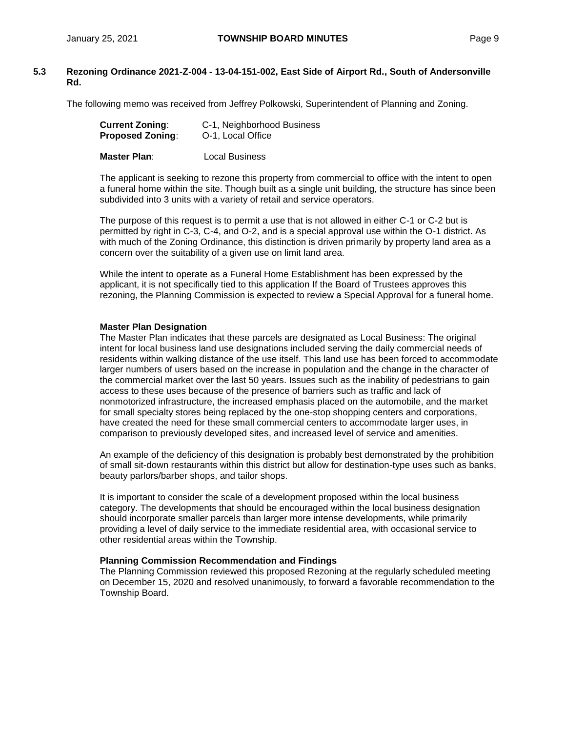### 5.3 Rezoning Ordinance 2021-Z-004 - 13-04-151-002, East Side of Airport Rd., South of Andersonville Rd.

The following memo was received from Jeffrey Polkowski, Superintendent of Planning and Zoning.

**Current Zoning**: C-1, Neighborhood Business
**Proposed Zoning**: O-1, Local Office

**Master Plan**: Local Business

The applicant is seeking to rezone this property from commercial to office with the intent to open a funeral home within the site. Though built as a single unit building, the structure has since been subdivided into 3 units with a variety of retail and service operators.

The purpose of this request is to permit a use that is not allowed in either C-1 or C-2 but is permitted by right in C-3, C-4, and O-2, and is a special approval use within the O-1 district. As with much of the Zoning Ordinance, this distinction is driven primarily by property land area as a concern over the suitability of a given use on limit land area.

While the intent to operate as a Funeral Home Establishment has been expressed by the applicant, it is not specifically tied to this application If the Board of Trustees approves this rezoning, the Planning Commission is expected to review a Special Approval for a funeral home.

**Master Plan Designation**

The Master Plan indicates that these parcels are designated as Local Business: The original intent for local business land use designations included serving the daily commercial needs of residents within walking distance of the use itself. This land use has been forced to accommodate larger numbers of users based on the increase in population and the change in the character of the commercial market over the last 50 years. Issues such as the inability of pedestrians to gain access to these uses because of the presence of barriers such as traffic and lack of nonmotorized infrastructure, the increased emphasis placed on the automobile, and the market for small specialty stores being replaced by the one-stop shopping centers and corporations, have created the need for these small commercial centers to accommodate larger uses, in comparison to previously developed sites, and increased level of service and amenities.

An example of the deficiency of this designation is probably best demonstrated by the prohibition of small sit-down restaurants within this district but allow for destination-type uses such as banks, beauty parlors/barber shops, and tailor shops.

It is important to consider the scale of a development proposed within the local business category. The developments that should be encouraged within the local business designation should incorporate smaller parcels than larger more intense developments, while primarily providing a level of daily service to the immediate residential area, with occasional service to other residential areas within the Township.

**Planning Commission Recommendation and Findings**

The Planning Commission reviewed this proposed Rezoning at the regularly scheduled meeting on December 15, 2020 and resolved unanimously, to forward a favorable recommendation to the Township Board.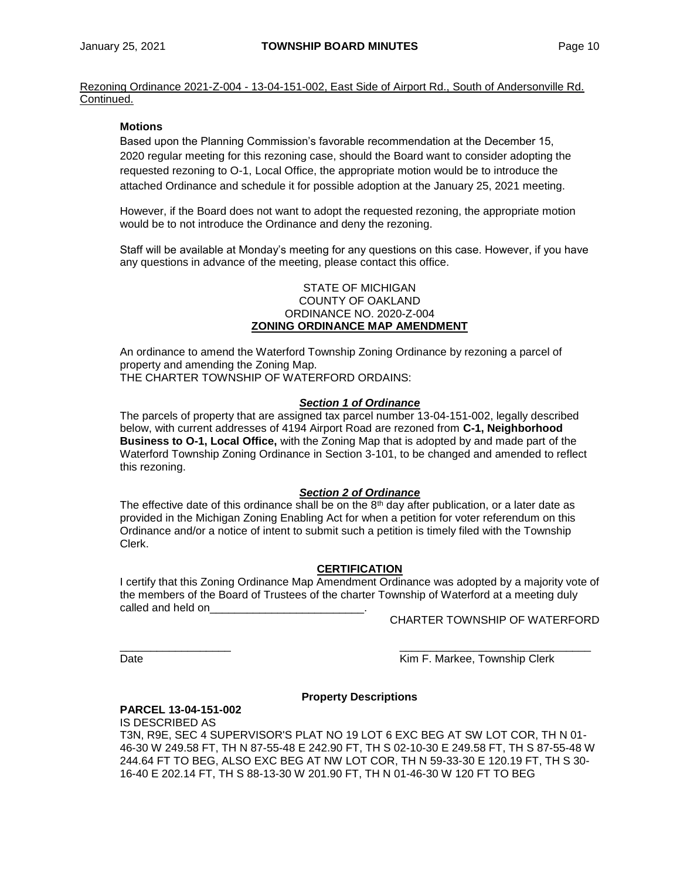Rezoning Ordinance 2021-Z-004 - 13-04-151-002, East Side of Airport Rd., South of Andersonville Rd. Continued.

**Motions**

Based upon the Planning Commission's favorable recommendation at the December 15, 2020 regular meeting for this rezoning case, should the Board want to consider adopting the requested rezoning to O-1, Local Office, the appropriate motion would be to introduce the attached Ordinance and schedule it for possible adoption at the January 25, 2021 meeting.

However, if the Board does not want to adopt the requested rezoning, the appropriate motion would be to not introduce the Ordinance and deny the rezoning.

Staff will be available at Monday's meeting for any questions on this case. However, if you have any questions in advance of the meeting, please contact this office.

STATE OF MICHIGAN
COUNTY OF OAKLAND
ORDINANCE NO. 2020-Z-004

**ZONING ORDINANCE MAP AMENDMENT**

An ordinance to amend the Waterford Township Zoning Ordinance by rezoning a parcel of property and amending the Zoning Map.
THE CHARTER TOWNSHIP OF WATERFORD ORDAINS:

***Section 1 of Ordinance***

The parcels of property that are assigned tax parcel number 13-04-151-002, legally described below, with current addresses of 4194 Airport Road are rezoned from **C-1, Neighborhood Business to O-1, Local Office,** with the Zoning Map that is adopted by and made part of the Waterford Township Zoning Ordinance in Section 3-101, to be changed and amended to reflect this rezoning.

***Section 2 of Ordinance***

The effective date of this ordinance shall be on the 8th day after publication, or a later date as provided in the Michigan Zoning Enabling Act for when a petition for voter referendum on this Ordinance and/or a notice of intent to submit such a petition is timely filed with the Township Clerk.

**CERTIFICATION**

I certify that this Zoning Ordinance Map Amendment Ordinance was adopted by a majority vote of the members of the Board of Trustees of the charter Township of Waterford at a meeting duly called and held on_________________________.

CHARTER TOWNSHIP OF WATERFORD

__________________ _______________________________
Date Kim F. Markee, Township Clerk

**Property Descriptions**

**PARCEL 13-04-151-002**
IS DESCRIBED AS
T3N, R9E, SEC 4 SUPERVISOR'S PLAT NO 19 LOT 6 EXC BEG AT SW LOT COR, TH N 01-46-30 W 249.58 FT, TH N 87-55-48 E 242.90 FT, TH S 02-10-30 E 249.58 FT, TH S 87-55-48 W 244.64 FT TO BEG, ALSO EXC BEG AT NW LOT COR, TH N 59-33-30 E 120.19 FT, TH S 30-16-40 E 202.14 FT, TH S 88-13-30 W 201.90 FT, TH N 01-46-30 W 120 FT TO BEG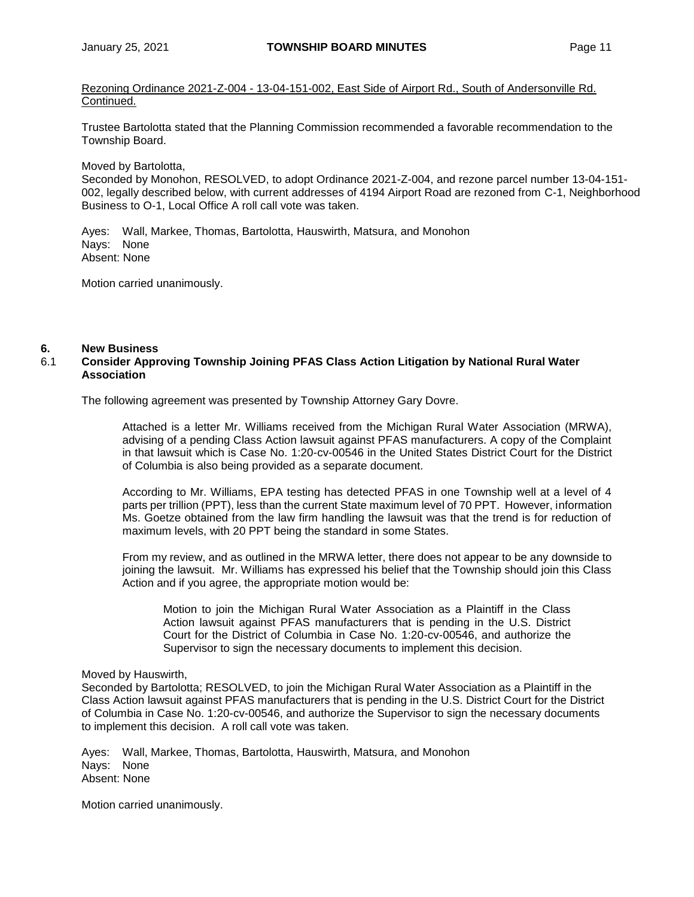Rezoning Ordinance 2021-Z-004 - 13-04-151-002, East Side of Airport Rd., South of Andersonville Rd. Continued.

Trustee Bartolotta stated that the Planning Commission recommended a favorable recommendation to the Township Board.

Moved by Bartolotta,
Seconded by Monohon, RESOLVED, to adopt Ordinance 2021-Z-004, and rezone parcel number 13-04-151-002, legally described below, with current addresses of 4194 Airport Road are rezoned from C-1, Neighborhood Business to O-1, Local Office A roll call vote was taken.

Ayes: Wall, Markee, Thomas, Bartolotta, Hauswirth, Matsura, and Monohon
Nays: None
Absent: None

Motion carried unanimously.

## 6. New Business

### 6.1 Consider Approving Township Joining PFAS Class Action Litigation by National Rural Water Association

The following agreement was presented by Township Attorney Gary Dovre.

> Attached is a letter Mr. Williams received from the Michigan Rural Water Association (MRWA), advising of a pending Class Action lawsuit against PFAS manufacturers. A copy of the Complaint in that lawsuit which is Case No. 1:20-cv-00546 in the United States District Court for the District of Columbia is also being provided as a separate document.
>
> According to Mr. Williams, EPA testing has detected PFAS in one Township well at a level of 4 parts per trillion (PPT), less than the current State maximum level of 70 PPT. However, information Ms. Goetze obtained from the law firm handling the lawsuit was that the trend is for reduction of maximum levels, with 20 PPT being the standard in some States.
>
> From my review, and as outlined in the MRWA letter, there does not appear to be any downside to joining the lawsuit. Mr. Williams has expressed his belief that the Township should join this Class Action and if you agree, the appropriate motion would be:
>
> > Motion to join the Michigan Rural Water Association as a Plaintiff in the Class Action lawsuit against PFAS manufacturers that is pending in the U.S. District Court for the District of Columbia in Case No. 1:20-cv-00546, and authorize the Supervisor to sign the necessary documents to implement this decision.

Moved by Hauswirth,
Seconded by Bartolotta; RESOLVED, to join the Michigan Rural Water Association as a Plaintiff in the Class Action lawsuit against PFAS manufacturers that is pending in the U.S. District Court for the District of Columbia in Case No. 1:20-cv-00546, and authorize the Supervisor to sign the necessary documents to implement this decision. A roll call vote was taken.

Ayes: Wall, Markee, Thomas, Bartolotta, Hauswirth, Matsura, and Monohon
Nays: None
Absent: None

Motion carried unanimously.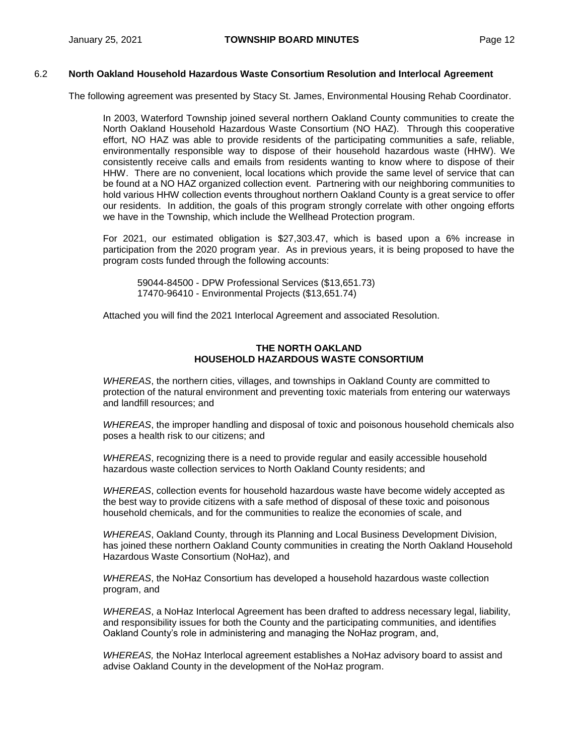## 6.2 North Oakland Household Hazardous Waste Consortium Resolution and Interlocal Agreement

The following agreement was presented by Stacy St. James, Environmental Housing Rehab Coordinator.

In 2003, Waterford Township joined several northern Oakland County communities to create the North Oakland Household Hazardous Waste Consortium (NO HAZ). Through this cooperative effort, NO HAZ was able to provide residents of the participating communities a safe, reliable, environmentally responsible way to dispose of their household hazardous waste (HHW). We consistently receive calls and emails from residents wanting to know where to dispose of their HHW. There are no convenient, local locations which provide the same level of service that can be found at a NO HAZ organized collection event. Partnering with our neighboring communities to hold various HHW collection events throughout northern Oakland County is a great service to offer our residents. In addition, the goals of this program strongly correlate with other ongoing efforts we have in the Township, which include the Wellhead Protection program.

For 2021, our estimated obligation is $27,303.47, which is based upon a 6% increase in participation from the 2020 program year. As in previous years, it is being proposed to have the program costs funded through the following accounts:

59044-84500 - DPW Professional Services ($13,651.73)
17470-96410 - Environmental Projects ($13,651.74)

Attached you will find the 2021 Interlocal Agreement and associated Resolution.

**THE NORTH OAKLAND**
**HOUSEHOLD HAZARDOUS WASTE CONSORTIUM**

*WHEREAS*, the northern cities, villages, and townships in Oakland County are committed to protection of the natural environment and preventing toxic materials from entering our waterways and landfill resources; and

*WHEREAS*, the improper handling and disposal of toxic and poisonous household chemicals also poses a health risk to our citizens; and

*WHEREAS*, recognizing there is a need to provide regular and easily accessible household hazardous waste collection services to North Oakland County residents; and

*WHEREAS*, collection events for household hazardous waste have become widely accepted as the best way to provide citizens with a safe method of disposal of these toxic and poisonous household chemicals, and for the communities to realize the economies of scale, and

*WHEREAS*, Oakland County, through its Planning and Local Business Development Division, has joined these northern Oakland County communities in creating the North Oakland Household Hazardous Waste Consortium (NoHaz), and

*WHEREAS*, the NoHaz Consortium has developed a household hazardous waste collection program, and

*WHEREAS*, a NoHaz Interlocal Agreement has been drafted to address necessary legal, liability, and responsibility issues for both the County and the participating communities, and identifies Oakland County's role in administering and managing the NoHaz program, and,

*WHEREAS,* the NoHaz Interlocal agreement establishes a NoHaz advisory board to assist and advise Oakland County in the development of the NoHaz program.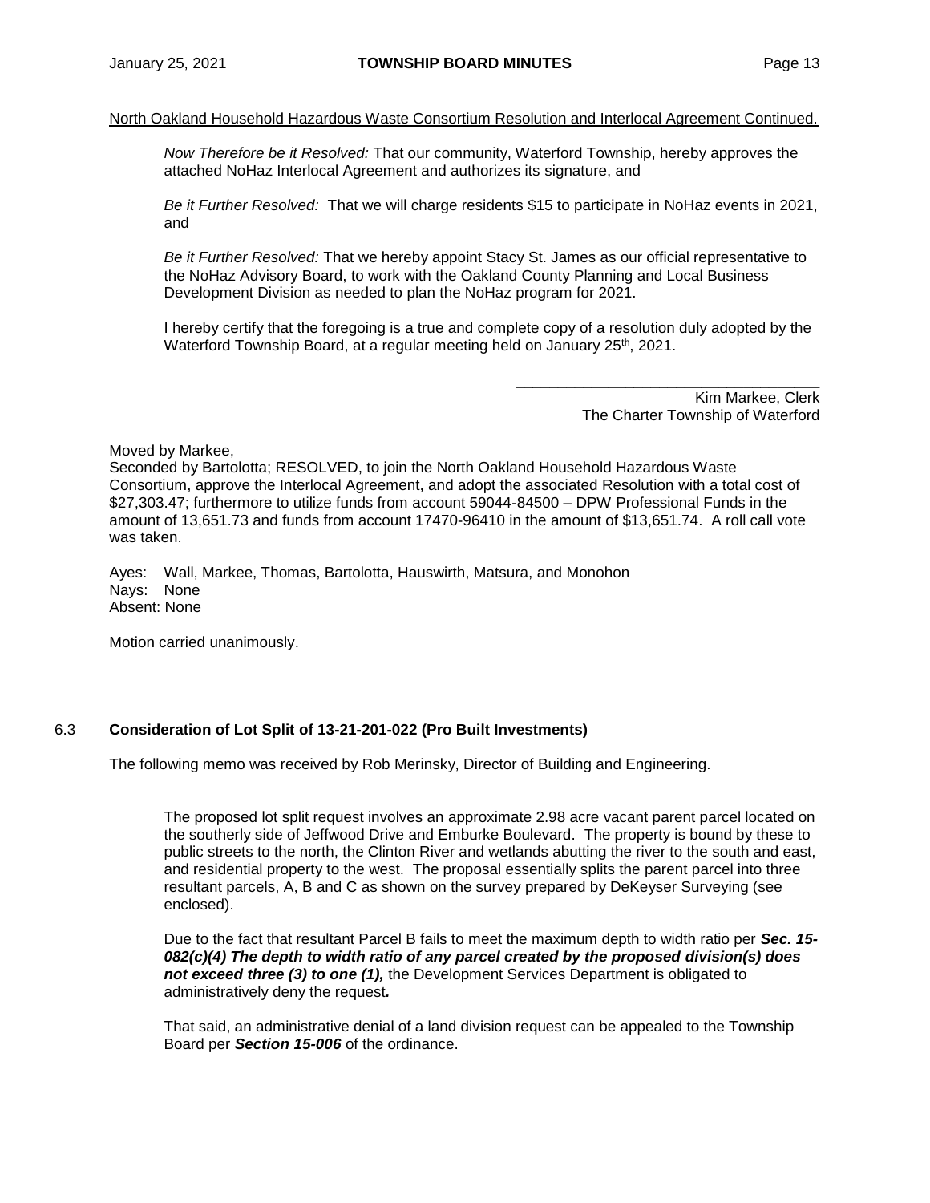North Oakland Household Hazardous Waste Consortium Resolution and Interlocal Agreement Continued.

> *Now Therefore be it Resolved:* That our community, Waterford Township, hereby approves the attached NoHaz Interlocal Agreement and authorizes its signature, and
>
> *Be it Further Resolved:* That we will charge residents $15 to participate in NoHaz events in 2021, and
>
> *Be it Further Resolved:* That we hereby appoint Stacy St. James as our official representative to the NoHaz Advisory Board, to work with the Oakland County Planning and Local Business Development Division as needed to plan the NoHaz program for 2021.
>
> I hereby certify that the foregoing is a true and complete copy of a resolution duly adopted by the Waterford Township Board, at a regular meeting held on January 25th, 2021.
>
> \_\_\_\_\_\_\_\_\_\_\_\_\_\_\_\_\_\_\_\_\_\_\_\_\_\_\_\_\_\_\_\_\_\_\_\_
>
> Kim Markee, Clerk
> The Charter Township of Waterford

Moved by Markee,
Seconded by Bartolotta; RESOLVED, to join the North Oakland Household Hazardous Waste Consortium, approve the Interlocal Agreement, and adopt the associated Resolution with a total cost of $27,303.47; furthermore to utilize funds from account 59044-84500 – DPW Professional Funds in the amount of 13,651.73 and funds from account 17470-96410 in the amount of $13,651.74. A roll call vote was taken.

Ayes: Wall, Markee, Thomas, Bartolotta, Hauswirth, Matsura, and Monohon
Nays: None
Absent: None

Motion carried unanimously.

### 6.3 Consideration of Lot Split of 13-21-201-022 (Pro Built Investments)

The following memo was received by Rob Merinsky, Director of Building and Engineering.

> The proposed lot split request involves an approximate 2.98 acre vacant parent parcel located on the southerly side of Jeffwood Drive and Emburke Boulevard. The property is bound by these to public streets to the north, the Clinton River and wetlands abutting the river to the south and east, and residential property to the west. The proposal essentially splits the parent parcel into three resultant parcels, A, B and C as shown on the survey prepared by DeKeyser Surveying (see enclosed).
>
> Due to the fact that resultant Parcel B fails to meet the maximum depth to width ratio per ***Sec. 15-082(c)(4) The depth to width ratio of any parcel created by the proposed division(s) does not exceed three (3) to one (1),*** the Development Services Department is obligated to administratively deny the request***.***
>
> That said, an administrative denial of a land division request can be appealed to the Township Board per ***Section 15-006*** of the ordinance.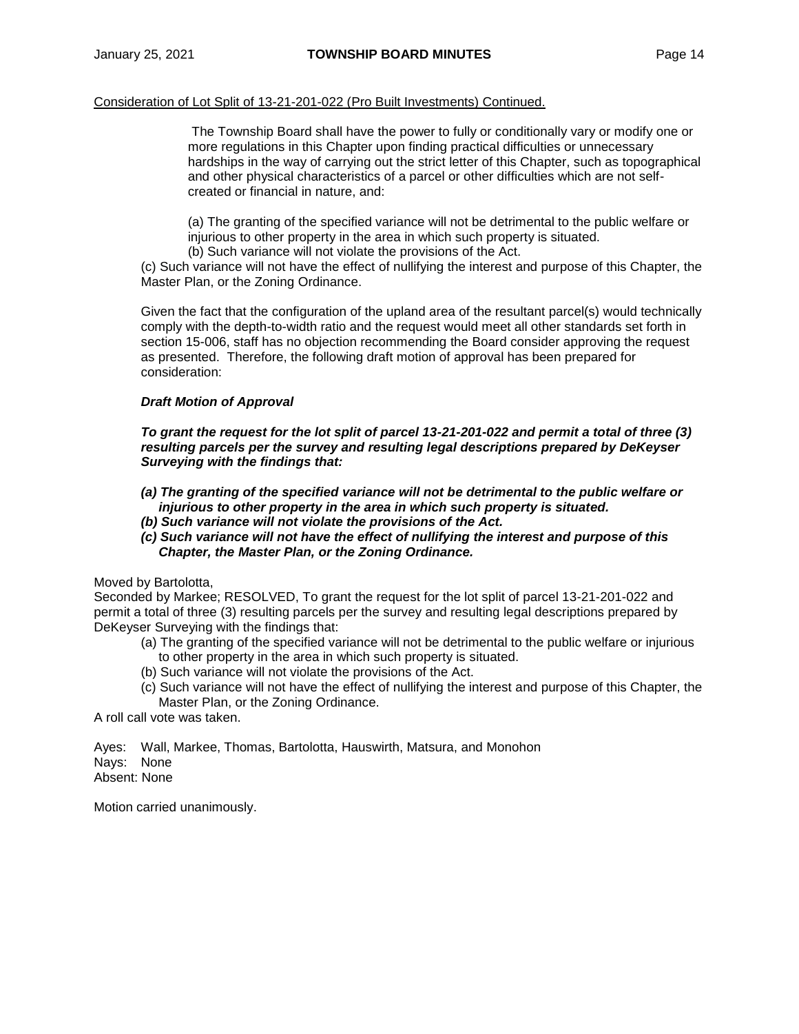Consideration of Lot Split of 13-21-201-022 (Pro Built Investments) Continued.

> The Township Board shall have the power to fully or conditionally vary or modify one or more regulations in this Chapter upon finding practical difficulties or unnecessary hardships in the way of carrying out the strict letter of this Chapter, such as topographical and other physical characteristics of a parcel or other difficulties which are not self-created or financial in nature, and:
>
> (a) The granting of the specified variance will not be detrimental to the public welfare or injurious to other property in the area in which such property is situated.
> (b) Such variance will not violate the provisions of the Act.
> (c) Such variance will not have the effect of nullifying the interest and purpose of this Chapter, the Master Plan, or the Zoning Ordinance.

Given the fact that the configuration of the upland area of the resultant parcel(s) would technically comply with the depth-to-width ratio and the request would meet all other standards set forth in section 15-006, staff has no objection recommending the Board consider approving the request as presented. Therefore, the following draft motion of approval has been prepared for consideration:

***Draft Motion of Approval***

***To grant the request for the lot split of parcel 13-21-201-022 and permit a total of three (3) resulting parcels per the survey and resulting legal descriptions prepared by DeKeyser Surveying with the findings that:***

***(a) The granting of the specified variance will not be detrimental to the public welfare or injurious to other property in the area in which such property is situated.***
***(b) Such variance will not violate the provisions of the Act.***
***(c) Such variance will not have the effect of nullifying the interest and purpose of this Chapter, the Master Plan, or the Zoning Ordinance.***

Moved by Bartolotta,
Seconded by Markee; RESOLVED, To grant the request for the lot split of parcel 13-21-201-022 and permit a total of three (3) resulting parcels per the survey and resulting legal descriptions prepared by DeKeyser Surveying with the findings that:

(a) The granting of the specified variance will not be detrimental to the public welfare or injurious to other property in the area in which such property is situated.
(b) Such variance will not violate the provisions of the Act.
(c) Such variance will not have the effect of nullifying the interest and purpose of this Chapter, the Master Plan, or the Zoning Ordinance.

A roll call vote was taken.

Ayes: Wall, Markee, Thomas, Bartolotta, Hauswirth, Matsura, and Monohon
Nays: None
Absent: None

Motion carried unanimously.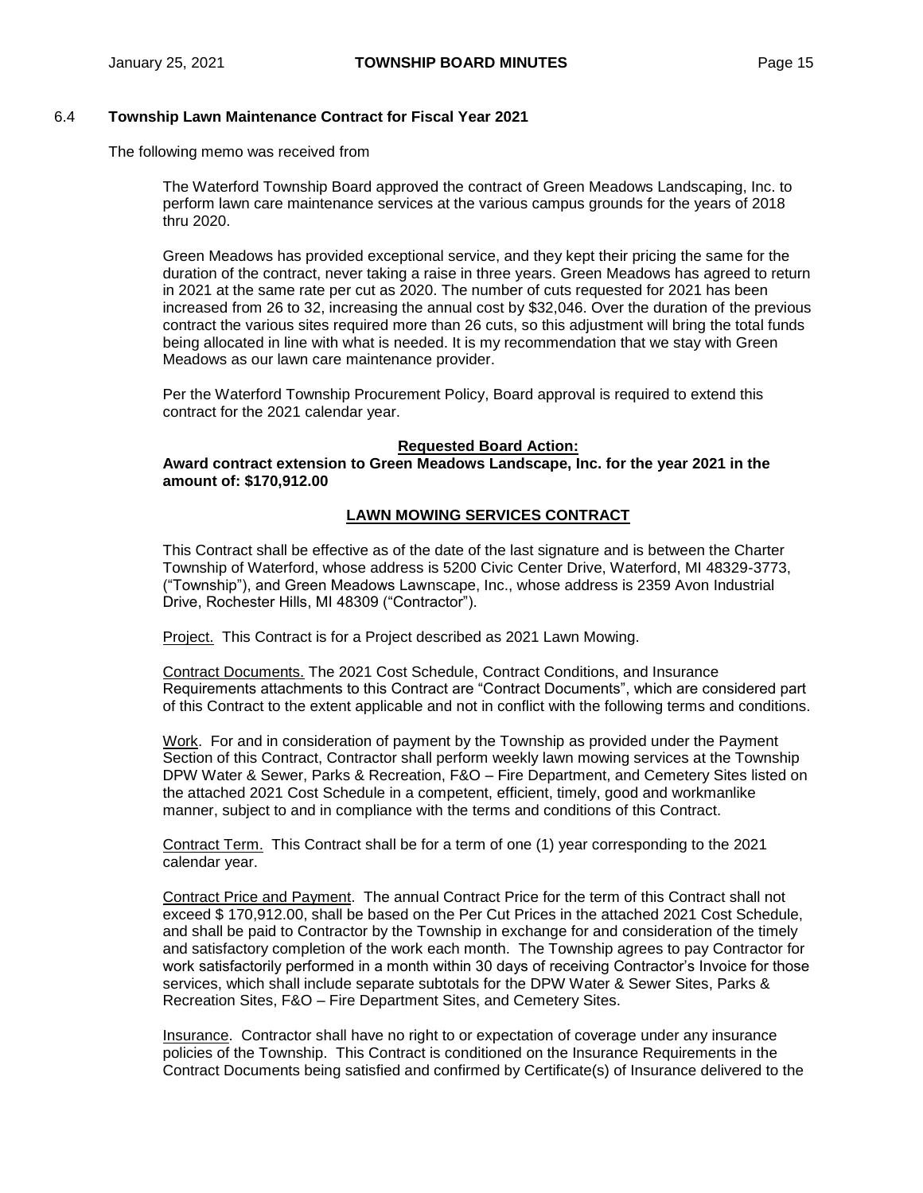### 6.4 Township Lawn Maintenance Contract for Fiscal Year 2021

The following memo was received from

The Waterford Township Board approved the contract of Green Meadows Landscaping, Inc. to perform lawn care maintenance services at the various campus grounds for the years of 2018 thru 2020.

Green Meadows has provided exceptional service, and they kept their pricing the same for the duration of the contract, never taking a raise in three years. Green Meadows has agreed to return in 2021 at the same rate per cut as 2020. The number of cuts requested for 2021 has been increased from 26 to 32, increasing the annual cost by $32,046. Over the duration of the previous contract the various sites required more than 26 cuts, so this adjustment will bring the total funds being allocated in line with what is needed. It is my recommendation that we stay with Green Meadows as our lawn care maintenance provider.

Per the Waterford Township Procurement Policy, Board approval is required to extend this contract for the 2021 calendar year.

**Requested Board Action:**

**Award contract extension to Green Meadows Landscape, Inc. for the year 2021 in the amount of: $170,912.00**

**LAWN MOWING SERVICES CONTRACT**

This Contract shall be effective as of the date of the last signature and is between the Charter Township of Waterford, whose address is 5200 Civic Center Drive, Waterford, MI 48329-3773, ("Township"), and Green Meadows Lawnscape, Inc., whose address is 2359 Avon Industrial Drive, Rochester Hills, MI 48309 ("Contractor").

Project. This Contract is for a Project described as 2021 Lawn Mowing.

Contract Documents. The 2021 Cost Schedule, Contract Conditions, and Insurance Requirements attachments to this Contract are "Contract Documents", which are considered part of this Contract to the extent applicable and not in conflict with the following terms and conditions.

Work. For and in consideration of payment by the Township as provided under the Payment Section of this Contract, Contractor shall perform weekly lawn mowing services at the Township DPW Water & Sewer, Parks & Recreation, F&O – Fire Department, and Cemetery Sites listed on the attached 2021 Cost Schedule in a competent, efficient, timely, good and workmanlike manner, subject to and in compliance with the terms and conditions of this Contract.

Contract Term. This Contract shall be for a term of one (1) year corresponding to the 2021 calendar year.

Contract Price and Payment. The annual Contract Price for the term of this Contract shall not exceed $ 170,912.00, shall be based on the Per Cut Prices in the attached 2021 Cost Schedule, and shall be paid to Contractor by the Township in exchange for and consideration of the timely and satisfactory completion of the work each month. The Township agrees to pay Contractor for work satisfactorily performed in a month within 30 days of receiving Contractor's Invoice for those services, which shall include separate subtotals for the DPW Water & Sewer Sites, Parks & Recreation Sites, F&O – Fire Department Sites, and Cemetery Sites.

Insurance. Contractor shall have no right to or expectation of coverage under any insurance policies of the Township. This Contract is conditioned on the Insurance Requirements in the Contract Documents being satisfied and confirmed by Certificate(s) of Insurance delivered to the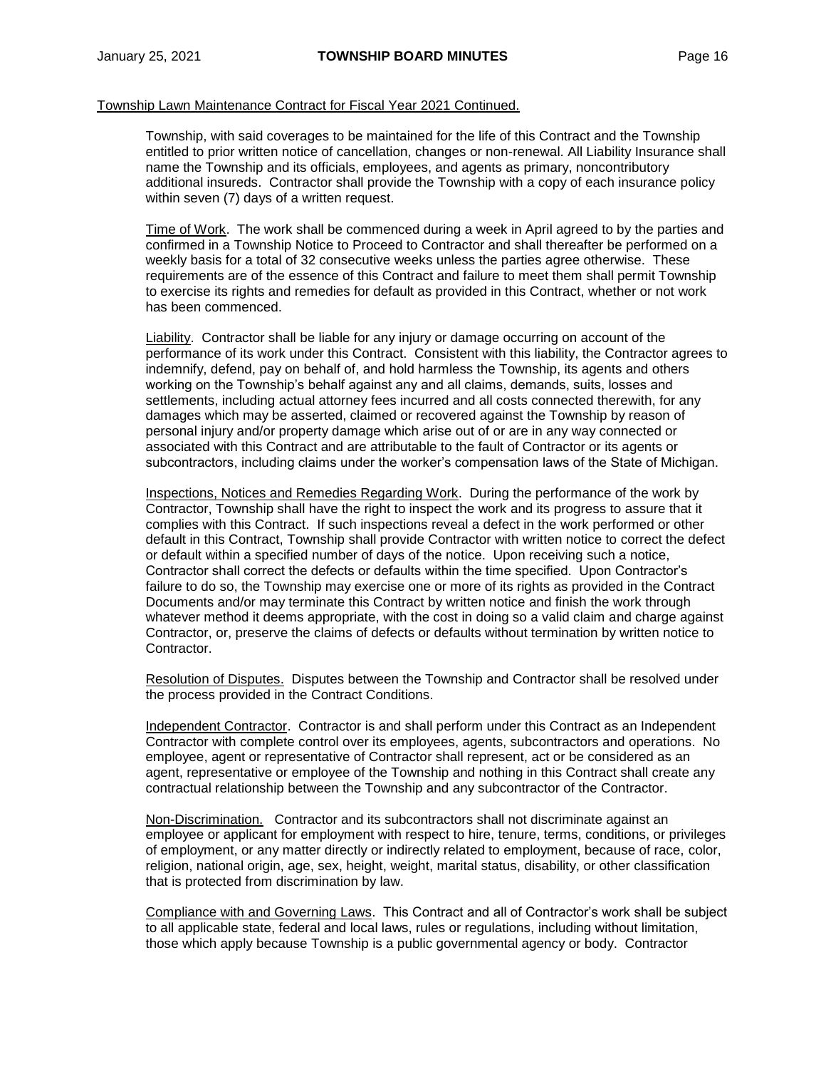Township Lawn Maintenance Contract for Fiscal Year 2021 Continued.

Township, with said coverages to be maintained for the life of this Contract and the Township entitled to prior written notice of cancellation, changes or non-renewal. All Liability Insurance shall name the Township and its officials, employees, and agents as primary, noncontributory additional insureds. Contractor shall provide the Township with a copy of each insurance policy within seven (7) days of a written request.

Time of Work. The work shall be commenced during a week in April agreed to by the parties and confirmed in a Township Notice to Proceed to Contractor and shall thereafter be performed on a weekly basis for a total of 32 consecutive weeks unless the parties agree otherwise. These requirements are of the essence of this Contract and failure to meet them shall permit Township to exercise its rights and remedies for default as provided in this Contract, whether or not work has been commenced.

Liability. Contractor shall be liable for any injury or damage occurring on account of the performance of its work under this Contract. Consistent with this liability, the Contractor agrees to indemnify, defend, pay on behalf of, and hold harmless the Township, its agents and others working on the Township's behalf against any and all claims, demands, suits, losses and settlements, including actual attorney fees incurred and all costs connected therewith, for any damages which may be asserted, claimed or recovered against the Township by reason of personal injury and/or property damage which arise out of or are in any way connected or associated with this Contract and are attributable to the fault of Contractor or its agents or subcontractors, including claims under the worker's compensation laws of the State of Michigan.

Inspections, Notices and Remedies Regarding Work. During the performance of the work by Contractor, Township shall have the right to inspect the work and its progress to assure that it complies with this Contract. If such inspections reveal a defect in the work performed or other default in this Contract, Township shall provide Contractor with written notice to correct the defect or default within a specified number of days of the notice. Upon receiving such a notice, Contractor shall correct the defects or defaults within the time specified. Upon Contractor's failure to do so, the Township may exercise one or more of its rights as provided in the Contract Documents and/or may terminate this Contract by written notice and finish the work through whatever method it deems appropriate, with the cost in doing so a valid claim and charge against Contractor, or, preserve the claims of defects or defaults without termination by written notice to Contractor.

Resolution of Disputes. Disputes between the Township and Contractor shall be resolved under the process provided in the Contract Conditions.

Independent Contractor. Contractor is and shall perform under this Contract as an Independent Contractor with complete control over its employees, agents, subcontractors and operations. No employee, agent or representative of Contractor shall represent, act or be considered as an agent, representative or employee of the Township and nothing in this Contract shall create any contractual relationship between the Township and any subcontractor of the Contractor.

Non-Discrimination. Contractor and its subcontractors shall not discriminate against an employee or applicant for employment with respect to hire, tenure, terms, conditions, or privileges of employment, or any matter directly or indirectly related to employment, because of race, color, religion, national origin, age, sex, height, weight, marital status, disability, or other classification that is protected from discrimination by law.

Compliance with and Governing Laws. This Contract and all of Contractor's work shall be subject to all applicable state, federal and local laws, rules or regulations, including without limitation, those which apply because Township is a public governmental agency or body. Contractor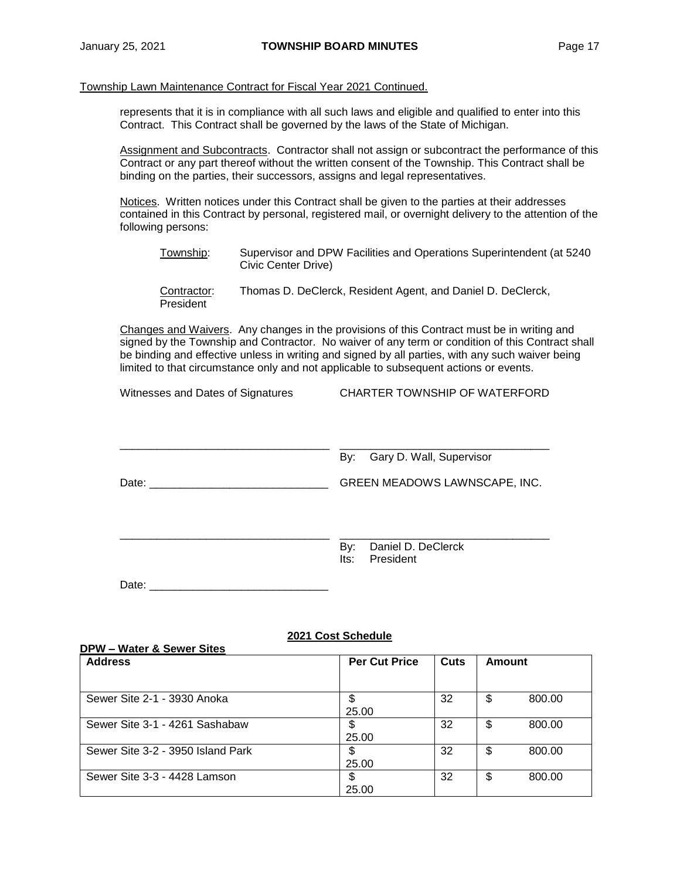Township Lawn Maintenance Contract for Fiscal Year 2021 Continued.

represents that it is in compliance with all such laws and eligible and qualified to enter into this Contract. This Contract shall be governed by the laws of the State of Michigan.

Assignment and Subcontracts. Contractor shall not assign or subcontract the performance of this Contract or any part thereof without the written consent of the Township. This Contract shall be binding on the parties, their successors, assigns and legal representatives.

Notices. Written notices under this Contract shall be given to the parties at their addresses contained in this Contract by personal, registered mail, or overnight delivery to the attention of the following persons:

Township: Supervisor and DPW Facilities and Operations Superintendent (at 5240 Civic Center Drive)

Contractor: Thomas D. DeClerck, Resident Agent, and Daniel D. DeClerck, President

Changes and Waivers. Any changes in the provisions of this Contract must be in writing and signed by the Township and Contractor. No waiver of any term or condition of this Contract shall be binding and effective unless in writing and signed by all parties, with any such waiver being limited to that circumstance only and not applicable to subsequent actions or events.

Witnesses and Dates of Signatures

CHARTER TOWNSHIP OF WATERFORD

\_\_\_\_\_\_\_\_\_\_\_\_\_\_\_\_\_\_\_\_\_\_\_\_\_\_\_\_\_\_\_\_\_\_ \_\_\_\_\_\_\_\_\_\_\_\_\_\_\_\_\_\_\_\_\_\_\_\_\_\_\_\_\_\_\_\_\_\_

By: Gary D. Wall, Supervisor

Date: \_\_\_\_\_\_\_\_\_\_\_\_\_\_\_\_\_\_\_\_\_\_\_\_\_\_\_\_\_

GREEN MEADOWS LAWNSCAPE, INC.

\_\_\_\_\_\_\_\_\_\_\_\_\_\_\_\_\_\_\_\_\_\_\_\_\_\_\_\_\_\_\_\_\_\_ \_\_\_\_\_\_\_\_\_\_\_\_\_\_\_\_\_\_\_\_\_\_\_\_\_\_\_\_\_\_\_\_\_\_

By: Daniel D. DeClerck
Its: President

Date: \_\_\_\_\_\_\_\_\_\_\_\_\_\_\_\_\_\_\_\_\_\_\_\_\_\_\_\_\_

**2021 Cost Schedule**

**DPW – Water & Sewer Sites**

| Address | Per Cut Price | Cuts | Amount |
|---|---|---|---|
| Sewer Site 2-1 - 3930 Anoka | $ 25.00 | 32 | $ 800.00 |
| Sewer Site 3-1 - 4261 Sashabaw | $ 25.00 | 32 | $ 800.00 |
| Sewer Site 3-2 - 3950 Island Park | $ 25.00 | 32 | $ 800.00 |
| Sewer Site 3-3 - 4428 Lamson | $ 25.00 | 32 | $ 800.00 |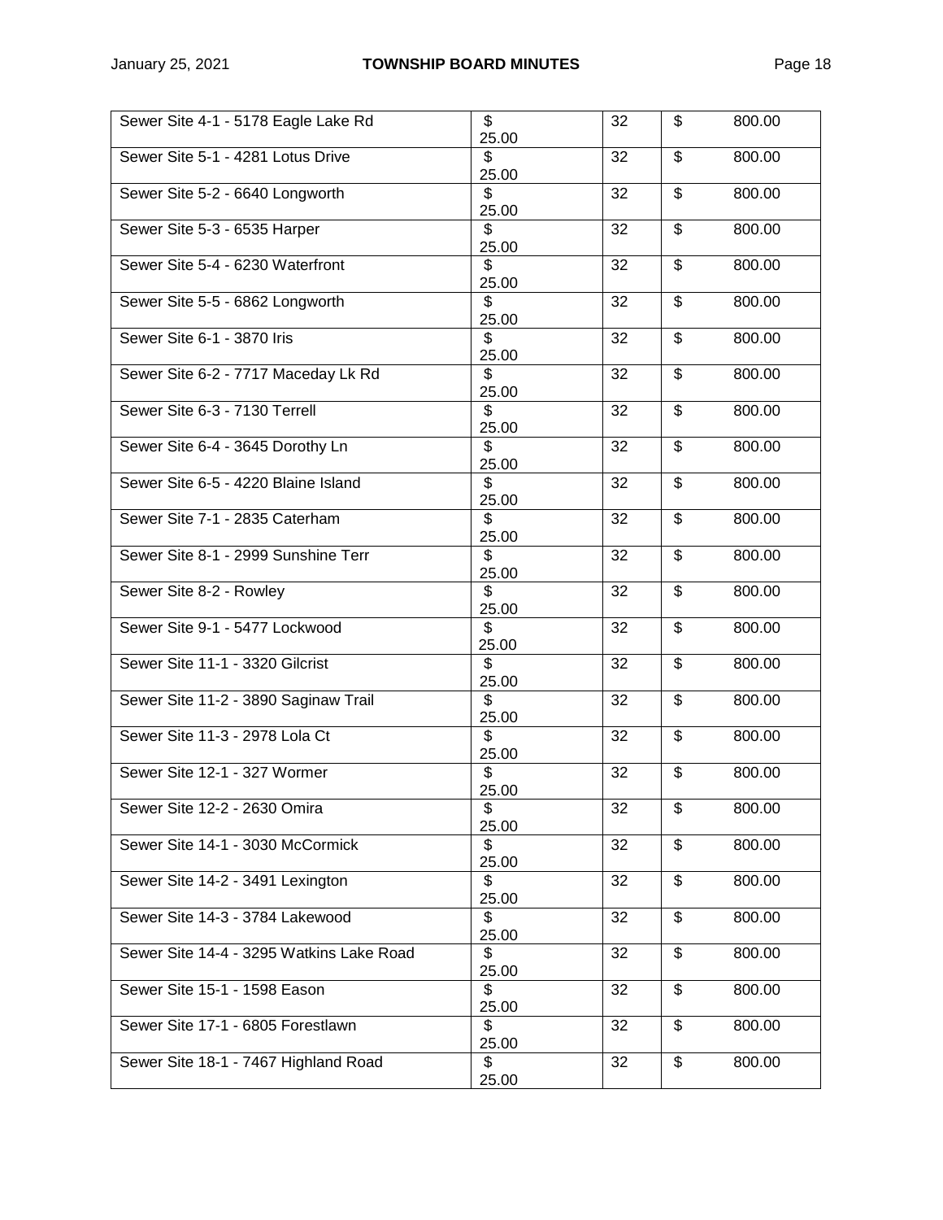| Sewer Site 4-1 - 5178 Eagle Lake Rd | $ 25.00 | 32 | $ 800.00 |
|---|---|---|---|
| Sewer Site 5-1 - 4281 Lotus Drive | $ 25.00 | 32 | $ 800.00 |
| Sewer Site 5-2 - 6640 Longworth | $ 25.00 | 32 | $ 800.00 |
| Sewer Site 5-3 - 6535 Harper | $ 25.00 | 32 | $ 800.00 |
| Sewer Site 5-4 - 6230 Waterfront | $ 25.00 | 32 | $ 800.00 |
| Sewer Site 5-5 - 6862 Longworth | $ 25.00 | 32 | $ 800.00 |
| Sewer Site 6-1 - 3870 Iris | $ 25.00 | 32 | $ 800.00 |
| Sewer Site 6-2 - 7717 Maceday Lk Rd | $ 25.00 | 32 | $ 800.00 |
| Sewer Site 6-3 - 7130 Terrell | $ 25.00 | 32 | $ 800.00 |
| Sewer Site 6-4 - 3645 Dorothy Ln | $ 25.00 | 32 | $ 800.00 |
| Sewer Site 6-5 - 4220 Blaine Island | $ 25.00 | 32 | $ 800.00 |
| Sewer Site 7-1 - 2835 Caterham | $ 25.00 | 32 | $ 800.00 |
| Sewer Site 8-1 - 2999 Sunshine Terr | $ 25.00 | 32 | $ 800.00 |
| Sewer Site 8-2 - Rowley | $ 25.00 | 32 | $ 800.00 |
| Sewer Site 9-1 - 5477 Lockwood | $ 25.00 | 32 | $ 800.00 |
| Sewer Site 11-1 - 3320 Gilcrist | $ 25.00 | 32 | $ 800.00 |
| Sewer Site 11-2 - 3890 Saginaw Trail | $ 25.00 | 32 | $ 800.00 |
| Sewer Site 11-3 - 2978 Lola Ct | $ 25.00 | 32 | $ 800.00 |
| Sewer Site 12-1 - 327 Wormer | $ 25.00 | 32 | $ 800.00 |
| Sewer Site 12-2 - 2630 Omira | $ 25.00 | 32 | $ 800.00 |
| Sewer Site 14-1 - 3030 McCormick | $ 25.00 | 32 | $ 800.00 |
| Sewer Site 14-2 - 3491 Lexington | $ 25.00 | 32 | $ 800.00 |
| Sewer Site 14-3 - 3784 Lakewood | $ 25.00 | 32 | $ 800.00 |
| Sewer Site 14-4 - 3295 Watkins Lake Road | $ 25.00 | 32 | $ 800.00 |
| Sewer Site 15-1 - 1598 Eason | $ 25.00 | 32 | $ 800.00 |
| Sewer Site 17-1 - 6805 Forestlawn | $ 25.00 | 32 | $ 800.00 |
| Sewer Site 18-1 - 7467 Highland Road | $ 25.00 | 32 | $ 800.00 |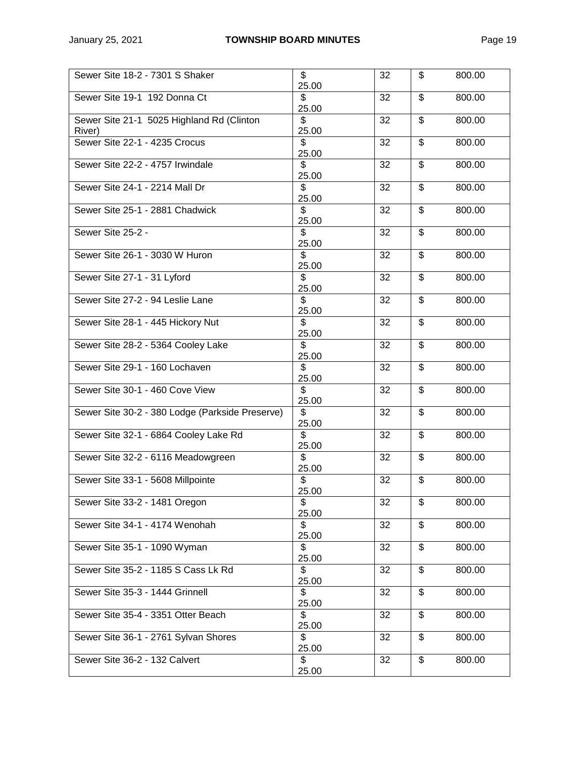| | | | |
|---|---|---|---|
| Sewer Site 18-2 - 7301 S Shaker | $ 25.00 | 32 | $ 800.00 |
| Sewer Site 19-1 192 Donna Ct | $ 25.00 | 32 | $ 800.00 |
| Sewer Site 21-1 5025 Highland Rd (Clinton River) | $ 25.00 | 32 | $ 800.00 |
| Sewer Site 22-1 - 4235 Crocus | $ 25.00 | 32 | $ 800.00 |
| Sewer Site 22-2 - 4757 Irwindale | $ 25.00 | 32 | $ 800.00 |
| Sewer Site 24-1 - 2214 Mall Dr | $ 25.00 | 32 | $ 800.00 |
| Sewer Site 25-1 - 2881 Chadwick | $ 25.00 | 32 | $ 800.00 |
| Sewer Site 25-2 - | $ 25.00 | 32 | $ 800.00 |
| Sewer Site 26-1 - 3030 W Huron | $ 25.00 | 32 | $ 800.00 |
| Sewer Site 27-1 - 31 Lyford | $ 25.00 | 32 | $ 800.00 |
| Sewer Site 27-2 - 94 Leslie Lane | $ 25.00 | 32 | $ 800.00 |
| Sewer Site 28-1 - 445 Hickory Nut | $ 25.00 | 32 | $ 800.00 |
| Sewer Site 28-2 - 5364 Cooley Lake | $ 25.00 | 32 | $ 800.00 |
| Sewer Site 29-1 - 160 Lochaven | $ 25.00 | 32 | $ 800.00 |
| Sewer Site 30-1 - 460 Cove View | $ 25.00 | 32 | $ 800.00 |
| Sewer Site 30-2 - 380 Lodge (Parkside Preserve) | $ 25.00 | 32 | $ 800.00 |
| Sewer Site 32-1 - 6864 Cooley Lake Rd | $ 25.00 | 32 | $ 800.00 |
| Sewer Site 32-2 - 6116 Meadowgreen | $ 25.00 | 32 | $ 800.00 |
| Sewer Site 33-1 - 5608 Millpointe | $ 25.00 | 32 | $ 800.00 |
| Sewer Site 33-2 - 1481 Oregon | $ 25.00 | 32 | $ 800.00 |
| Sewer Site 34-1 - 4174 Wenohah | $ 25.00 | 32 | $ 800.00 |
| Sewer Site 35-1 - 1090 Wyman | $ 25.00 | 32 | $ 800.00 |
| Sewer Site 35-2 - 1185 S Cass Lk Rd | $ 25.00 | 32 | $ 800.00 |
| Sewer Site 35-3 - 1444 Grinnell | $ 25.00 | 32 | $ 800.00 |
| Sewer Site 35-4 - 3351 Otter Beach | $ 25.00 | 32 | $ 800.00 |
| Sewer Site 36-1 - 2761 Sylvan Shores | $ 25.00 | 32 | $ 800.00 |
| Sewer Site 36-2 - 132 Calvert | $ 25.00 | 32 | $ 800.00 |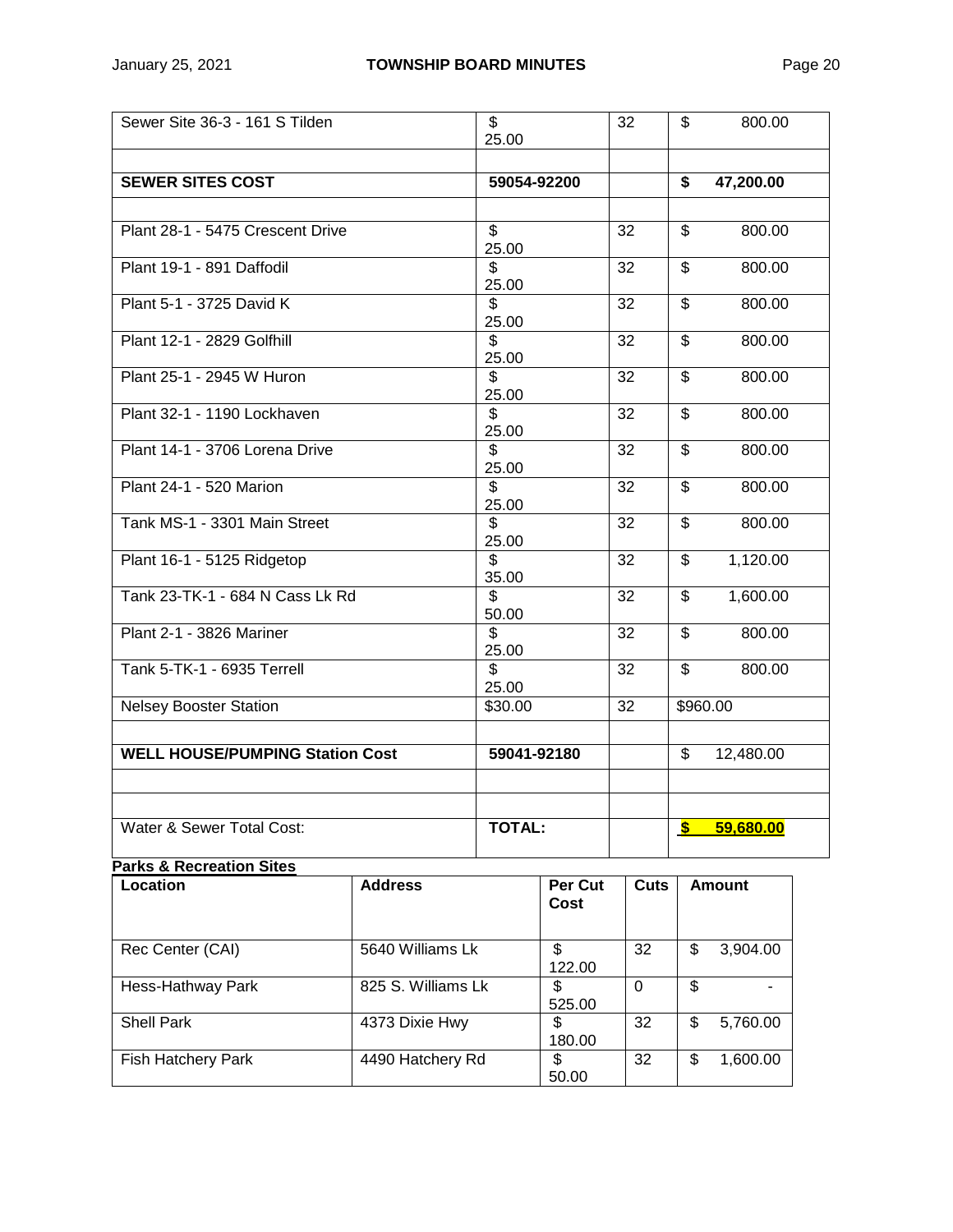| | | | |
|---|---|---|---|
| Sewer Site 36-3 - 161 S Tilden | $ 25.00 | 32 | $ 800.00 |
| | | | |
| **SEWER SITES COST** | **59054-92200** | | **$ 47,200.00** |
| | | | |
| Plant 28-1 - 5475 Crescent Drive | $ 25.00 | 32 | $ 800.00 |
| Plant 19-1 - 891 Daffodil | $ 25.00 | 32 | $ 800.00 |
| Plant 5-1 - 3725 David K | $ 25.00 | 32 | $ 800.00 |
| Plant 12-1 - 2829 Golfhill | $ 25.00 | 32 | $ 800.00 |
| Plant 25-1 - 2945 W Huron | $ 25.00 | 32 | $ 800.00 |
| Plant 32-1 - 1190 Lockhaven | $ 25.00 | 32 | $ 800.00 |
| Plant 14-1 - 3706 Lorena Drive | $ 25.00 | 32 | $ 800.00 |
| Plant 24-1 - 520 Marion | $ 25.00 | 32 | $ 800.00 |
| Tank MS-1 - 3301 Main Street | $ 25.00 | 32 | $ 800.00 |
| Plant 16-1 - 5125 Ridgetop | $ 35.00 | 32 | $ 1,120.00 |
| Tank 23-TK-1 - 684 N Cass Lk Rd | $ 50.00 | 32 | $ 1,600.00 |
| Plant 2-1 - 3826 Mariner | $ 25.00 | 32 | $ 800.00 |
| Tank 5-TK-1 - 6935 Terrell | $ 25.00 | 32 | $ 800.00 |
| Nelsey Booster Station | $30.00 | 32 | $960.00 |
| | | | |
| **WELL HOUSE/PUMPING Station Cost** | **59041-92180** | | $ 12,480.00 |
| | | | |
| | | | |
| Water & Sewer Total Cost: | **TOTAL:** | | **$ 59,680.00** |

**Parks & Recreation Sites**

| Location | Address | Per Cut Cost | Cuts | Amount |
|---|---|---|---|---|
| Rec Center (CAI) | 5640 Williams Lk | $ 122.00 | 32 | $ 3,904.00 |
| Hess-Hathway Park | 825 S. Williams Lk | $ 525.00 | 0 | $ - |
| Shell Park | 4373 Dixie Hwy | $ 180.00 | 32 | $ 5,760.00 |
| Fish Hatchery Park | 4490 Hatchery Rd | $ 50.00 | 32 | $ 1,600.00 |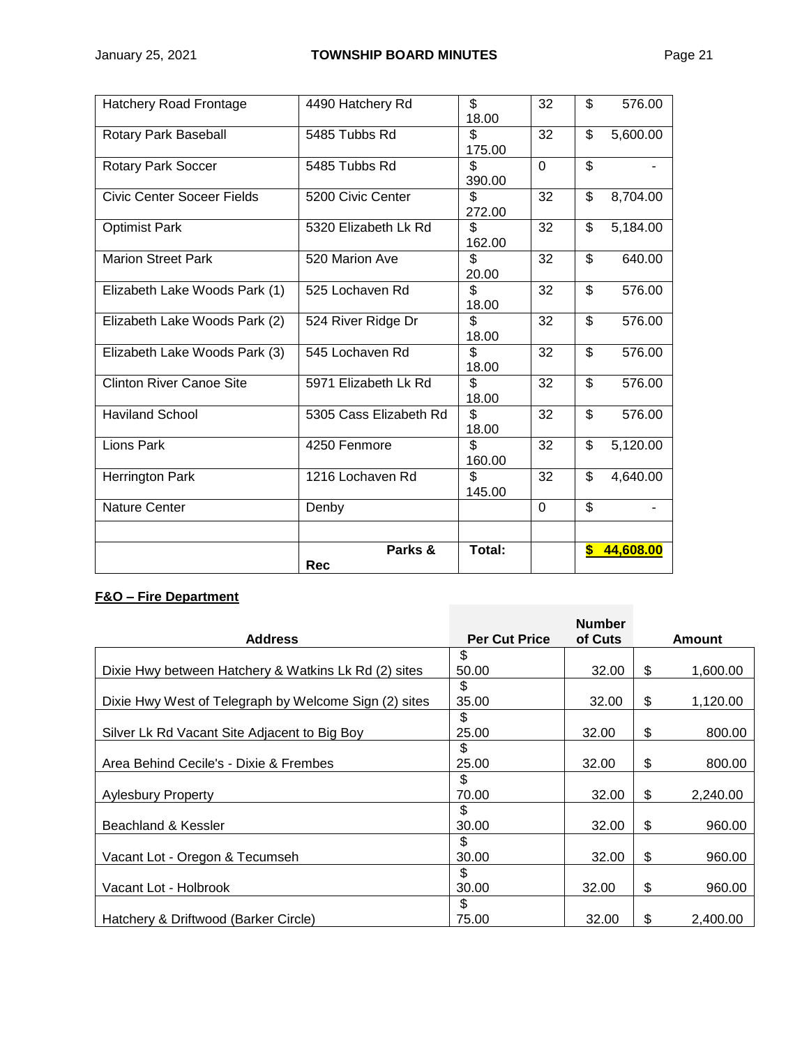| | | | | |
|---|---|---|---|---|
| Hatchery Road Frontage | 4490 Hatchery Rd | $ 18.00 | 32 | $ 576.00 |
| Rotary Park Baseball | 5485 Tubbs Rd | $ 175.00 | 32 | $ 5,600.00 |
| Rotary Park Soccer | 5485 Tubbs Rd | $ 390.00 | 0 | $ - |
| Civic Center Soceer Fields | 5200 Civic Center | $ 272.00 | 32 | $ 8,704.00 |
| Optimist Park | 5320 Elizabeth Lk Rd | $ 162.00 | 32 | $ 5,184.00 |
| Marion Street Park | 520 Marion Ave | $ 20.00 | 32 | $ 640.00 |
| Elizabeth Lake Woods Park (1) | 525 Lochaven Rd | $ 18.00 | 32 | $ 576.00 |
| Elizabeth Lake Woods Park (2) | 524 River Ridge Dr | $ 18.00 | 32 | $ 576.00 |
| Elizabeth Lake Woods Park (3) | 545 Lochaven Rd | $ 18.00 | 32 | $ 576.00 |
| Clinton River Canoe Site | 5971 Elizabeth Lk Rd | $ 18.00 | 32 | $ 576.00 |
| Haviland School | 5305 Cass Elizabeth Rd | $ 18.00 | 32 | $ 576.00 |
| Lions Park | 4250 Fenmore | $ 160.00 | 32 | $ 5,120.00 |
| Herrington Park | 1216 Lochaven Rd | $ 145.00 | 32 | $ 4,640.00 |
| Nature Center | Denby | | 0 | $ - |
| | | | | |
| | **Parks & Rec** | **Total:** | | **$ 44,608.00** |

**F&O – Fire Department**

| Address | Per Cut Price | Number of Cuts | Amount |
|---|---|---|---|
| Dixie Hwy between Hatchery & Watkins Lk Rd (2) sites | $ 50.00 | 32.00 | $ 1,600.00 |
| Dixie Hwy West of Telegraph by Welcome Sign (2) sites | $ 35.00 | 32.00 | $ 1,120.00 |
| Silver Lk Rd Vacant Site Adjacent to Big Boy | $ 25.00 | 32.00 | $ 800.00 |
| Area Behind Cecile's - Dixie & Frembes | $ 25.00 | 32.00 | $ 800.00 |
| Aylesbury Property | $ 70.00 | 32.00 | $ 2,240.00 |
| Beachland & Kessler | $ 30.00 | 32.00 | $ 960.00 |
| Vacant Lot - Oregon & Tecumseh | $ 30.00 | 32.00 | $ 960.00 |
| Vacant Lot - Holbrook | $ 30.00 | 32.00 | $ 960.00 |
| Hatchery & Driftwood (Barker Circle) | $ 75.00 | 32.00 | $ 2,400.00 |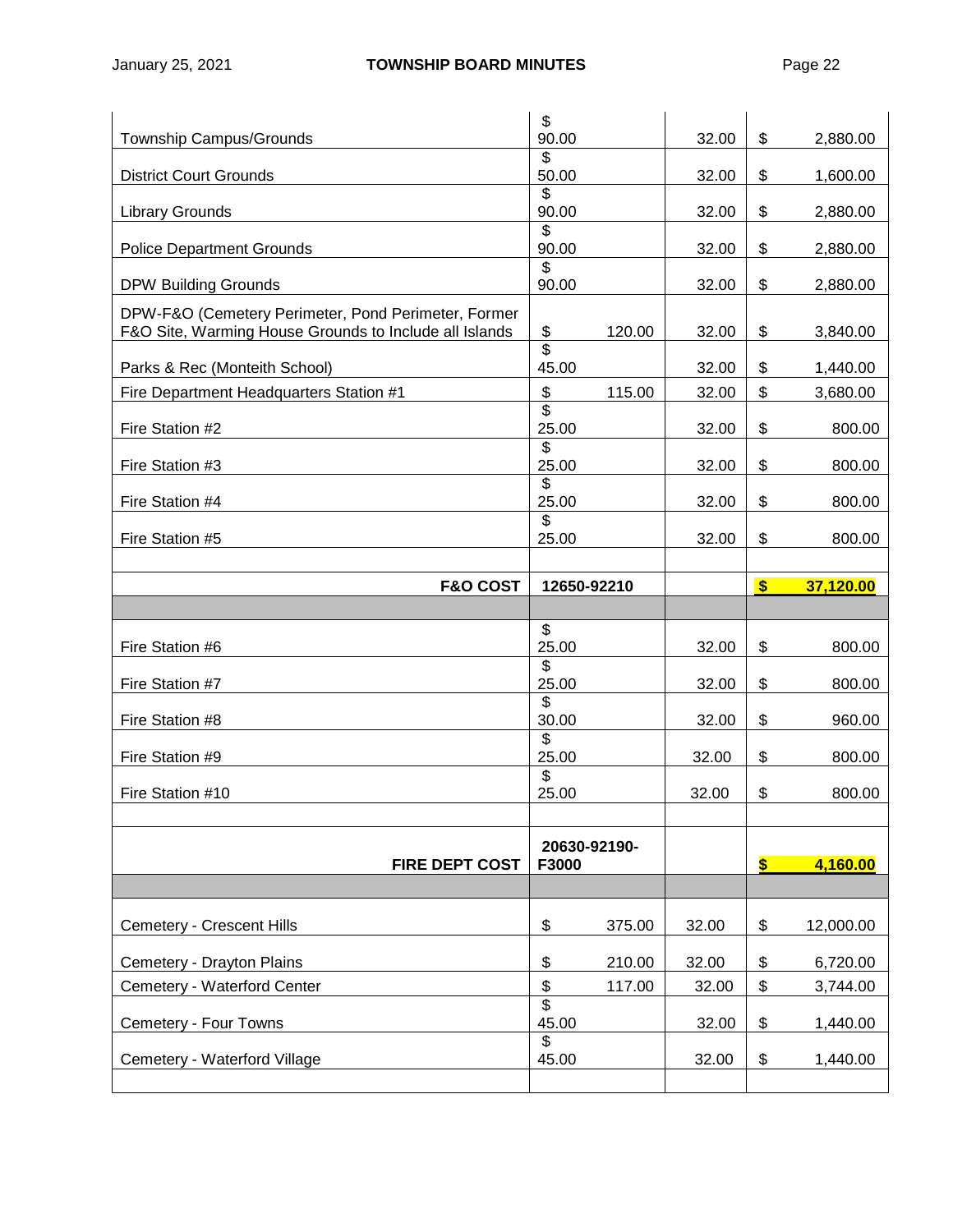| | | | |
|---|---|---|---|
| Township Campus/Grounds | $ 90.00 | 32.00 | $ 2,880.00 |
| District Court Grounds | $ 50.00 | 32.00 | $ 1,600.00 |
| Library Grounds | $ 90.00 | 32.00 | $ 2,880.00 |
| Police Department Grounds | $ 90.00 | 32.00 | $ 2,880.00 |
| DPW Building Grounds | $ 90.00 | 32.00 | $ 2,880.00 |
| DPW-F&O (Cemetery Perimeter, Pond Perimeter, Former F&O Site, Warming House Grounds to Include all Islands | $ 120.00 | 32.00 | $ 3,840.00 |
| Parks & Rec (Monteith School) | $ 45.00 | 32.00 | $ 1,440.00 |
| Fire Department Headquarters Station #1 | $ 115.00 | 32.00 | $ 3,680.00 |
| Fire Station #2 | $ 25.00 | 32.00 | $ 800.00 |
| Fire Station #3 | $ 25.00 | 32.00 | $ 800.00 |
| Fire Station #4 | $ 25.00 | 32.00 | $ 800.00 |
| Fire Station #5 | $ 25.00 | 32.00 | $ 800.00 |
| | | | |
| **F&O COST** | **12650-92210** | | **$ 37,120.00** |
| | | | |
| Fire Station #6 | $ 25.00 | 32.00 | $ 800.00 |
| Fire Station #7 | $ 25.00 | 32.00 | $ 800.00 |
| Fire Station #8 | $ 30.00 | 32.00 | $ 960.00 |
| Fire Station #9 | $ 25.00 | 32.00 | $ 800.00 |
| Fire Station #10 | $ 25.00 | 32.00 | $ 800.00 |
| | | | |
| **FIRE DEPT COST** | **20630-92190-F3000** | | **$ 4,160.00** |
| | | | |
| Cemetery - Crescent Hills | $ 375.00 | 32.00 | $ 12,000.00 |
| Cemetery - Drayton Plains | $ 210.00 | 32.00 | $ 6,720.00 |
| Cemetery - Waterford Center | $ 117.00 | 32.00 | $ 3,744.00 |
| Cemetery - Four Towns | $ 45.00 | 32.00 | $ 1,440.00 |
| Cemetery - Waterford Village | $ 45.00 | 32.00 | $ 1,440.00 |
| | | | |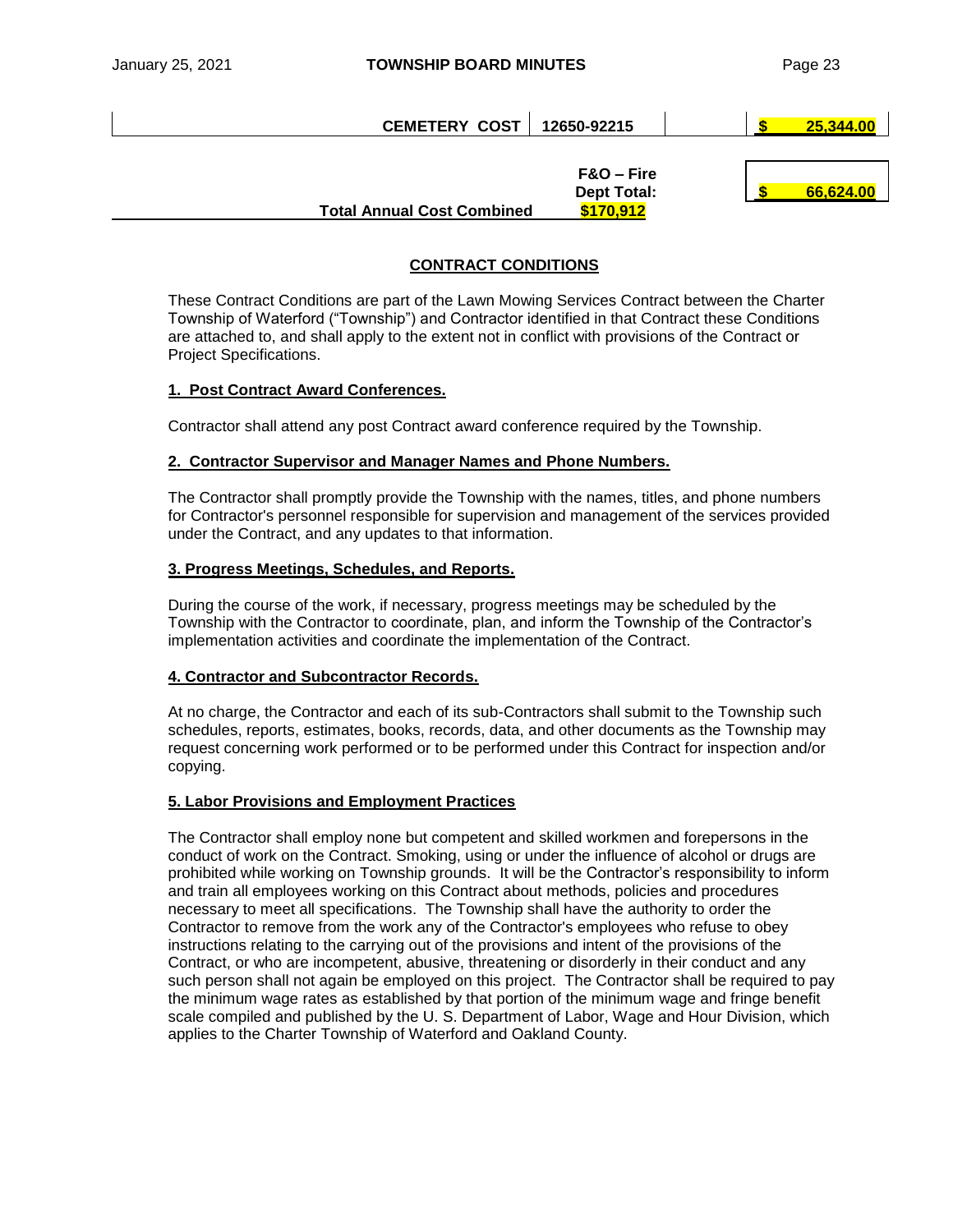| | | | |
|---|---|---|---|
| CEMETERY COST | 12650-92215 | | $ 25,344.00 |
| | F&O – Fire Dept Total: | | $ 66,624.00 |
| Total Annual Cost Combined | $170,912 | | |

## CONTRACT CONDITIONS

These Contract Conditions are part of the Lawn Mowing Services Contract between the Charter Township of Waterford ("Township") and Contractor identified in that Contract these Conditions are attached to, and shall apply to the extent not in conflict with provisions of the Contract or Project Specifications.

### 1. Post Contract Award Conferences.

Contractor shall attend any post Contract award conference required by the Township.

### 2. Contractor Supervisor and Manager Names and Phone Numbers.

The Contractor shall promptly provide the Township with the names, titles, and phone numbers for Contractor's personnel responsible for supervision and management of the services provided under the Contract, and any updates to that information.

### 3. Progress Meetings, Schedules, and Reports.

During the course of the work, if necessary, progress meetings may be scheduled by the Township with the Contractor to coordinate, plan, and inform the Township of the Contractor's implementation activities and coordinate the implementation of the Contract.

### 4. Contractor and Subcontractor Records.

At no charge, the Contractor and each of its sub-Contractors shall submit to the Township such schedules, reports, estimates, books, records, data, and other documents as the Township may request concerning work performed or to be performed under this Contract for inspection and/or copying.

### 5. Labor Provisions and Employment Practices

The Contractor shall employ none but competent and skilled workmen and forepersons in the conduct of work on the Contract. Smoking, using or under the influence of alcohol or drugs are prohibited while working on Township grounds. It will be the Contractor's responsibility to inform and train all employees working on this Contract about methods, policies and procedures necessary to meet all specifications. The Township shall have the authority to order the Contractor to remove from the work any of the Contractor's employees who refuse to obey instructions relating to the carrying out of the provisions and intent of the provisions of the Contract, or who are incompetent, abusive, threatening or disorderly in their conduct and any such person shall not again be employed on this project. The Contractor shall be required to pay the minimum wage rates as established by that portion of the minimum wage and fringe benefit scale compiled and published by the U. S. Department of Labor, Wage and Hour Division, which applies to the Charter Township of Waterford and Oakland County.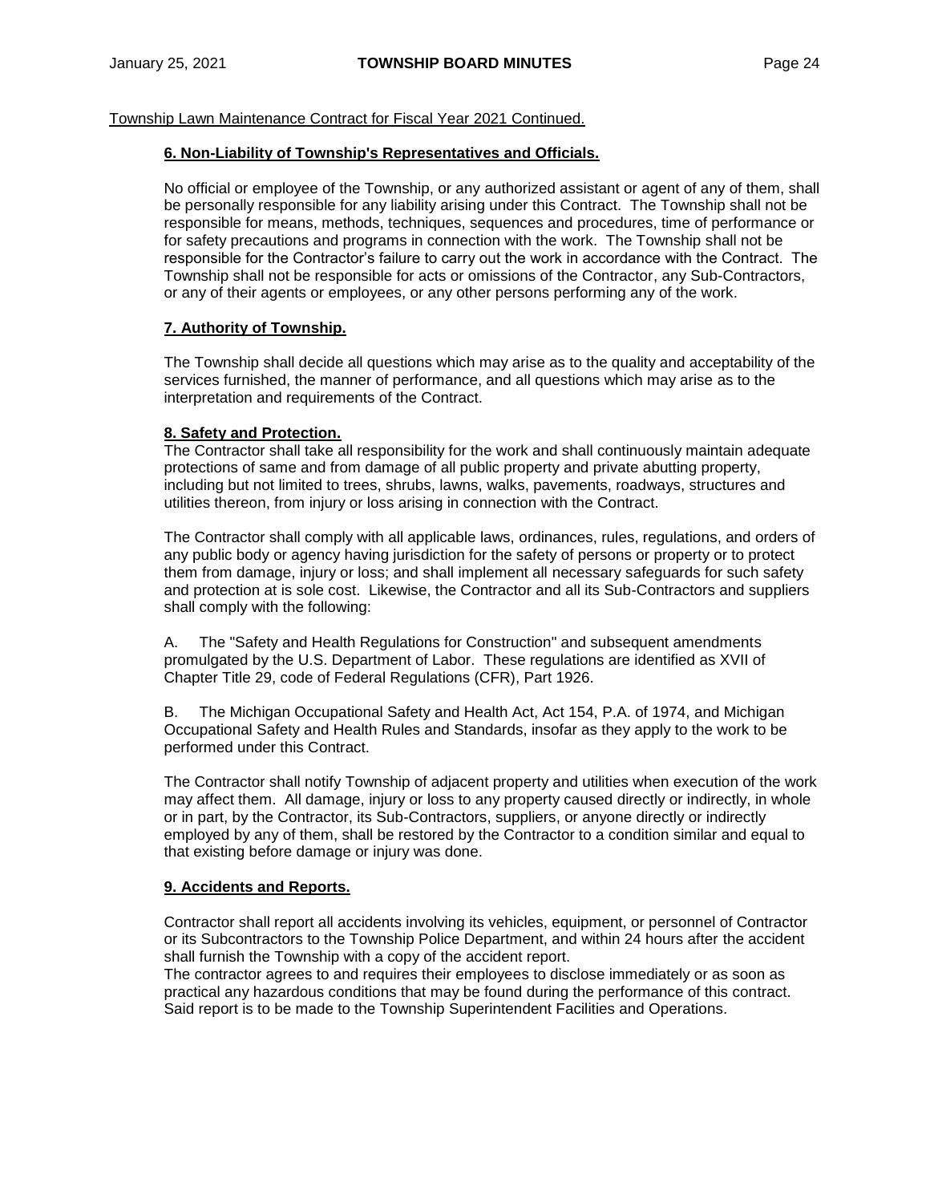Township Lawn Maintenance Contract for Fiscal Year 2021 Continued.

**6. Non-Liability of Township's Representatives and Officials.**

No official or employee of the Township, or any authorized assistant or agent of any of them, shall be personally responsible for any liability arising under this Contract. The Township shall not be responsible for means, methods, techniques, sequences and procedures, time of performance or for safety precautions and programs in connection with the work. The Township shall not be responsible for the Contractor's failure to carry out the work in accordance with the Contract. The Township shall not be responsible for acts or omissions of the Contractor, any Sub-Contractors, or any of their agents or employees, or any other persons performing any of the work.

**7. Authority of Township.**

The Township shall decide all questions which may arise as to the quality and acceptability of the services furnished, the manner of performance, and all questions which may arise as to the interpretation and requirements of the Contract.

**8. Safety and Protection.**

The Contractor shall take all responsibility for the work and shall continuously maintain adequate protections of same and from damage of all public property and private abutting property, including but not limited to trees, shrubs, lawns, walks, pavements, roadways, structures and utilities thereon, from injury or loss arising in connection with the Contract.

The Contractor shall comply with all applicable laws, ordinances, rules, regulations, and orders of any public body or agency having jurisdiction for the safety of persons or property or to protect them from damage, injury or loss; and shall implement all necessary safeguards for such safety and protection at is sole cost. Likewise, the Contractor and all its Sub-Contractors and suppliers shall comply with the following:

A. The "Safety and Health Regulations for Construction" and subsequent amendments promulgated by the U.S. Department of Labor. These regulations are identified as XVII of Chapter Title 29, code of Federal Regulations (CFR), Part 1926.

B. The Michigan Occupational Safety and Health Act, Act 154, P.A. of 1974, and Michigan Occupational Safety and Health Rules and Standards, insofar as they apply to the work to be performed under this Contract.

The Contractor shall notify Township of adjacent property and utilities when execution of the work may affect them. All damage, injury or loss to any property caused directly or indirectly, in whole or in part, by the Contractor, its Sub-Contractors, suppliers, or anyone directly or indirectly employed by any of them, shall be restored by the Contractor to a condition similar and equal to that existing before damage or injury was done.

**9. Accidents and Reports.**

Contractor shall report all accidents involving its vehicles, equipment, or personnel of Contractor or its Subcontractors to the Township Police Department, and within 24 hours after the accident shall furnish the Township with a copy of the accident report.
The contractor agrees to and requires their employees to disclose immediately or as soon as practical any hazardous conditions that may be found during the performance of this contract. Said report is to be made to the Township Superintendent Facilities and Operations.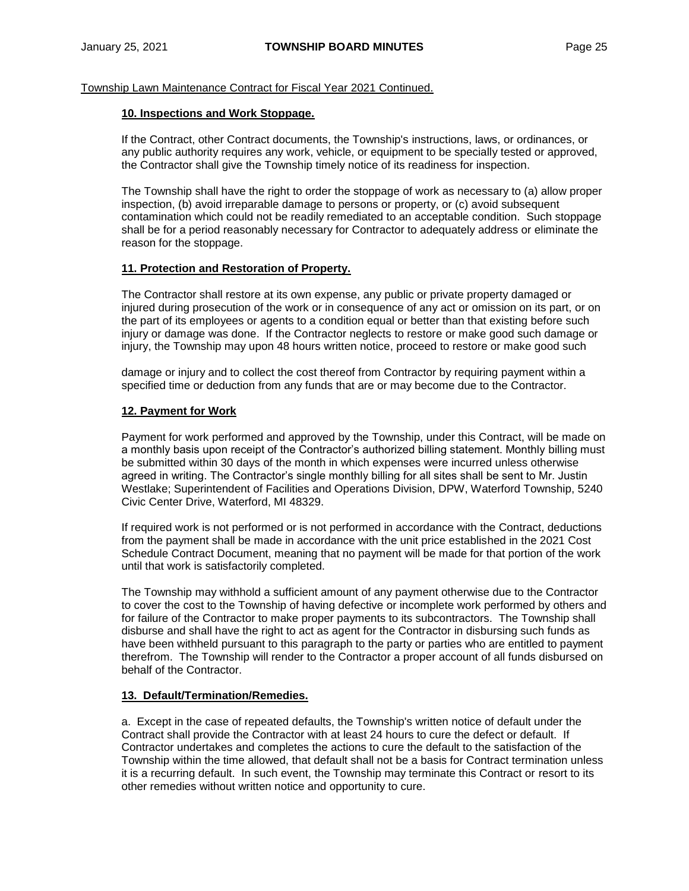Township Lawn Maintenance Contract for Fiscal Year 2021 Continued.

**10. Inspections and Work Stoppage.**

If the Contract, other Contract documents, the Township's instructions, laws, or ordinances, or any public authority requires any work, vehicle, or equipment to be specially tested or approved, the Contractor shall give the Township timely notice of its readiness for inspection.

The Township shall have the right to order the stoppage of work as necessary to (a) allow proper inspection, (b) avoid irreparable damage to persons or property, or (c) avoid subsequent contamination which could not be readily remediated to an acceptable condition. Such stoppage shall be for a period reasonably necessary for Contractor to adequately address or eliminate the reason for the stoppage.

**11. Protection and Restoration of Property.**

The Contractor shall restore at its own expense, any public or private property damaged or injured during prosecution of the work or in consequence of any act or omission on its part, or on the part of its employees or agents to a condition equal or better than that existing before such injury or damage was done. If the Contractor neglects to restore or make good such damage or injury, the Township may upon 48 hours written notice, proceed to restore or make good such damage or injury and to collect the cost thereof from Contractor by requiring payment within a specified time or deduction from any funds that are or may become due to the Contractor.

**12. Payment for Work**

Payment for work performed and approved by the Township, under this Contract, will be made on a monthly basis upon receipt of the Contractor's authorized billing statement. Monthly billing must be submitted within 30 days of the month in which expenses were incurred unless otherwise agreed in writing. The Contractor's single monthly billing for all sites shall be sent to Mr. Justin Westlake; Superintendent of Facilities and Operations Division, DPW, Waterford Township, 5240 Civic Center Drive, Waterford, MI 48329.

If required work is not performed or is not performed in accordance with the Contract, deductions from the payment shall be made in accordance with the unit price established in the 2021 Cost Schedule Contract Document, meaning that no payment will be made for that portion of the work until that work is satisfactorily completed.

The Township may withhold a sufficient amount of any payment otherwise due to the Contractor to cover the cost to the Township of having defective or incomplete work performed by others and for failure of the Contractor to make proper payments to its subcontractors. The Township shall disburse and shall have the right to act as agent for the Contractor in disbursing such funds as have been withheld pursuant to this paragraph to the party or parties who are entitled to payment therefrom. The Township will render to the Contractor a proper account of all funds disbursed on behalf of the Contractor.

**13. Default/Termination/Remedies.**

a. Except in the case of repeated defaults, the Township's written notice of default under the Contract shall provide the Contractor with at least 24 hours to cure the defect or default. If Contractor undertakes and completes the actions to cure the default to the satisfaction of the Township within the time allowed, that default shall not be a basis for Contract termination unless it is a recurring default. In such event, the Township may terminate this Contract or resort to its other remedies without written notice and opportunity to cure.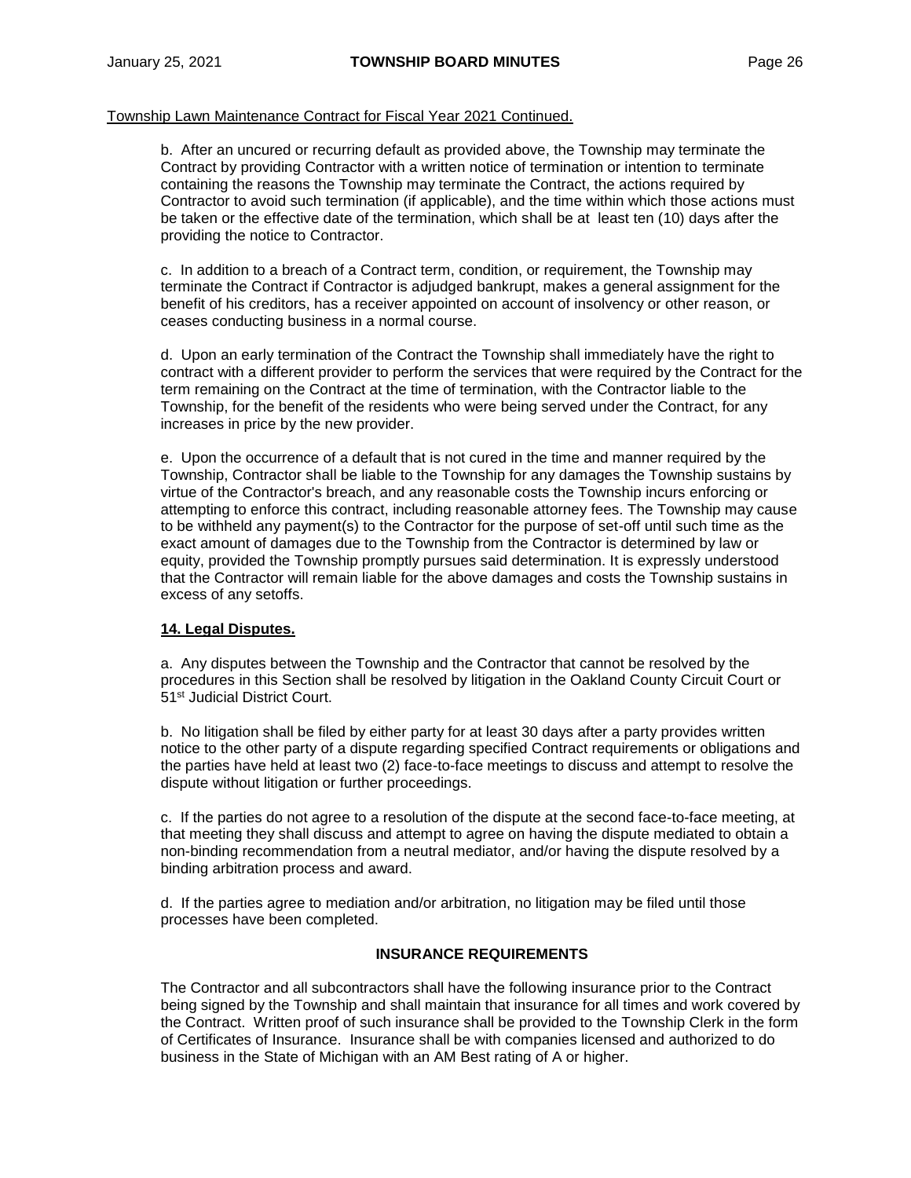Township Lawn Maintenance Contract for Fiscal Year 2021 Continued.

b. After an uncured or recurring default as provided above, the Township may terminate the Contract by providing Contractor with a written notice of termination or intention to terminate containing the reasons the Township may terminate the Contract, the actions required by Contractor to avoid such termination (if applicable), and the time within which those actions must be taken or the effective date of the termination, which shall be at least ten (10) days after the providing the notice to Contractor.

c. In addition to a breach of a Contract term, condition, or requirement, the Township may terminate the Contract if Contractor is adjudged bankrupt, makes a general assignment for the benefit of his creditors, has a receiver appointed on account of insolvency or other reason, or ceases conducting business in a normal course.

d. Upon an early termination of the Contract the Township shall immediately have the right to contract with a different provider to perform the services that were required by the Contract for the term remaining on the Contract at the time of termination, with the Contractor liable to the Township, for the benefit of the residents who were being served under the Contract, for any increases in price by the new provider.

e. Upon the occurrence of a default that is not cured in the time and manner required by the Township, Contractor shall be liable to the Township for any damages the Township sustains by virtue of the Contractor's breach, and any reasonable costs the Township incurs enforcing or attempting to enforce this contract, including reasonable attorney fees. The Township may cause to be withheld any payment(s) to the Contractor for the purpose of set-off until such time as the exact amount of damages due to the Township from the Contractor is determined by law or equity, provided the Township promptly pursues said determination. It is expressly understood that the Contractor will remain liable for the above damages and costs the Township sustains in excess of any setoffs.

**14. Legal Disputes.**

a. Any disputes between the Township and the Contractor that cannot be resolved by the procedures in this Section shall be resolved by litigation in the Oakland County Circuit Court or 51st Judicial District Court.

b. No litigation shall be filed by either party for at least 30 days after a party provides written notice to the other party of a dispute regarding specified Contract requirements or obligations and the parties have held at least two (2) face-to-face meetings to discuss and attempt to resolve the dispute without litigation or further proceedings.

c. If the parties do not agree to a resolution of the dispute at the second face-to-face meeting, at that meeting they shall discuss and attempt to agree on having the dispute mediated to obtain a non-binding recommendation from a neutral mediator, and/or having the dispute resolved by a binding arbitration process and award.

d. If the parties agree to mediation and/or arbitration, no litigation may be filed until those processes have been completed.

**INSURANCE REQUIREMENTS**

The Contractor and all subcontractors shall have the following insurance prior to the Contract being signed by the Township and shall maintain that insurance for all times and work covered by the Contract. Written proof of such insurance shall be provided to the Township Clerk in the form of Certificates of Insurance. Insurance shall be with companies licensed and authorized to do business in the State of Michigan with an AM Best rating of A or higher.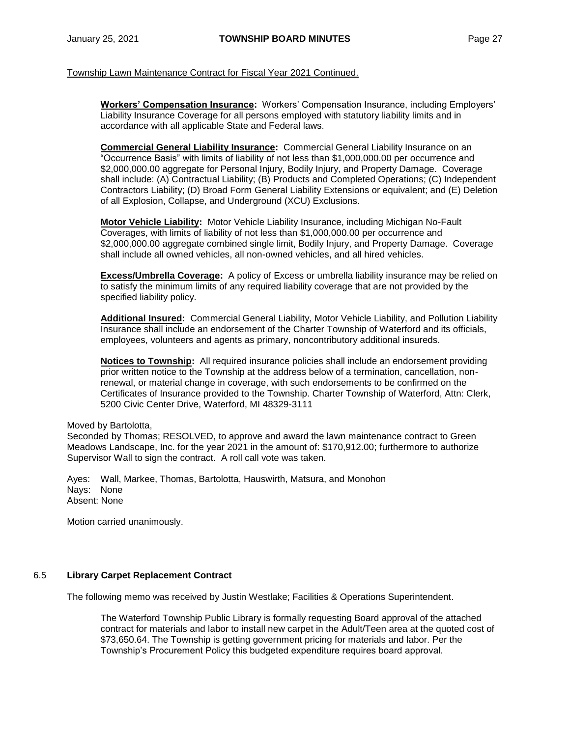Township Lawn Maintenance Contract for Fiscal Year 2021 Continued.

**Workers' Compensation Insurance:** Workers' Compensation Insurance, including Employers' Liability Insurance Coverage for all persons employed with statutory liability limits and in accordance with all applicable State and Federal laws.

**Commercial General Liability Insurance:** Commercial General Liability Insurance on an "Occurrence Basis" with limits of liability of not less than $1,000,000.00 per occurrence and $2,000,000.00 aggregate for Personal Injury, Bodily Injury, and Property Damage. Coverage shall include: (A) Contractual Liability; (B) Products and Completed Operations; (C) Independent Contractors Liability; (D) Broad Form General Liability Extensions or equivalent; and (E) Deletion of all Explosion, Collapse, and Underground (XCU) Exclusions.

**Motor Vehicle Liability:** Motor Vehicle Liability Insurance, including Michigan No-Fault Coverages, with limits of liability of not less than $1,000,000.00 per occurrence and $2,000,000.00 aggregate combined single limit, Bodily Injury, and Property Damage. Coverage shall include all owned vehicles, all non-owned vehicles, and all hired vehicles.

**Excess/Umbrella Coverage:** A policy of Excess or umbrella liability insurance may be relied on to satisfy the minimum limits of any required liability coverage that are not provided by the specified liability policy.

**Additional Insured:** Commercial General Liability, Motor Vehicle Liability, and Pollution Liability Insurance shall include an endorsement of the Charter Township of Waterford and its officials, employees, volunteers and agents as primary, noncontributory additional insureds.

**Notices to Township:** All required insurance policies shall include an endorsement providing prior written notice to the Township at the address below of a termination, cancellation, non-renewal, or material change in coverage, with such endorsements to be confirmed on the Certificates of Insurance provided to the Township. Charter Township of Waterford, Attn: Clerk, 5200 Civic Center Drive, Waterford, MI 48329-3111

Moved by Bartolotta,
Seconded by Thomas; RESOLVED, to approve and award the lawn maintenance contract to Green Meadows Landscape, Inc. for the year 2021 in the amount of: $170,912.00; furthermore to authorize Supervisor Wall to sign the contract. A roll call vote was taken.

Ayes: Wall, Markee, Thomas, Bartolotta, Hauswirth, Matsura, and Monohon
Nays: None
Absent: None

Motion carried unanimously.

## 6.5 Library Carpet Replacement Contract

The following memo was received by Justin Westlake; Facilities & Operations Superintendent.

> The Waterford Township Public Library is formally requesting Board approval of the attached contract for materials and labor to install new carpet in the Adult/Teen area at the quoted cost of $73,650.64. The Township is getting government pricing for materials and labor. Per the Township's Procurement Policy this budgeted expenditure requires board approval.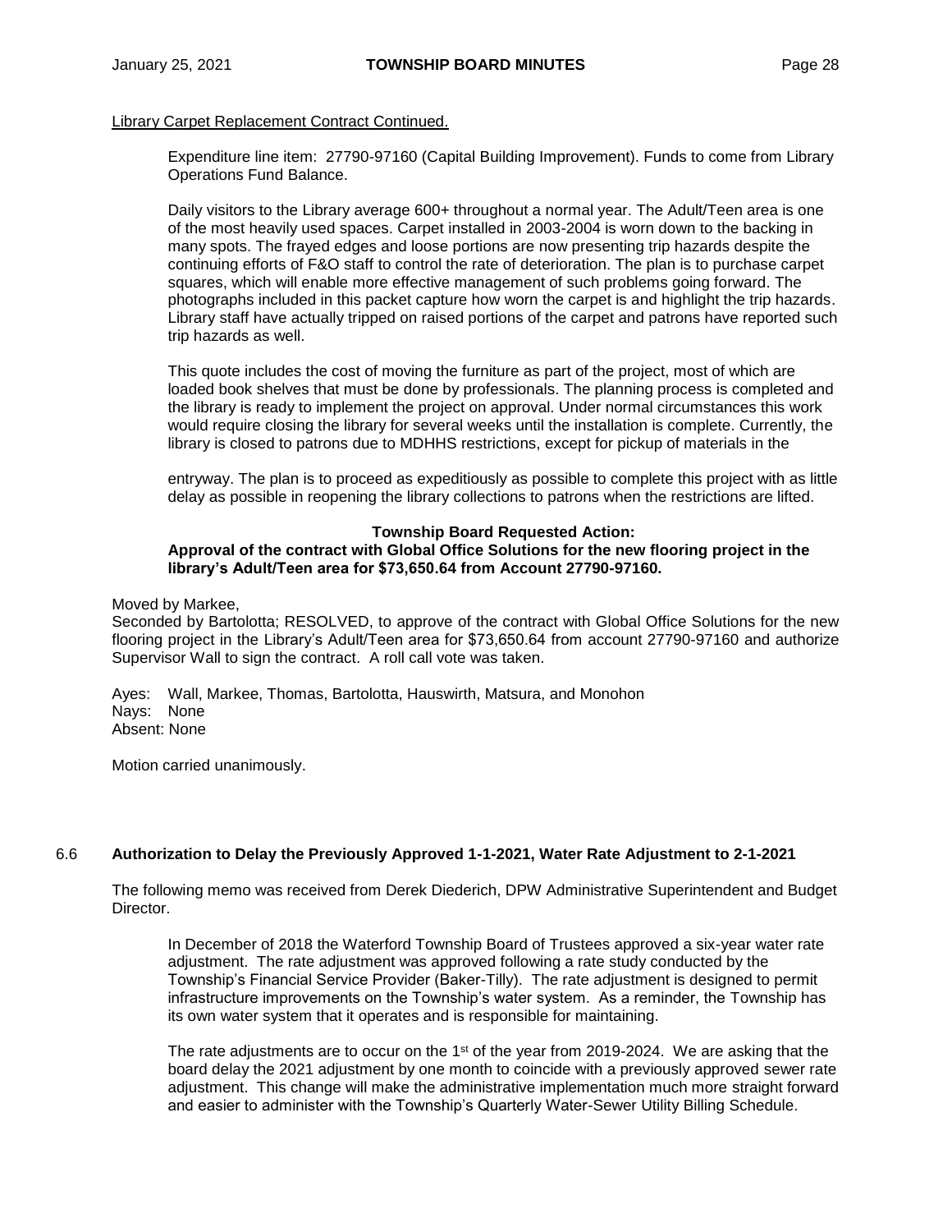Library Carpet Replacement Contract Continued.

> Expenditure line item: 27790-97160 (Capital Building Improvement). Funds to come from Library Operations Fund Balance.
>
> Daily visitors to the Library average 600+ throughout a normal year. The Adult/Teen area is one of the most heavily used spaces. Carpet installed in 2003-2004 is worn down to the backing in many spots. The frayed edges and loose portions are now presenting trip hazards despite the continuing efforts of F&O staff to control the rate of deterioration. The plan is to purchase carpet squares, which will enable more effective management of such problems going forward. The photographs included in this packet capture how worn the carpet is and highlight the trip hazards. Library staff have actually tripped on raised portions of the carpet and patrons have reported such trip hazards as well.
>
> This quote includes the cost of moving the furniture as part of the project, most of which are loaded book shelves that must be done by professionals. The planning process is completed and the library is ready to implement the project on approval. Under normal circumstances this work would require closing the library for several weeks until the installation is complete. Currently, the library is closed to patrons due to MDHHS restrictions, except for pickup of materials in the entryway. The plan is to proceed as expeditiously as possible to complete this project with as little delay as possible in reopening the library collections to patrons when the restrictions are lifted.

**Township Board Requested Action:**
**Approval of the contract with Global Office Solutions for the new flooring project in the library's Adult/Teen area for $73,650.64 from Account 27790-97160.**

Moved by Markee,
Seconded by Bartolotta; RESOLVED, to approve of the contract with Global Office Solutions for the new flooring project in the Library's Adult/Teen area for $73,650.64 from account 27790-97160 and authorize Supervisor Wall to sign the contract. A roll call vote was taken.

Ayes: Wall, Markee, Thomas, Bartolotta, Hauswirth, Matsura, and Monohon
Nays: None
Absent: None

Motion carried unanimously.

## 6.6 Authorization to Delay the Previously Approved 1-1-2021, Water Rate Adjustment to 2-1-2021

The following memo was received from Derek Diederich, DPW Administrative Superintendent and Budget Director.

> In December of 2018 the Waterford Township Board of Trustees approved a six-year water rate adjustment. The rate adjustment was approved following a rate study conducted by the Township's Financial Service Provider (Baker-Tilly). The rate adjustment is designed to permit infrastructure improvements on the Township's water system. As a reminder, the Township has its own water system that it operates and is responsible for maintaining.
>
> The rate adjustments are to occur on the 1st of the year from 2019-2024. We are asking that the board delay the 2021 adjustment by one month to coincide with a previously approved sewer rate adjustment. This change will make the administrative implementation much more straight forward and easier to administer with the Township's Quarterly Water-Sewer Utility Billing Schedule.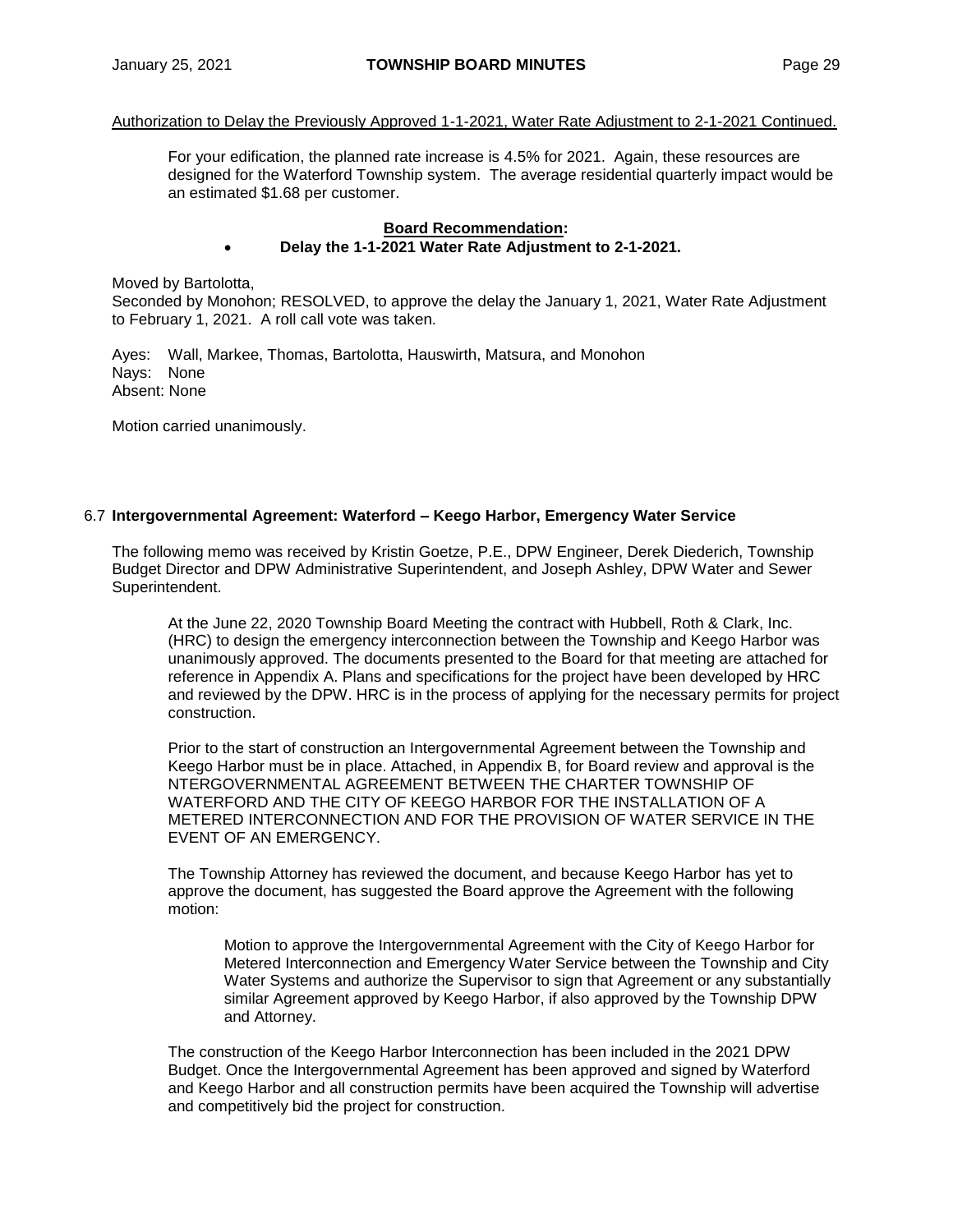Authorization to Delay the Previously Approved 1-1-2021, Water Rate Adjustment to 2-1-2021 Continued.

> For your edification, the planned rate increase is 4.5% for 2021. Again, these resources are designed for the Waterford Township system. The average residential quarterly impact would be an estimated $1.68 per customer.

**Board Recommendation:**

- **Delay the 1-1-2021 Water Rate Adjustment to 2-1-2021.**

Moved by Bartolotta,
Seconded by Monohon; RESOLVED, to approve the delay the January 1, 2021, Water Rate Adjustment to February 1, 2021. A roll call vote was taken.

Ayes: Wall, Markee, Thomas, Bartolotta, Hauswirth, Matsura, and Monohon
Nays: None
Absent: None

Motion carried unanimously.

## 6.7 Intergovernmental Agreement: Waterford – Keego Harbor, Emergency Water Service

The following memo was received by Kristin Goetze, P.E., DPW Engineer, Derek Diederich, Township Budget Director and DPW Administrative Superintendent, and Joseph Ashley, DPW Water and Sewer Superintendent.

> At the June 22, 2020 Township Board Meeting the contract with Hubbell, Roth & Clark, Inc. (HRC) to design the emergency interconnection between the Township and Keego Harbor was unanimously approved. The documents presented to the Board for that meeting are attached for reference in Appendix A. Plans and specifications for the project have been developed by HRC and reviewed by the DPW. HRC is in the process of applying for the necessary permits for project construction.
>
> Prior to the start of construction an Intergovernmental Agreement between the Township and Keego Harbor must be in place. Attached, in Appendix B, for Board review and approval is the NTERGOVERNMENTAL AGREEMENT BETWEEN THE CHARTER TOWNSHIP OF WATERFORD AND THE CITY OF KEEGO HARBOR FOR THE INSTALLATION OF A METERED INTERCONNECTION AND FOR THE PROVISION OF WATER SERVICE IN THE EVENT OF AN EMERGENCY.
>
> The Township Attorney has reviewed the document, and because Keego Harbor has yet to approve the document, has suggested the Board approve the Agreement with the following motion:
>
> > Motion to approve the Intergovernmental Agreement with the City of Keego Harbor for Metered Interconnection and Emergency Water Service between the Township and City Water Systems and authorize the Supervisor to sign that Agreement or any substantially similar Agreement approved by Keego Harbor, if also approved by the Township DPW and Attorney.
>
> The construction of the Keego Harbor Interconnection has been included in the 2021 DPW Budget. Once the Intergovernmental Agreement has been approved and signed by Waterford and Keego Harbor and all construction permits have been acquired the Township will advertise and competitively bid the project for construction.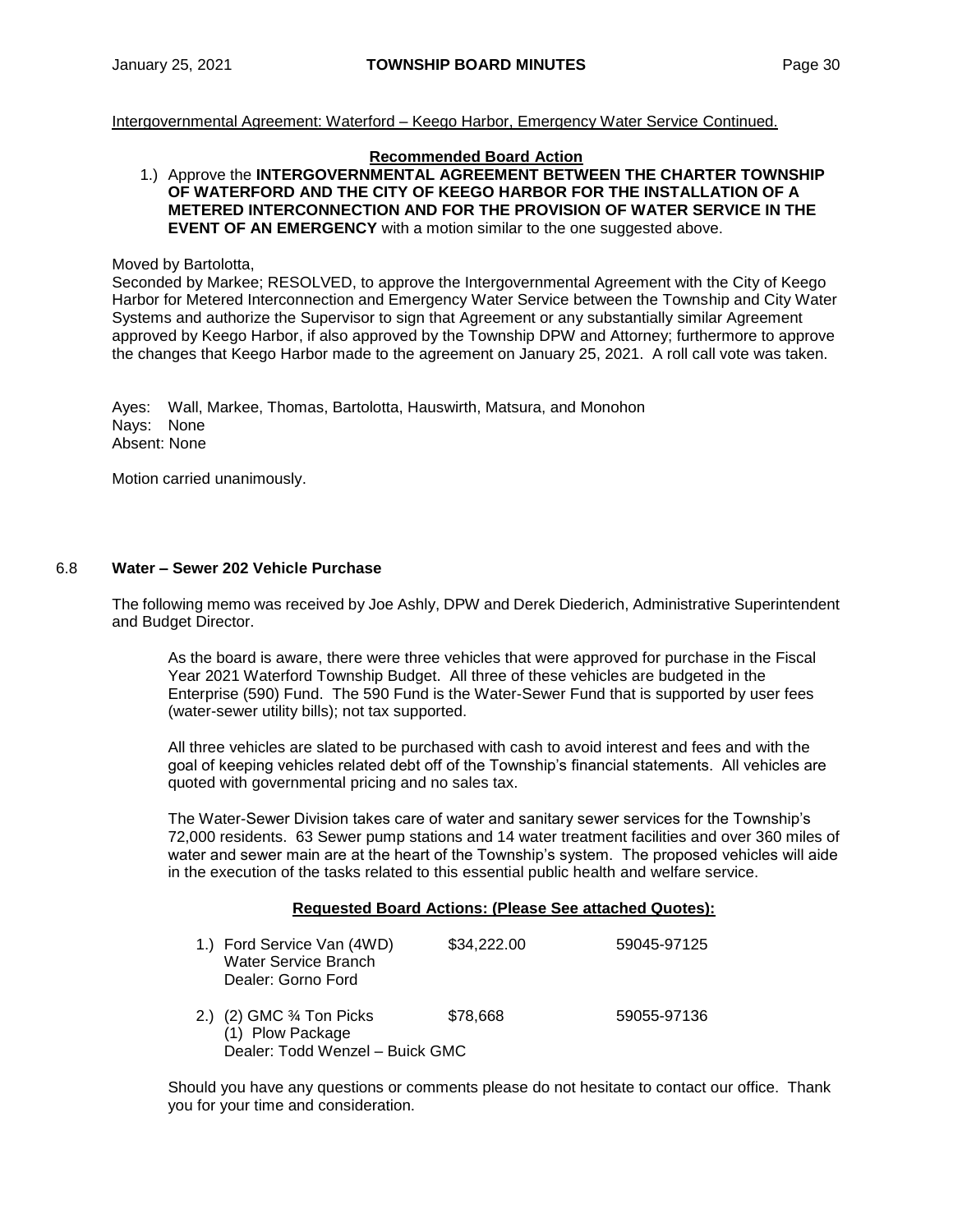Intergovernmental Agreement: Waterford – Keego Harbor, Emergency Water Service Continued.

**Recommended Board Action**

1.) Approve the **INTERGOVERNMENTAL AGREEMENT BETWEEN THE CHARTER TOWNSHIP OF WATERFORD AND THE CITY OF KEEGO HARBOR FOR THE INSTALLATION OF A METERED INTERCONNECTION AND FOR THE PROVISION OF WATER SERVICE IN THE EVENT OF AN EMERGENCY** with a motion similar to the one suggested above.

Moved by Bartolotta,
Seconded by Markee; RESOLVED, to approve the Intergovernmental Agreement with the City of Keego Harbor for Metered Interconnection and Emergency Water Service between the Township and City Water Systems and authorize the Supervisor to sign that Agreement or any substantially similar Agreement approved by Keego Harbor, if also approved by the Township DPW and Attorney; furthermore to approve the changes that Keego Harbor made to the agreement on January 25, 2021. A roll call vote was taken.

Ayes: Wall, Markee, Thomas, Bartolotta, Hauswirth, Matsura, and Monohon
Nays: None
Absent: None

Motion carried unanimously.

## 6.8 Water – Sewer 202 Vehicle Purchase

The following memo was received by Joe Ashly, DPW and Derek Diederich, Administrative Superintendent and Budget Director.

> As the board is aware, there were three vehicles that were approved for purchase in the Fiscal Year 2021 Waterford Township Budget. All three of these vehicles are budgeted in the Enterprise (590) Fund. The 590 Fund is the Water-Sewer Fund that is supported by user fees (water-sewer utility bills); not tax supported.
>
> All three vehicles are slated to be purchased with cash to avoid interest and fees and with the goal of keeping vehicles related debt off of the Township's financial statements. All vehicles are quoted with governmental pricing and no sales tax.
>
> The Water-Sewer Division takes care of water and sanitary sewer services for the Township's 72,000 residents. 63 Sewer pump stations and 14 water treatment facilities and over 360 miles of water and sewer main are at the heart of the Township's system. The proposed vehicles will aide in the execution of the tasks related to this essential public health and welfare service.
>
> **Requested Board Actions: (Please See attached Quotes):**
>
> | | | |
> |---|---|---|
> | 1.) Ford Service Van (4WD)<br>Water Service Branch<br>Dealer: Gorno Ford | \$34,222.00 | 59045-97125 |
> | 2.) (2) GMC ¾ Ton Picks<br>(1) Plow Package<br>Dealer: Todd Wenzel – Buick GMC | \$78,668 | 59055-97136 |
>
> Should you have any questions or comments please do not hesitate to contact our office. Thank you for your time and consideration.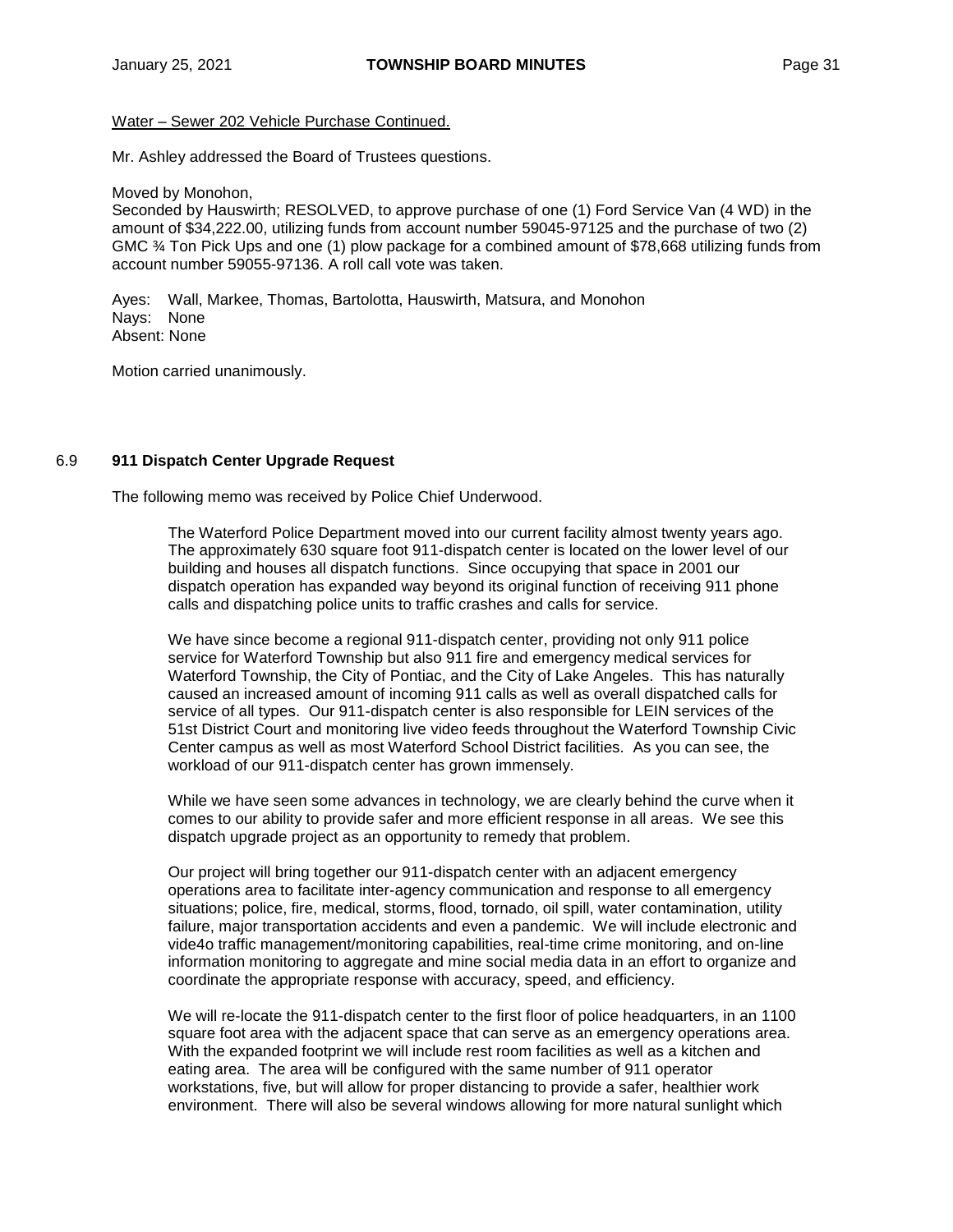Water – Sewer 202 Vehicle Purchase Continued.

Mr. Ashley addressed the Board of Trustees questions.

Moved by Monohon,
Seconded by Hauswirth; RESOLVED, to approve purchase of one (1) Ford Service Van (4 WD) in the amount of $34,222.00, utilizing funds from account number 59045-97125 and the purchase of two (2) GMC ¾ Ton Pick Ups and one (1) plow package for a combined amount of $78,668 utilizing funds from account number 59055-97136. A roll call vote was taken.

Ayes: Wall, Markee, Thomas, Bartolotta, Hauswirth, Matsura, and Monohon
Nays: None
Absent: None

Motion carried unanimously.

## 6.9 911 Dispatch Center Upgrade Request

The following memo was received by Police Chief Underwood.

> The Waterford Police Department moved into our current facility almost twenty years ago. The approximately 630 square foot 911-dispatch center is located on the lower level of our building and houses all dispatch functions. Since occupying that space in 2001 our dispatch operation has expanded way beyond its original function of receiving 911 phone calls and dispatching police units to traffic crashes and calls for service.
>
> We have since become a regional 911-dispatch center, providing not only 911 police service for Waterford Township but also 911 fire and emergency medical services for Waterford Township, the City of Pontiac, and the City of Lake Angeles. This has naturally caused an increased amount of incoming 911 calls as well as overall dispatched calls for service of all types. Our 911-dispatch center is also responsible for LEIN services of the 51st District Court and monitoring live video feeds throughout the Waterford Township Civic Center campus as well as most Waterford School District facilities. As you can see, the workload of our 911-dispatch center has grown immensely.
>
> While we have seen some advances in technology, we are clearly behind the curve when it comes to our ability to provide safer and more efficient response in all areas. We see this dispatch upgrade project as an opportunity to remedy that problem.
>
> Our project will bring together our 911-dispatch center with an adjacent emergency operations area to facilitate inter-agency communication and response to all emergency situations; police, fire, medical, storms, flood, tornado, oil spill, water contamination, utility failure, major transportation accidents and even a pandemic. We will include electronic and vide4o traffic management/monitoring capabilities, real-time crime monitoring, and on-line information monitoring to aggregate and mine social media data in an effort to organize and coordinate the appropriate response with accuracy, speed, and efficiency.
>
> We will re-locate the 911-dispatch center to the first floor of police headquarters, in an 1100 square foot area with the adjacent space that can serve as an emergency operations area. With the expanded footprint we will include rest room facilities as well as a kitchen and eating area. The area will be configured with the same number of 911 operator workstations, five, but will allow for proper distancing to provide a safer, healthier work environment. There will also be several windows allowing for more natural sunlight which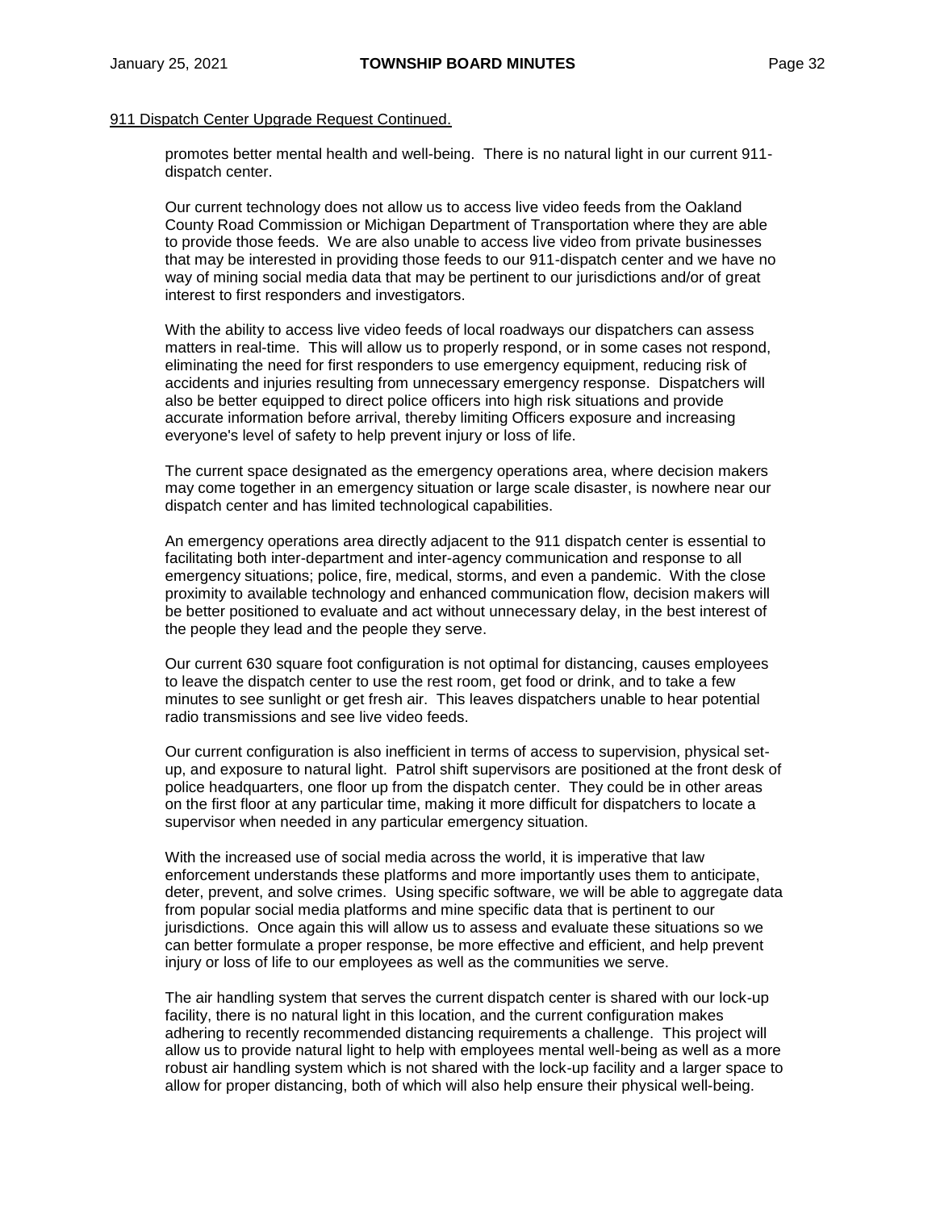911 Dispatch Center Upgrade Request Continued.

promotes better mental health and well-being. There is no natural light in our current 911-dispatch center.

Our current technology does not allow us to access live video feeds from the Oakland County Road Commission or Michigan Department of Transportation where they are able to provide those feeds. We are also unable to access live video from private businesses that may be interested in providing those feeds to our 911-dispatch center and we have no way of mining social media data that may be pertinent to our jurisdictions and/or of great interest to first responders and investigators.

With the ability to access live video feeds of local roadways our dispatchers can assess matters in real-time. This will allow us to properly respond, or in some cases not respond, eliminating the need for first responders to use emergency equipment, reducing risk of accidents and injuries resulting from unnecessary emergency response. Dispatchers will also be better equipped to direct police officers into high risk situations and provide accurate information before arrival, thereby limiting Officers exposure and increasing everyone's level of safety to help prevent injury or loss of life.

The current space designated as the emergency operations area, where decision makers may come together in an emergency situation or large scale disaster, is nowhere near our dispatch center and has limited technological capabilities.

An emergency operations area directly adjacent to the 911 dispatch center is essential to facilitating both inter-department and inter-agency communication and response to all emergency situations; police, fire, medical, storms, and even a pandemic. With the close proximity to available technology and enhanced communication flow, decision makers will be better positioned to evaluate and act without unnecessary delay, in the best interest of the people they lead and the people they serve.

Our current 630 square foot configuration is not optimal for distancing, causes employees to leave the dispatch center to use the rest room, get food or drink, and to take a few minutes to see sunlight or get fresh air. This leaves dispatchers unable to hear potential radio transmissions and see live video feeds.

Our current configuration is also inefficient in terms of access to supervision, physical set-up, and exposure to natural light. Patrol shift supervisors are positioned at the front desk of police headquarters, one floor up from the dispatch center. They could be in other areas on the first floor at any particular time, making it more difficult for dispatchers to locate a supervisor when needed in any particular emergency situation.

With the increased use of social media across the world, it is imperative that law enforcement understands these platforms and more importantly uses them to anticipate, deter, prevent, and solve crimes. Using specific software, we will be able to aggregate data from popular social media platforms and mine specific data that is pertinent to our jurisdictions. Once again this will allow us to assess and evaluate these situations so we can better formulate a proper response, be more effective and efficient, and help prevent injury or loss of life to our employees as well as the communities we serve.

The air handling system that serves the current dispatch center is shared with our lock-up facility, there is no natural light in this location, and the current configuration makes adhering to recently recommended distancing requirements a challenge. This project will allow us to provide natural light to help with employees mental well-being as well as a more robust air handling system which is not shared with the lock-up facility and a larger space to allow for proper distancing, both of which will also help ensure their physical well-being.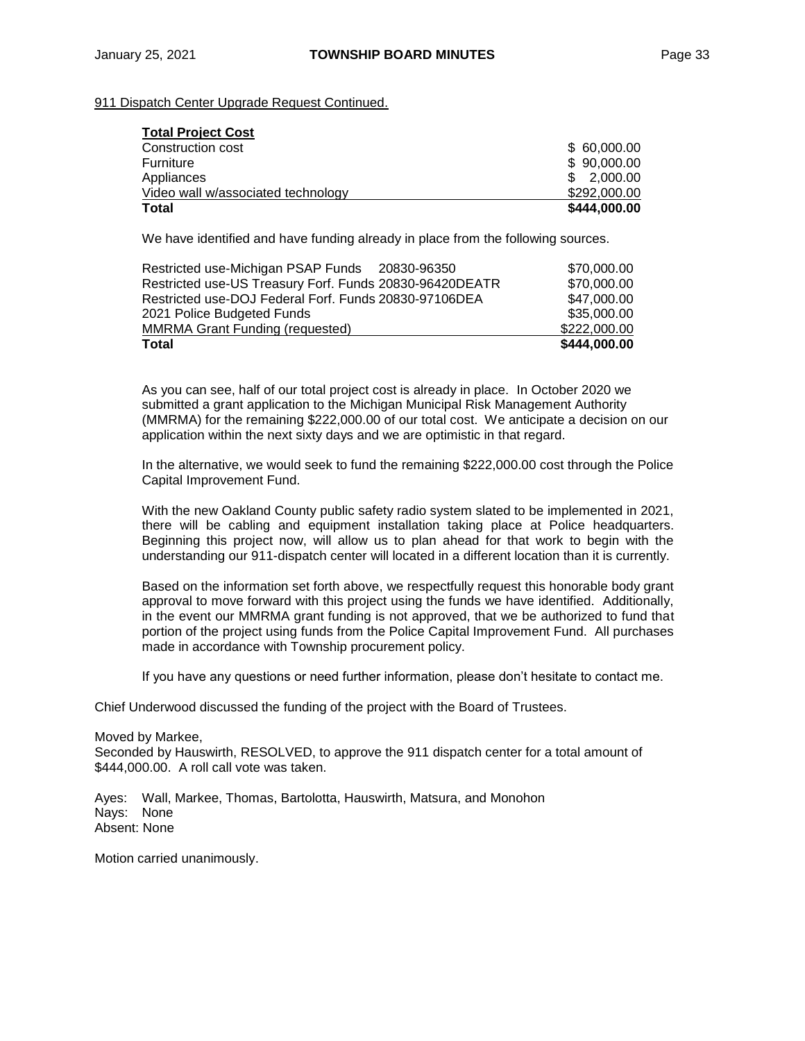911 Dispatch Center Upgrade Request Continued.

| **Total Project Cost** | |
|---|---|
| Construction cost | $ 60,000.00 |
| Furniture | $ 90,000.00 |
| Appliances | $ 2,000.00 |
| Video wall w/associated technology | $292,000.00 |
| **Total** | **$444,000.00** |

We have identified and have funding already in place from the following sources.

| | |
|---|---|
| Restricted use-Michigan PSAP Funds 20830-96350 | $70,000.00 |
| Restricted use-US Treasury Forf. Funds 20830-96420DEATR | $70,000.00 |
| Restricted use-DOJ Federal Forf. Funds 20830-97106DEA | $47,000.00 |
| 2021 Police Budgeted Funds | $35,000.00 |
| MMRMA Grant Funding (requested) | $222,000.00 |
| **Total** | **$444,000.00** |

As you can see, half of our total project cost is already in place. In October 2020 we submitted a grant application to the Michigan Municipal Risk Management Authority (MMRMA) for the remaining $222,000.00 of our total cost. We anticipate a decision on our application within the next sixty days and we are optimistic in that regard.

In the alternative, we would seek to fund the remaining $222,000.00 cost through the Police Capital Improvement Fund.

With the new Oakland County public safety radio system slated to be implemented in 2021, there will be cabling and equipment installation taking place at Police headquarters. Beginning this project now, will allow us to plan ahead for that work to begin with the understanding our 911-dispatch center will located in a different location than it is currently.

Based on the information set forth above, we respectfully request this honorable body grant approval to move forward with this project using the funds we have identified. Additionally, in the event our MMRMA grant funding is not approved, that we be authorized to fund that portion of the project using funds from the Police Capital Improvement Fund. All purchases made in accordance with Township procurement policy.

If you have any questions or need further information, please don't hesitate to contact me.

Chief Underwood discussed the funding of the project with the Board of Trustees.

Moved by Markee,
Seconded by Hauswirth, RESOLVED, to approve the 911 dispatch center for a total amount of $444,000.00. A roll call vote was taken.

Ayes: Wall, Markee, Thomas, Bartolotta, Hauswirth, Matsura, and Monohon
Nays: None
Absent: None

Motion carried unanimously.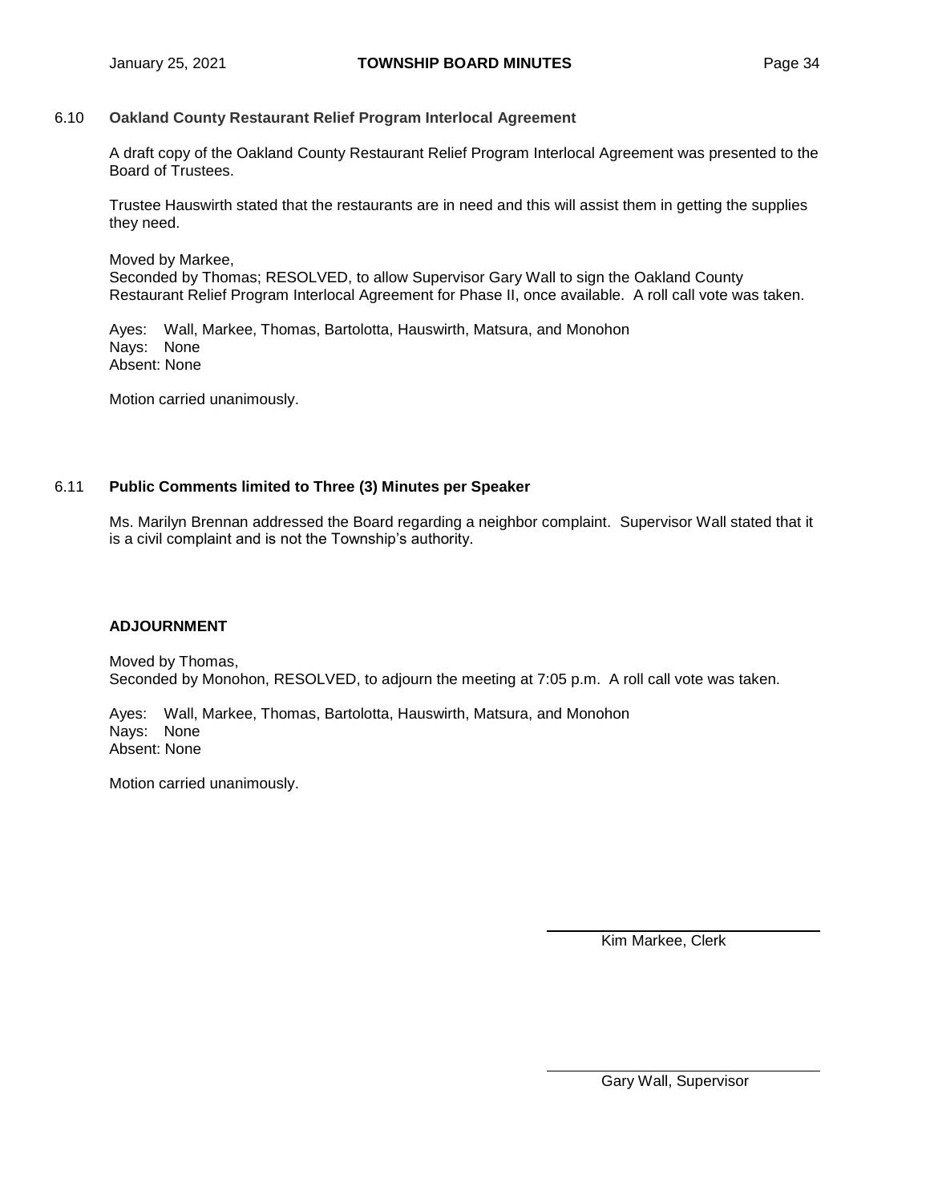### 6.10 Oakland County Restaurant Relief Program Interlocal Agreement

A draft copy of the Oakland County Restaurant Relief Program Interlocal Agreement was presented to the Board of Trustees.

Trustee Hauswirth stated that the restaurants are in need and this will assist them in getting the supplies they need.

Moved by Markee,
Seconded by Thomas; RESOLVED, to allow Supervisor Gary Wall to sign the Oakland County Restaurant Relief Program Interlocal Agreement for Phase II, once available. A roll call vote was taken.

Ayes: Wall, Markee, Thomas, Bartolotta, Hauswirth, Matsura, and Monohon
Nays: None
Absent: None

Motion carried unanimously.

### 6.11 Public Comments limited to Three (3) Minutes per Speaker

Ms. Marilyn Brennan addressed the Board regarding a neighbor complaint. Supervisor Wall stated that it is a civil complaint and is not the Township's authority.

### ADJOURNMENT

Moved by Thomas,
Seconded by Monohon, RESOLVED, to adjourn the meeting at 7:05 p.m. A roll call vote was taken.

Ayes: Wall, Markee, Thomas, Bartolotta, Hauswirth, Matsura, and Monohon
Nays: None
Absent: None

Motion carried unanimously.

Kim Markee, Clerk

Gary Wall, Supervisor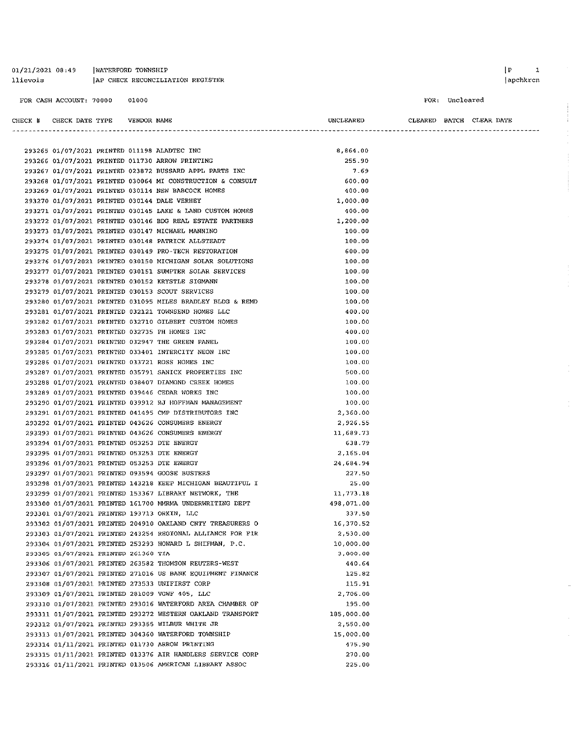01/21/2021 08:49 | WATERFORD TOWNSHIP
llievois | AP CHECK RECONCILIATION REGISTER

FOR CASH ACCOUNT: 70000 01000

FOR: Uncleared

| CHECK # | CHECK DATE | TYPE | VENDOR | NAME | UNCLEARED | CLEARED | BATCH | CLEAR DATE |
|---|---|---|---|---|---|---|---|---|
| 293265 | 01/07/2021 | PRINTED | 011198 | ALADTEC INC | 8,864.00 | | | |
| 293266 | 01/07/2021 | PRINTED | 011730 | ARROW PRINTING | 255.90 | | | |
| 293267 | 01/07/2021 | PRINTED | 023872 | BUSSARD APPL PARTS INC | 7.69 | | | |
| 293268 | 01/07/2021 | PRINTED | 030064 | MI CONSTRUCTION & CONSULT | 600.00 | | | |
| 293269 | 01/07/2021 | PRINTED | 030114 | NEW BABCOCK HOMES | 400.00 | | | |
| 293270 | 01/07/2021 | PRINTED | 030144 | DALE VERHEY | 1,000.00 | | | |
| 293271 | 01/07/2021 | PRINTED | 030145 | LAKE & LAND CUSTOM HOMES | 400.00 | | | |
| 293272 | 01/07/2021 | PRINTED | 030146 | BDG REAL ESTATE PARTNERS | 1,200.00 | | | |
| 293273 | 01/07/2021 | PRINTED | 030147 | MICHAEL MANNINO | 100.00 | | | |
| 293274 | 01/07/2021 | PRINTED | 030148 | PATRICK ALLSTEADT | 100.00 | | | |
| 293275 | 01/07/2021 | PRINTED | 030149 | PRO-TECH RESTORATION | 600.00 | | | |
| 293276 | 01/07/2021 | PRINTED | 030150 | MICHIGAN SOLAR SOLUTIONS | 100.00 | | | |
| 293277 | 01/07/2021 | PRINTED | 030151 | SUMPTER SOLAR SERVICES | 100.00 | | | |
| 293278 | 01/07/2021 | PRINTED | 030152 | KRYSTLE SIGMANN | 100.00 | | | |
| 293279 | 01/07/2021 | PRINTED | 030153 | SCOUT SERVICES | 100.00 | | | |
| 293280 | 01/07/2021 | PRINTED | 031095 | MILES BRADLEY BLDG & REMD | 100.00 | | | |
| 293281 | 01/07/2021 | PRINTED | 032121 | TOWNSEND HOMES LLC | 400.00 | | | |
| 293282 | 01/07/2021 | PRINTED | 032710 | GILBERT CUSTOM HOMES | 100.00 | | | |
| 293283 | 01/07/2021 | PRINTED | 032735 | PH HOMES INC | 400.00 | | | |
| 293284 | 01/07/2021 | PRINTED | 032947 | THE GREEN PANEL | 100.00 | | | |
| 293285 | 01/07/2021 | PRINTED | 033401 | INTERCITY NEON INC | 100.00 | | | |
| 293286 | 01/07/2021 | PRINTED | 033721 | ROSS HOMES INC | 100.00 | | | |
| 293287 | 01/07/2021 | PRINTED | 035791 | SANICK PROPERTIES INC | 500.00 | | | |
| 293288 | 01/07/2021 | PRINTED | 038407 | DIAMOND CREEK HOMES | 100.00 | | | |
| 293289 | 01/07/2021 | PRINTED | 039446 | CEDAR WORKS INC | 100.00 | | | |
| 293290 | 01/07/2021 | PRINTED | 039912 | RJ HOFFMAN MANAGEMENT | 100.00 | | | |
| 293291 | 01/07/2021 | PRINTED | 041495 | CMP DISTRIBUTORS INC | 2,360.00 | | | |
| 293292 | 01/07/2021 | PRINTED | 043626 | CONSUMERS ENERGY | 2,926.55 | | | |
| 293293 | 01/07/2021 | PRINTED | 043626 | CONSUMERS ENERGY | 11,689.73 | | | |
| 293294 | 01/07/2021 | PRINTED | 053253 | DTE ENERGY | 638.79 | | | |
| 293295 | 01/07/2021 | PRINTED | 053253 | DTE ENERGY | 2,165.04 | | | |
| 293296 | 01/07/2021 | PRINTED | 053253 | DTE ENERGY | 24,684.94 | | | |
| 293297 | 01/07/2021 | PRINTED | 093594 | GOOSE BUSTERS | 227.50 | | | |
| 293298 | 01/07/2021 | PRINTED | 143218 | KEEP MICHIGAN BEAUTIFUL I | 25.00 | | | |
| 293299 | 01/07/2021 | PRINTED | 153367 | LIBRARY NETWORK, THE | 11,773.18 | | | |
| 293300 | 01/07/2021 | PRINTED | 161700 | MMRMA UNDERWRITING DEPT | 498,071.00 | | | |
| 293301 | 01/07/2021 | PRINTED | 193713 | ORKIN, LLC | 337.50 | | | |
| 293302 | 01/07/2021 | PRINTED | 204910 | OAKLAND CNTY TREASURERS O | 16,370.52 | | | |
| 293303 | 01/07/2021 | PRINTED | 243254 | REGIONAL ALLIANCE FOR FIR | 2,530.00 | | | |
| 293304 | 01/07/2021 | PRINTED | 253293 | HOWARD L SHIFMAN, P.C. | 10,000.00 | | | |
| 293305 | 01/07/2021 | PRINTED | 261360 | TIA | 3,000.00 | | | |
| 293306 | 01/07/2021 | PRINTED | 263582 | THOMSON REUTERS-WEST | 440.64 | | | |
| 293307 | 01/07/2021 | PRINTED | 271016 | US BANK EQUIPMENT FINANCE | 125.82 | | | |
| 293308 | 01/07/2021 | PRINTED | 273533 | UNIFIRST CORP | 115.91 | | | |
| 293309 | 01/07/2021 | PRINTED | 281009 | VGWF 405, LLC | 2,706.00 | | | |
| 293310 | 01/07/2021 | PRINTED | 293016 | WATERFORD AREA CHAMBER OF | 195.00 | | | |
| 293311 | 01/07/2021 | PRINTED | 293272 | WESTERN OAKLAND TRANSPORT | 185,000.00 | | | |
| 293312 | 01/07/2021 | PRINTED | 293355 | WILBUR WHITE JR | 2,550.00 | | | |
| 293313 | 01/07/2021 | PRINTED | 304360 | WATERFORD TOWNSHIP | 15,000.00 | | | |
| 293314 | 01/11/2021 | PRINTED | 011730 | ARROW PRINTING | 475.90 | | | |
| 293315 | 01/11/2021 | PRINTED | 013376 | AIR HANDLERS SERVICE CORP | 270.00 | | | |
| 293316 | 01/11/2021 | PRINTED | 013506 | AMERICAN LIBRARY ASSOC | 225.00 | | | |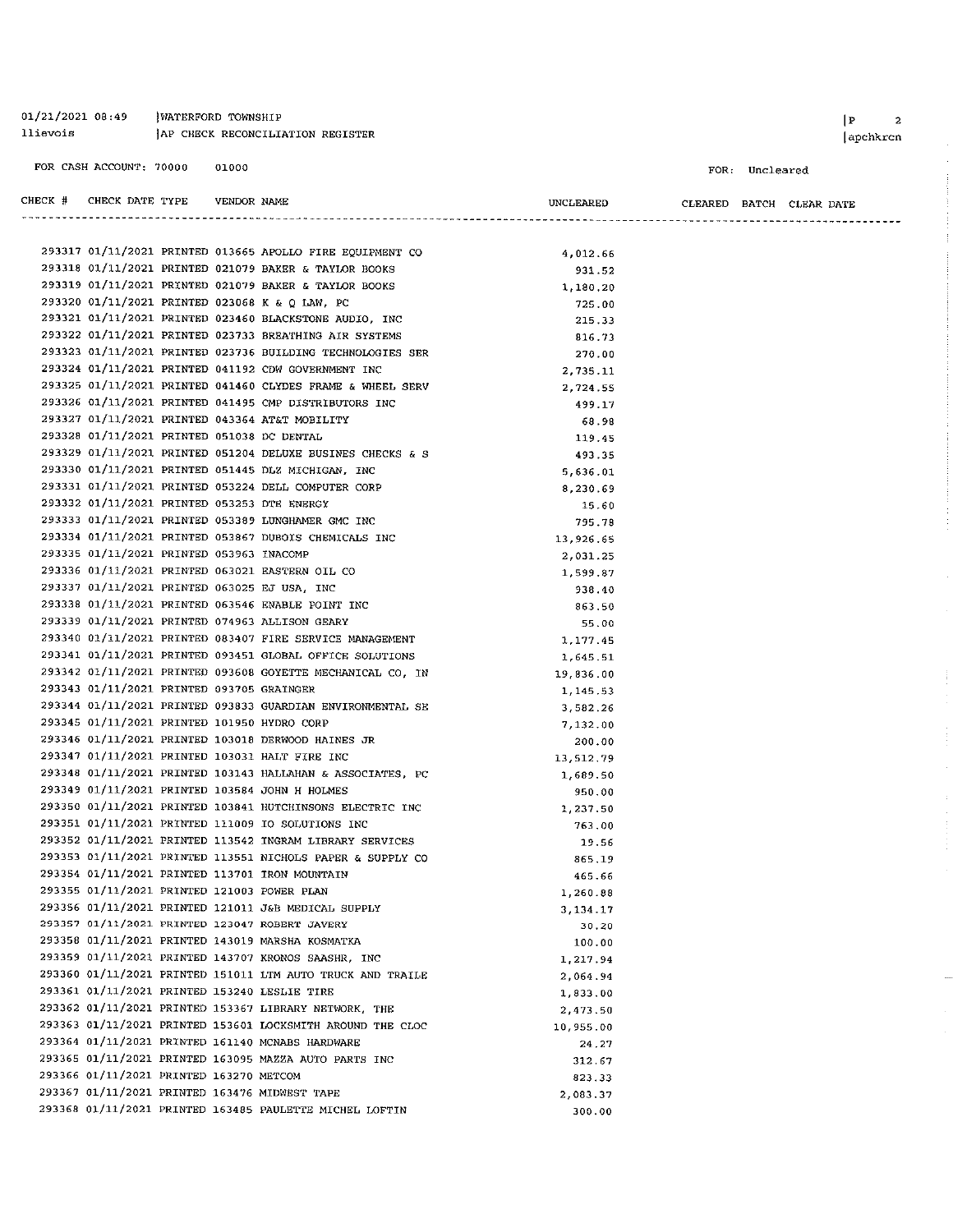01/21/2021 08:49 | WATERFORD TOWNSHIP
llievois | AP CHECK RECONCILIATION REGISTER

FOR CASH ACCOUNT: 70000 01000

FOR: Uncleared

| CHECK # | CHECK DATE | TYPE | VENDOR | NAME | UNCLEARED | CLEARED | BATCH | CLEAR DATE |
|---|---|---|---|---|---|---|---|---|
| 293317 | 01/11/2021 | PRINTED | 013665 | APOLLO FIRE EQUIPMENT CO | 4,012.66 | | | |
| 293318 | 01/11/2021 | PRINTED | 021079 | BAKER & TAYLOR BOOKS | 931.52 | | | |
| 293319 | 01/11/2021 | PRINTED | 021079 | BAKER & TAYLOR BOOKS | 1,180.20 | | | |
| 293320 | 01/11/2021 | PRINTED | 023068 | K & Q LAW, PC | 725.00 | | | |
| 293321 | 01/11/2021 | PRINTED | 023460 | BLACKSTONE AUDIO, INC | 215.33 | | | |
| 293322 | 01/11/2021 | PRINTED | 023733 | BREATHING AIR SYSTEMS | 816.73 | | | |
| 293323 | 01/11/2021 | PRINTED | 023736 | BUILDING TECHNOLOGIES SER | 270.00 | | | |
| 293324 | 01/11/2021 | PRINTED | 041192 | CDW GOVERNMENT INC | 2,735.11 | | | |
| 293325 | 01/11/2021 | PRINTED | 041460 | CLYDES FRAME & WHEEL SERV | 2,724.55 | | | |
| 293326 | 01/11/2021 | PRINTED | 041495 | CMP DISTRIBUTORS INC | 499.17 | | | |
| 293327 | 01/11/2021 | PRINTED | 043364 | AT&T MOBILITY | 68.98 | | | |
| 293328 | 01/11/2021 | PRINTED | 051038 | DC DENTAL | 119.45 | | | |
| 293329 | 01/11/2021 | PRINTED | 051204 | DELUXE BUSINES CHECKS & S | 493.35 | | | |
| 293330 | 01/11/2021 | PRINTED | 051445 | DLZ MICHIGAN, INC | 5,636.01 | | | |
| 293331 | 01/11/2021 | PRINTED | 053224 | DELL COMPUTER CORP | 8,230.69 | | | |
| 293332 | 01/11/2021 | PRINTED | 053253 | DTE ENERGY | 15.60 | | | |
| 293333 | 01/11/2021 | PRINTED | 053389 | LUNGHAMER GMC INC | 795.78 | | | |
| 293334 | 01/11/2021 | PRINTED | 053867 | DUBOIS CHEMICALS INC | 13,926.65 | | | |
| 293335 | 01/11/2021 | PRINTED | 053963 | INACOMP | 2,031.25 | | | |
| 293336 | 01/11/2021 | PRINTED | 063021 | EASTERN OIL CO | 1,599.87 | | | |
| 293337 | 01/11/2021 | PRINTED | 063025 | EJ USA, INC | 938.40 | | | |
| 293338 | 01/11/2021 | PRINTED | 063546 | ENABLE POINT INC | 863.50 | | | |
| 293339 | 01/11/2021 | PRINTED | 074963 | ALLISON GEARY | 55.00 | | | |
| 293340 | 01/11/2021 | PRINTED | 083407 | FIRE SERVICE MANAGEMENT | 1,177.45 | | | |
| 293341 | 01/11/2021 | PRINTED | 093451 | GLOBAL OFFICE SOLUTIONS | 1,645.51 | | | |
| 293342 | 01/11/2021 | PRINTED | 093608 | GOYETTE MECHANICAL CO, IN | 19,836.00 | | | |
| 293343 | 01/11/2021 | PRINTED | 093705 | GRAINGER | 1,145.53 | | | |
| 293344 | 01/11/2021 | PRINTED | 093833 | GUARDIAN ENVIRONMENTAL SE | 3,582.26 | | | |
| 293345 | 01/11/2021 | PRINTED | 101950 | HYDRO CORP | 7,132.00 | | | |
| 293346 | 01/11/2021 | PRINTED | 103018 | DERWOOD HAINES JR | 200.00 | | | |
| 293347 | 01/11/2021 | PRINTED | 103031 | HALT FIRE INC | 13,512.79 | | | |
| 293348 | 01/11/2021 | PRINTED | 103143 | HALLAHAN & ASSOCIATES, PC | 1,689.50 | | | |
| 293349 | 01/11/2021 | PRINTED | 103584 | JOHN H HOLMES | 950.00 | | | |
| 293350 | 01/11/2021 | PRINTED | 103841 | HUTCHINSONS ELECTRIC INC | 1,237.50 | | | |
| 293351 | 01/11/2021 | PRINTED | 111009 | IO SOLUTIONS INC | 763.00 | | | |
| 293352 | 01/11/2021 | PRINTED | 113542 | INGRAM LIBRARY SERVICES | 19.56 | | | |
| 293353 | 01/11/2021 | PRINTED | 113551 | NICHOLS PAPER & SUPPLY CO | 865.19 | | | |
| 293354 | 01/11/2021 | PRINTED | 113701 | IRON MOUNTAIN | 465.66 | | | |
| 293355 | 01/11/2021 | PRINTED | 121003 | POWER PLAN | 1,260.88 | | | |
| 293356 | 01/11/2021 | PRINTED | 121011 | J&B MEDICAL SUPPLY | 3,134.17 | | | |
| 293357 | 01/11/2021 | PRINTED | 123047 | ROBERT JAVERY | 30.20 | | | |
| 293358 | 01/11/2021 | PRINTED | 143019 | MARSHA KOSMATKA | 100.00 | | | |
| 293359 | 01/11/2021 | PRINTED | 143707 | KRONOS SAASHR, INC | 1,217.94 | | | |
| 293360 | 01/11/2021 | PRINTED | 151011 | LTM AUTO TRUCK AND TRAILE | 2,064.94 | | | |
| 293361 | 01/11/2021 | PRINTED | 153240 | LESLIE TIRE | 1,833.00 | | | |
| 293362 | 01/11/2021 | PRINTED | 153367 | LIBRARY NETWORK, THE | 2,473.50 | | | |
| 293363 | 01/11/2021 | PRINTED | 153601 | LOCKSMITH AROUND THE CLOC | 10,955.00 | | | |
| 293364 | 01/11/2021 | PRINTED | 161140 | MCNABS HARDWARE | 24.27 | | | |
| 293365 | 01/11/2021 | PRINTED | 163095 | MAZZA AUTO PARTS INC | 312.67 | | | |
| 293366 | 01/11/2021 | PRINTED | 163270 | METCOM | 823.33 | | | |
| 293367 | 01/11/2021 | PRINTED | 163476 | MIDWEST TAPE | 2,083.37 | | | |
| 293368 | 01/11/2021 | PRINTED | 163485 | PAULETTE MICHEL LOFTIN | 300.00 | | | |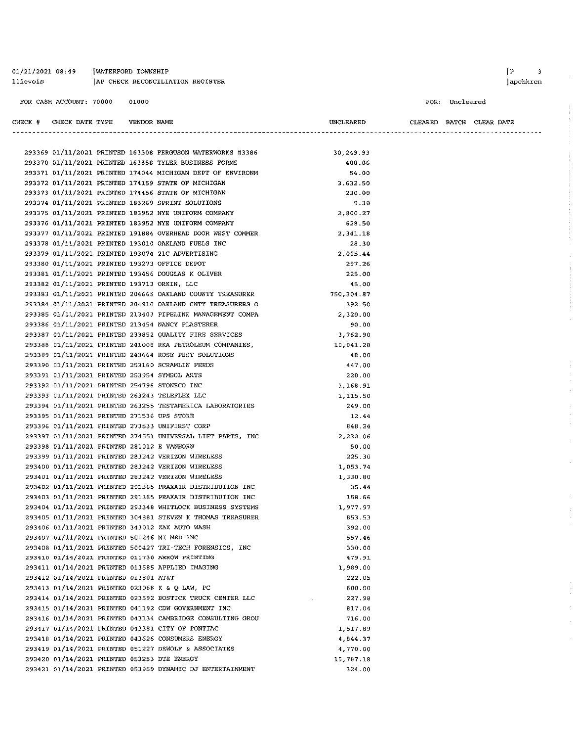01/21/2021 08:49 | WATERFORD TOWNSHIP
llievois | AP CHECK RECONCILIATION REGISTER

FOR CASH ACCOUNT: 70000 01000

FOR: Uncleared

| CHECK # | CHECK DATE | TYPE | VENDOR | NAME | UNCLEARED | CLEARED | BATCH | CLEAR DATE |
|---|---|---|---|---|---|---|---|---|
| 293369 | 01/11/2021 | PRINTED | 163508 | FERGUSON WATERWORKS #3386 | 30,249.93 | | | |
| 293370 | 01/11/2021 | PRINTED | 163858 | TYLER BUSINESS FORMS | 400.06 | | | |
| 293371 | 01/11/2021 | PRINTED | 174044 | MICHIGAN DEPT OF ENVIRONM | 54.00 | | | |
| 293372 | 01/11/2021 | PRINTED | 174159 | STATE OF MICHIGAN | 3,632.50 | | | |
| 293373 | 01/11/2021 | PRINTED | 174456 | STATE OF MICHIGAN | 230.00 | | | |
| 293374 | 01/11/2021 | PRINTED | 183269 | SPRINT SOLUTIONS | 9.30 | | | |
| 293375 | 01/11/2021 | PRINTED | 183952 | NYE UNIFORM COMPANY | 2,800.27 | | | |
| 293376 | 01/11/2021 | PRINTED | 183952 | NYE UNIFORM COMPANY | 628.50 | | | |
| 293377 | 01/11/2021 | PRINTED | 191884 | OVERHEAD DOOR WEST COMMER | 2,341.18 | | | |
| 293378 | 01/11/2021 | PRINTED | 193010 | OAKLAND FUELS INC | 28.30 | | | |
| 293379 | 01/11/2021 | PRINTED | 193074 | 21C ADVERTISING | 2,005.44 | | | |
| 293380 | 01/11/2021 | PRINTED | 193273 | OFFICE DEPOT | 297.26 | | | |
| 293381 | 01/11/2021 | PRINTED | 193456 | DOUGLAS K OLIVER | 225.00 | | | |
| 293382 | 01/11/2021 | PRINTED | 193713 | ORKIN, LLC | 45.00 | | | |
| 293383 | 01/11/2021 | PRINTED | 204665 | OAKLAND COUNTY TREASURER | 750,304.87 | | | |
| 293384 | 01/11/2021 | PRINTED | 204910 | OAKLAND CNTY TREASURERS O | 392.50 | | | |
| 293385 | 01/11/2021 | PRINTED | 213403 | PIPELINE MANAGEMENT COMPA | 2,320.00 | | | |
| 293386 | 01/11/2021 | PRINTED | 213454 | NANCY PLASTERER | 90.00 | | | |
| 293387 | 01/11/2021 | PRINTED | 233852 | QUALITY FIRE SERVICES | 3,762.90 | | | |
| 293388 | 01/11/2021 | PRINTED | 241008 | RKA PETROLEUM COMPANIES, | 10,041.28 | | | |
| 293389 | 01/11/2021 | PRINTED | 243664 | ROSE PEST SOLUTIONS | 48.00 | | | |
| 293390 | 01/11/2021 | PRINTED | 253160 | SCRAMLIN FEEDS | 447.00 | | | |
| 293391 | 01/11/2021 | PRINTED | 253954 | SYMBOL ARTS | 220.00 | | | |
| 293392 | 01/11/2021 | PRINTED | 254796 | STONECO INC | 1,168.91 | | | |
| 293393 | 01/11/2021 | PRINTED | 263243 | TELEFLEX LLC | 1,115.50 | | | |
| 293394 | 01/11/2021 | PRINTED | 263255 | TESTAMERICA LABORATORIES | 249.00 | | | |
| 293395 | 01/11/2021 | PRINTED | 271536 | UPS STORE | 12.44 | | | |
| 293396 | 01/11/2021 | PRINTED | 273533 | UNIFIRST CORP | 848.24 | | | |
| 293397 | 01/11/2021 | PRINTED | 274551 | UNIVERSAL LIFT PARTS, INC | 2,232.06 | | | |
| 293398 | 01/11/2021 | PRINTED | 281012 | E VANHORN | 50.00 | | | |
| 293399 | 01/11/2021 | PRINTED | 283242 | VERIZON WIRELESS | 225.30 | | | |
| 293400 | 01/11/2021 | PRINTED | 283242 | VERIZON WIRELESS | 1,053.74 | | | |
| 293401 | 01/11/2021 | PRINTED | 283242 | VERIZON WIRELESS | 1,330.80 | | | |
| 293402 | 01/11/2021 | PRINTED | 291365 | PRAXAIR DISTRIBUTION INC | 35.44 | | | |
| 293403 | 01/11/2021 | PRINTED | 291365 | PRAXAIR DISTRIBUTION INC | 158.66 | | | |
| 293404 | 01/11/2021 | PRINTED | 293348 | WHITLOCK BUSINESS SYSTEMS | 1,977.97 | | | |
| 293405 | 01/11/2021 | PRINTED | 304881 | STEVEN K THOMAS TREASURER | 853.53 | | | |
| 293406 | 01/11/2021 | PRINTED | 343012 | ZAX AUTO WASH | 392.00 | | | |
| 293407 | 01/11/2021 | PRINTED | 500246 | MI MED INC | 557.46 | | | |
| 293408 | 01/11/2021 | PRINTED | 500427 | TRI-TECH FORENSICS, INC | 330.00 | | | |
| 293410 | 01/14/2021 | PRINTED | 011730 | ARROW PRINTING | 479.91 | | | |
| 293411 | 01/14/2021 | PRINTED | 013685 | APPLIED IMAGING | 1,989.00 | | | |
| 293412 | 01/14/2021 | PRINTED | 013801 | AT&T | 222.05 | | | |
| 293413 | 01/14/2021 | PRINTED | 023068 | K & Q LAW, PC | 600.00 | | | |
| 293414 | 01/14/2021 | PRINTED | 023592 | BOSTICK TRUCK CENTER LLC | 227.98 | | | |
| 293415 | 01/14/2021 | PRINTED | 041192 | CDW GOVERNMENT INC | 817.04 | | | |
| 293416 | 01/14/2021 | PRINTED | 043134 | CAMBRIDGE CONSULTING GROU | 716.00 | | | |
| 293417 | 01/14/2021 | PRINTED | 043381 | CITY OF PONTIAC | 1,517.89 | | | |
| 293418 | 01/14/2021 | PRINTED | 043626 | CONSUMERS ENERGY | 4,844.37 | | | |
| 293419 | 01/14/2021 | PRINTED | 051227 | DEWOLF & ASSOCIATES | 4,770.00 | | | |
| 293420 | 01/14/2021 | PRINTED | 053253 | DTE ENERGY | 15,787.18 | | | |
| 293421 | 01/14/2021 | PRINTED | 053959 | DYNAMIC DJ ENTERTAINMENT | 324.00 | | | |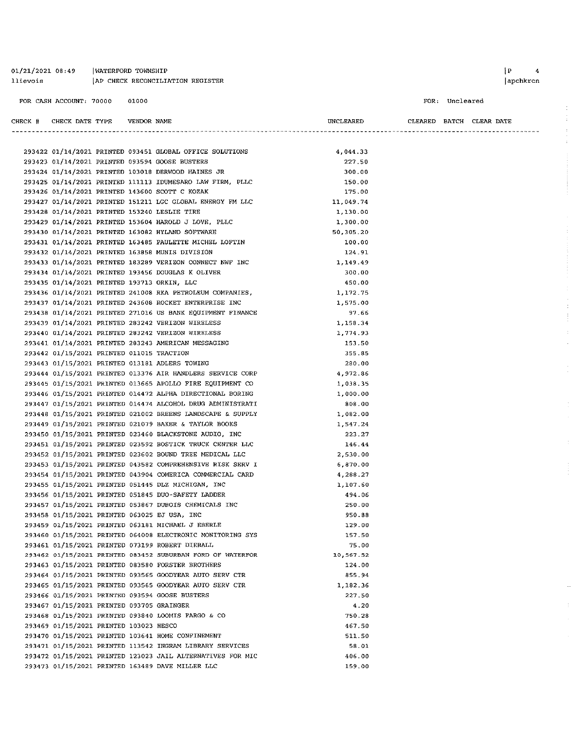01/21/2021 08:49 | WATERFORD TOWNSHIP
llievois | AP CHECK RECONCILIATION REGISTER

FOR CASH ACCOUNT: 70000 01000

FOR: Uncleared

| CHECK # | CHECK DATE | TYPE | VENDOR | NAME | UNCLEARED | CLEARED | BATCH | CLEAR DATE |
|---|---|---|---|---|---|---|---|---|
| 293422 | 01/14/2021 | PRINTED | 093451 | GLOBAL OFFICE SOLUTIONS | 4,044.33 | | | |
| 293423 | 01/14/2021 | PRINTED | 093594 | GOOSE BUSTERS | 227.50 | | | |
| 293424 | 01/14/2021 | PRINTED | 103018 | DERWOOD HAINES JR | 300.00 | | | |
| 293425 | 01/14/2021 | PRINTED | 111113 | IDUMESARO LAW FIRM, PLLC | 150.00 | | | |
| 293426 | 01/14/2021 | PRINTED | 143600 | SCOTT C KOZAK | 175.00 | | | |
| 293427 | 01/14/2021 | PRINTED | 151211 | LGC GLOBAL ENERGY FM LLC | 11,049.74 | | | |
| 293428 | 01/14/2021 | PRINTED | 153240 | LESLIE TIRE | 1,130.00 | | | |
| 293429 | 01/14/2021 | PRINTED | 153604 | HAROLD J LOVE, PLLC | 1,300.00 | | | |
| 293430 | 01/14/2021 | PRINTED | 163082 | HYLAND SOFTWARE | 50,305.20 | | | |
| 293431 | 01/14/2021 | PRINTED | 163485 | PAULETTE MICHEL LOFTIN | 100.00 | | | |
| 293432 | 01/14/2021 | PRINTED | 163858 | MUNIS DIVISION | 124.91 | | | |
| 293433 | 01/14/2021 | PRINTED | 183289 | VERIZON CONNECT NWF INC | 1,149.49 | | | |
| 293434 | 01/14/2021 | PRINTED | 193456 | DOUGLAS K OLIVER | 300.00 | | | |
| 293435 | 01/14/2021 | PRINTED | 193713 | ORKIN, LLC | 450.00 | | | |
| 293436 | 01/14/2021 | PRINTED | 241008 | RKA PETROLEUM COMPANIES, | 1,172.75 | | | |
| 293437 | 01/14/2021 | PRINTED | 243608 | ROCKET ENTERPRISE INC | 1,575.00 | | | |
| 293438 | 01/14/2021 | PRINTED | 271016 | US BANK EQUIPMENT FINANCE | 97.66 | | | |
| 293439 | 01/14/2021 | PRINTED | 283242 | VERIZON WIRELESS | 1,158.34 | | | |
| 293440 | 01/14/2021 | PRINTED | 283242 | VERIZON WIRELESS | 1,774.93 | | | |
| 293441 | 01/14/2021 | PRINTED | 283243 | AMERICAN MESSAGING | 153.50 | | | |
| 293442 | 01/15/2021 | PRINTED | 011015 | TRACTION | 355.85 | | | |
| 293443 | 01/15/2021 | PRINTED | 013181 | ADLERS TOWING | 280.00 | | | |
| 293444 | 01/15/2021 | PRINTED | 013376 | AIR HANDLERS SERVICE CORP | 4,972.86 | | | |
| 293445 | 01/15/2021 | PRINTED | 013665 | APOLLO FIRE EQUIPMENT CO | 1,038.35 | | | |
| 293446 | 01/15/2021 | PRINTED | 014472 | ALPHA DIRECTIONAL BORING | 1,000.00 | | | |
| 293447 | 01/15/2021 | PRINTED | 014474 | ALCOHOL DRUG ADMINISTRATI | 808.00 | | | |
| 293448 | 01/15/2021 | PRINTED | 021002 | BREENS LANDSCAPE & SUPPLY | 1,082.00 | | | |
| 293449 | 01/15/2021 | PRINTED | 021079 | BAKER & TAYLOR BOOKS | 1,547.24 | | | |
| 293450 | 01/15/2021 | PRINTED | 023460 | BLACKSTONE AUDIO, INC | 223.27 | | | |
| 293451 | 01/15/2021 | PRINTED | 023592 | BOSTICK TRUCK CENTER LLC | 146.44 | | | |
| 293452 | 01/15/2021 | PRINTED | 023602 | BOUND TREE MEDICAL LLC | 2,530.00 | | | |
| 293453 | 01/15/2021 | PRINTED | 043582 | COMPREHENSIVE RISK SERV I | 6,870.00 | | | |
| 293454 | 01/15/2021 | PRINTED | 043904 | COMERICA COMMERCIAL CARD | 4,288.27 | | | |
| 293455 | 01/15/2021 | PRINTED | 051445 | DLZ MICHIGAN, INC | 1,107.60 | | | |
| 293456 | 01/15/2021 | PRINTED | 051845 | DUO-SAFETY LADDER | 494.06 | | | |
| 293457 | 01/15/2021 | PRINTED | 053867 | DUBOIS CHEMICALS INC | 250.00 | | | |
| 293458 | 01/15/2021 | PRINTED | 063025 | EJ USA, INC | 950.88 | | | |
| 293459 | 01/15/2021 | PRINTED | 063181 | MICHAEL J EBERLE | 129.00 | | | |
| 293460 | 01/15/2021 | PRINTED | 064008 | ELECTRONIC MONITORING SYS | 157.50 | | | |
| 293461 | 01/15/2021 | PRINTED | 073199 | ROBERT DIEBALL | 75.00 | | | |
| 293462 | 01/15/2021 | PRINTED | 083452 | SUBURBAN FORD OF WATERFOR | 10,567.52 | | | |
| 293463 | 01/15/2021 | PRINTED | 083580 | FORSTER BROTHERS | 124.00 | | | |
| 293464 | 01/15/2021 | PRINTED | 093565 | GOODYEAR AUTO SERV CTR | 855.94 | | | |
| 293465 | 01/15/2021 | PRINTED | 093565 | GOODYEAR AUTO SERV CTR | 1,182.36 | | | |
| 293466 | 01/15/2021 | PRINTED | 093594 | GOOSE BUSTERS | 227.50 | | | |
| 293467 | 01/15/2021 | PRINTED | 093705 | GRAINGER | 4.20 | | | |
| 293468 | 01/15/2021 | PRINTED | 093840 | LOOMIS FARGO & CO | 750.28 | | | |
| 293469 | 01/15/2021 | PRINTED | 103023 | HESCO | 467.50 | | | |
| 293470 | 01/15/2021 | PRINTED | 103641 | HOME CONFINEMENT | 511.50 | | | |
| 293471 | 01/15/2021 | PRINTED | 113542 | INGRAM LIBRARY SERVICES | 58.01 | | | |
| 293472 | 01/15/2021 | PRINTED | 123023 | JAIL ALTERNATIVES FOR MIC | 406.00 | | | |
| 293473 | 01/15/2021 | PRINTED | 163489 | DAVE MILLER LLC | 159.00 | | | |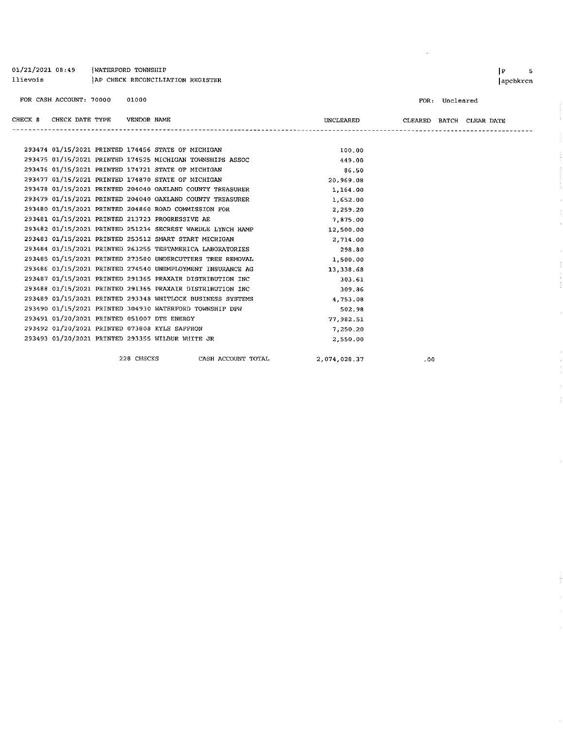01/21/2021 08:49 | WATERFORD TOWNSHIP
llievois | AP CHECK RECONCILIATION REGISTER

FOR CASH ACCOUNT: 70000 01000

FOR: Uncleared

| CHECK # | CHECK DATE | TYPE | VENDOR | NAME | UNCLEARED | CLEARED | BATCH | CLEAR DATE |
|---|---|---|---|---|---|---|---|---|
| 293474 | 01/15/2021 | PRINTED | 174456 | STATE OF MICHIGAN | 100.00 | | | |
| 293475 | 01/15/2021 | PRINTED | 174525 | MICHIGAN TOWNSHIPS ASSOC | 449.00 | | | |
| 293476 | 01/15/2021 | PRINTED | 174721 | STATE OF MICHIGAN | 86.50 | | | |
| 293477 | 01/15/2021 | PRINTED | 174870 | STATE OF MICHIGAN | 20,969.08 | | | |
| 293478 | 01/15/2021 | PRINTED | 204040 | OAKLAND COUNTY TREASURER | 1,164.00 | | | |
| 293479 | 01/15/2021 | PRINTED | 204040 | OAKLAND COUNTY TREASURER | 1,652.00 | | | |
| 293480 | 01/15/2021 | PRINTED | 204860 | ROAD COMMISSION FOR | 2,259.20 | | | |
| 293481 | 01/15/2021 | PRINTED | 213723 | PROGRESSIVE AE | 7,875.00 | | | |
| 293482 | 01/15/2021 | PRINTED | 251234 | SECREST WARDLE LYNCH HAMP | 12,500.00 | | | |
| 293483 | 01/15/2021 | PRINTED | 253512 | SMART START MICHIGAN | 2,714.00 | | | |
| 293484 | 01/15/2021 | PRINTED | 263255 | TESTAMERICA LABORATORIES | 298.80 | | | |
| 293485 | 01/15/2021 | PRINTED | 273580 | UNDERCUTTERS TREE REMOVAL | 1,500.00 | | | |
| 293486 | 01/15/2021 | PRINTED | 274540 | UNEMPLOYMENT INSURANCE AG | 13,338.68 | | | |
| 293487 | 01/15/2021 | PRINTED | 291365 | PRAXAIR DISTRIBUTION INC | 303.61 | | | |
| 293488 | 01/15/2021 | PRINTED | 291365 | PRAXAIR DISTRIBUTION INC | 309.86 | | | |
| 293489 | 01/15/2021 | PRINTED | 293348 | WHITLOCK BUSINESS SYSTEMS | 4,753.08 | | | |
| 293490 | 01/15/2021 | PRINTED | 304930 | WATERFORD TOWNSHIP DPW | 502.98 | | | |
| 293491 | 01/20/2021 | PRINTED | 051007 | DTE ENERGY | 77,982.51 | | | |
| 293492 | 01/20/2021 | PRINTED | 073808 | KYLE SAFFRON | 7,250.20 | | | |
| 293493 | 01/20/2021 | PRINTED | 293355 | WILBUR WHITE JR | 2,550.00 | | | |
| | | | 228 CHECKS | CASH ACCOUNT TOTAL | 2,074,028.37 | .00 | | |